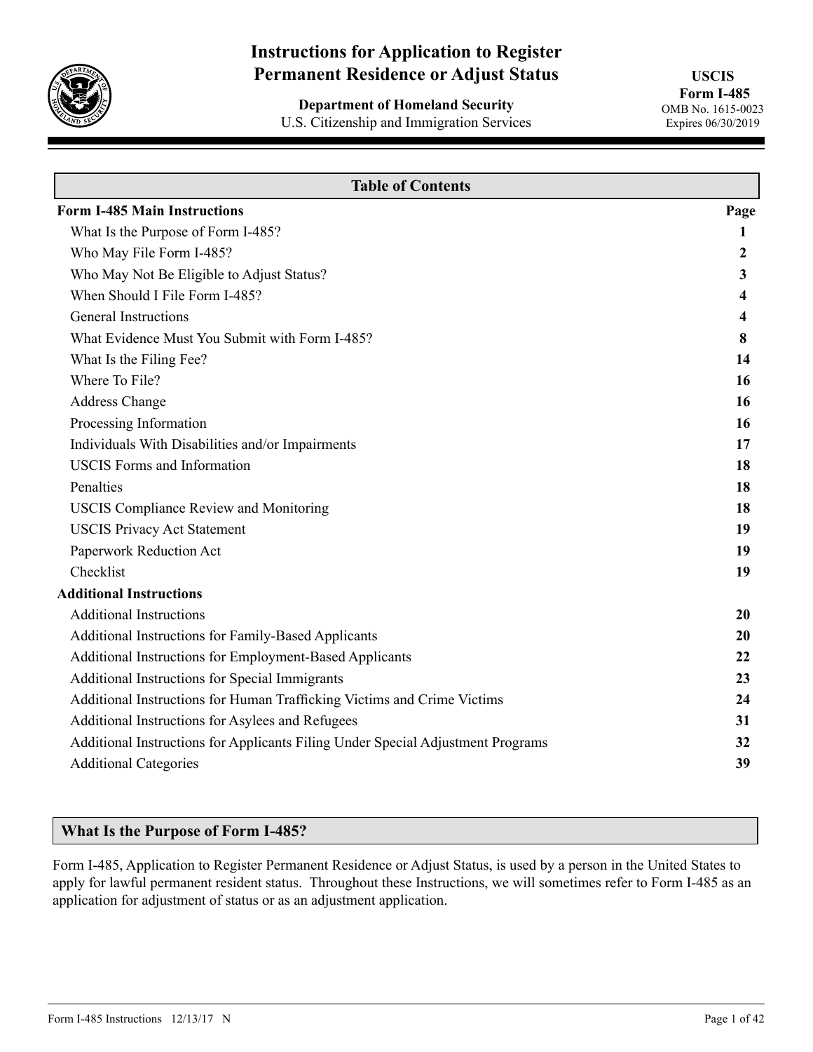# Instructions for Application to Register Permanent Residence or Adjust Status

**Department of Homeland Security**
U.S. Citizenship and Immigration Services

**USCIS**
**Form I-485**
OMB No. 1615-0023
Expires 06/30/2019

## Table of Contents

| Form I-485 Main Instructions | Page |
|---|---|
| What Is the Purpose of Form I-485? | 1 |
| Who May File Form I-485? | 2 |
| Who May Not Be Eligible to Adjust Status? | 3 |
| When Should I File Form I-485? | 4 |
| General Instructions | 4 |
| What Evidence Must You Submit with Form I-485? | 8 |
| What Is the Filing Fee? | 14 |
| Where To File? | 16 |
| Address Change | 16 |
| Processing Information | 16 |
| Individuals With Disabilities and/or Impairments | 17 |
| USCIS Forms and Information | 18 |
| Penalties | 18 |
| USCIS Compliance Review and Monitoring | 18 |
| USCIS Privacy Act Statement | 19 |
| Paperwork Reduction Act | 19 |
| Checklist | 19 |
| **Additional Instructions** | |
| Additional Instructions | 20 |
| Additional Instructions for Family-Based Applicants | 20 |
| Additional Instructions for Employment-Based Applicants | 22 |
| Additional Instructions for Special Immigrants | 23 |
| Additional Instructions for Human Trafficking Victims and Crime Victims | 24 |
| Additional Instructions for Asylees and Refugees | 31 |
| Additional Instructions for Applicants Filing Under Special Adjustment Programs | 32 |
| Additional Categories | 39 |

## What Is the Purpose of Form I-485?

Form I-485, Application to Register Permanent Residence or Adjust Status, is used by a person in the United States to apply for lawful permanent resident status. Throughout these Instructions, we will sometimes refer to Form I-485 as an application for adjustment of status or as an adjustment application.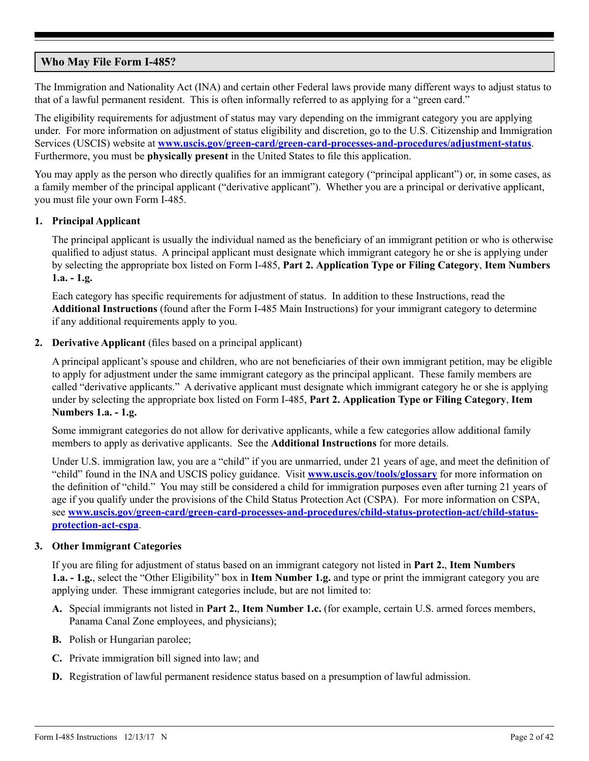## Who May File Form I-485?

The Immigration and Nationality Act (INA) and certain other Federal laws provide many different ways to adjust status to that of a lawful permanent resident. This is often informally referred to as applying for a "green card."

The eligibility requirements for adjustment of status may vary depending on the immigrant category you are applying under. For more information on adjustment of status eligibility and discretion, go to the U.S. Citizenship and Immigration Services (USCIS) website at **www.uscis.gov/green-card/green-card-processes-and-procedures/adjustment-status**. Furthermore, you must be **physically present** in the United States to file this application.

You may apply as the person who directly qualifies for an immigrant category ("principal applicant") or, in some cases, as a family member of the principal applicant ("derivative applicant"). Whether you are a principal or derivative applicant, you must file your own Form I-485.

**1. Principal Applicant**

The principal applicant is usually the individual named as the beneficiary of an immigrant petition or who is otherwise qualified to adjust status. A principal applicant must designate which immigrant category he or she is applying under by selecting the appropriate box listed on Form I-485, **Part 2. Application Type or Filing Category**, **Item Numbers 1.a. - 1.g.**

Each category has specific requirements for adjustment of status. In addition to these Instructions, read the **Additional Instructions** (found after the Form I-485 Main Instructions) for your immigrant category to determine if any additional requirements apply to you.

**2. Derivative Applicant** (files based on a principal applicant)

A principal applicant's spouse and children, who are not beneficiaries of their own immigrant petition, may be eligible to apply for adjustment under the same immigrant category as the principal applicant. These family members are called "derivative applicants." A derivative applicant must designate which immigrant category he or she is applying under by selecting the appropriate box listed on Form I-485, **Part 2. Application Type or Filing Category**, **Item Numbers 1.a. - 1.g.**

Some immigrant categories do not allow for derivative applicants, while a few categories allow additional family members to apply as derivative applicants. See the **Additional Instructions** for more details.

Under U.S. immigration law, you are a "child" if you are unmarried, under 21 years of age, and meet the definition of "child" found in the INA and USCIS policy guidance. Visit **www.uscis.gov/tools/glossary** for more information on the definition of "child." You may still be considered a child for immigration purposes even after turning 21 years of age if you qualify under the provisions of the Child Status Protection Act (CSPA). For more information on CSPA, see **www.uscis.gov/green-card/green-card-processes-and-procedures/child-status-protection-act/child-status-protection-act-cspa**.

**3. Other Immigrant Categories**

If you are filing for adjustment of status based on an immigrant category not listed in **Part 2.**, **Item Numbers 1.a. - 1.g.**, select the "Other Eligibility" box in **Item Number 1.g.** and type or print the immigrant category you are applying under. These immigrant categories include, but are not limited to:

**A.** Special immigrants not listed in **Part 2.**, **Item Number 1.c.** (for example, certain U.S. armed forces members, Panama Canal Zone employees, and physicians);

**B.** Polish or Hungarian parolee;

**C.** Private immigration bill signed into law; and

**D.** Registration of lawful permanent residence status based on a presumption of lawful admission.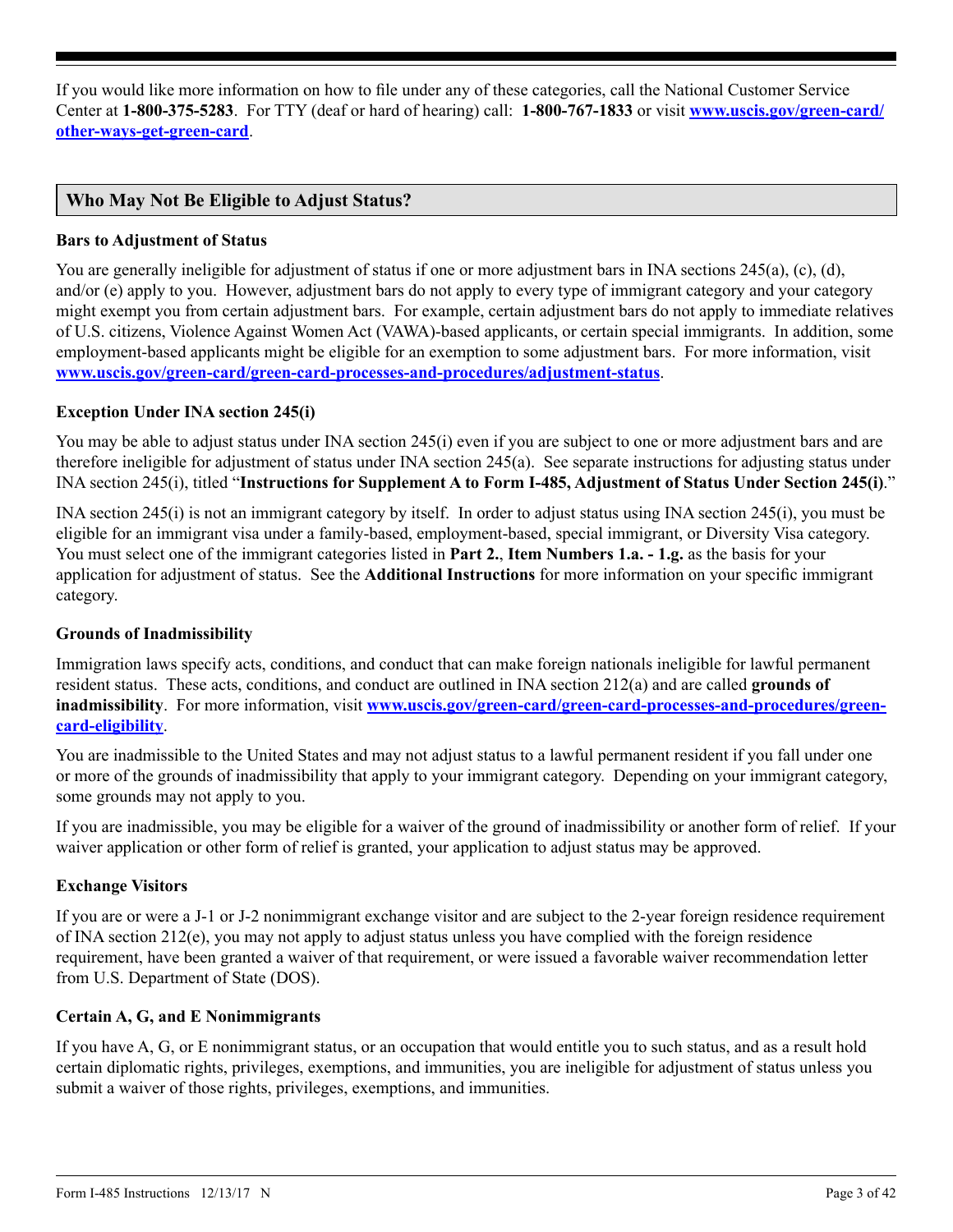If you would like more information on how to file under any of these categories, call the National Customer Service Center at **1-800-375-5283**. For TTY (deaf or hard of hearing) call: **1-800-767-1833** or visit **www.uscis.gov/green-card/other-ways-get-green-card**.

## Who May Not Be Eligible to Adjust Status?

### Bars to Adjustment of Status

You are generally ineligible for adjustment of status if one or more adjustment bars in INA sections 245(a), (c), (d), and/or (e) apply to you. However, adjustment bars do not apply to every type of immigrant category and your category might exempt you from certain adjustment bars. For example, certain adjustment bars do not apply to immediate relatives of U.S. citizens, Violence Against Women Act (VAWA)-based applicants, or certain special immigrants. In addition, some employment-based applicants might be eligible for an exemption to some adjustment bars. For more information, visit **www.uscis.gov/green-card/green-card-processes-and-procedures/adjustment-status**.

### Exception Under INA section 245(i)

You may be able to adjust status under INA section 245(i) even if you are subject to one or more adjustment bars and are therefore ineligible for adjustment of status under INA section 245(a). See separate instructions for adjusting status under INA section 245(i), titled "**Instructions for Supplement A to Form I-485, Adjustment of Status Under Section 245(i)**."

INA section 245(i) is not an immigrant category by itself. In order to adjust status using INA section 245(i), you must be eligible for an immigrant visa under a family-based, employment-based, special immigrant, or Diversity Visa category. You must select one of the immigrant categories listed in **Part 2.**, **Item Numbers 1.a. - 1.g.** as the basis for your application for adjustment of status. See the **Additional Instructions** for more information on your specific immigrant category.

### Grounds of Inadmissibility

Immigration laws specify acts, conditions, and conduct that can make foreign nationals ineligible for lawful permanent resident status. These acts, conditions, and conduct are outlined in INA section 212(a) and are called **grounds of inadmissibility**. For more information, visit **www.uscis.gov/green-card/green-card-processes-and-procedures/green-card-eligibility**.

You are inadmissible to the United States and may not adjust status to a lawful permanent resident if you fall under one or more of the grounds of inadmissibility that apply to your immigrant category. Depending on your immigrant category, some grounds may not apply to you.

If you are inadmissible, you may be eligible for a waiver of the ground of inadmissibility or another form of relief. If your waiver application or other form of relief is granted, your application to adjust status may be approved.

### Exchange Visitors

If you are or were a J-1 or J-2 nonimmigrant exchange visitor and are subject to the 2-year foreign residence requirement of INA section 212(e), you may not apply to adjust status unless you have complied with the foreign residence requirement, have been granted a waiver of that requirement, or were issued a favorable waiver recommendation letter from U.S. Department of State (DOS).

### Certain A, G, and E Nonimmigrants

If you have A, G, or E nonimmigrant status, or an occupation that would entitle you to such status, and as a result hold certain diplomatic rights, privileges, exemptions, and immunities, you are ineligible for adjustment of status unless you submit a waiver of those rights, privileges, exemptions, and immunities.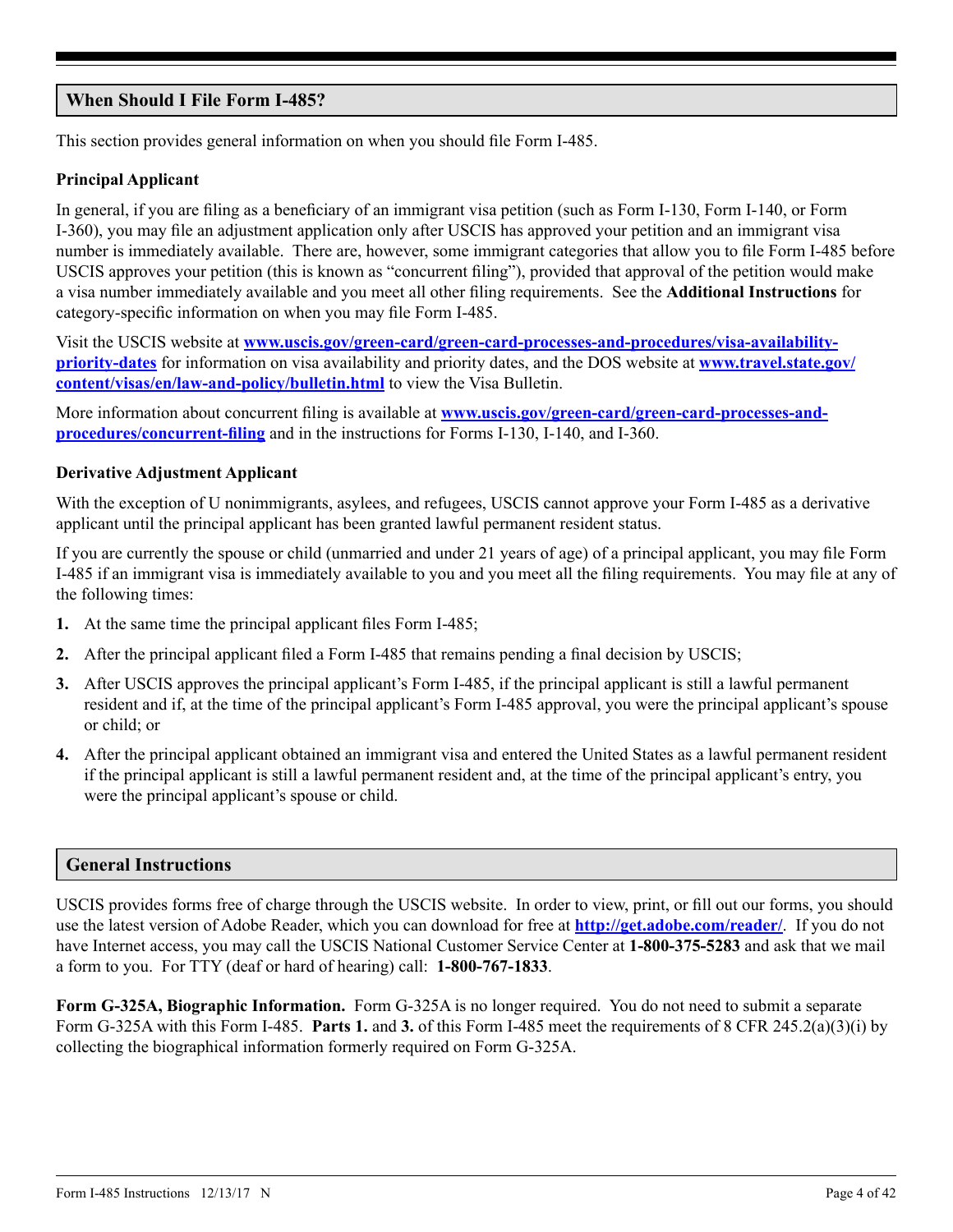## When Should I File Form I-485?

This section provides general information on when you should file Form I-485.

### Principal Applicant

In general, if you are filing as a beneficiary of an immigrant visa petition (such as Form I-130, Form I-140, or Form I-360), you may file an adjustment application only after USCIS has approved your petition and an immigrant visa number is immediately available. There are, however, some immigrant categories that allow you to file Form I-485 before USCIS approves your petition (this is known as "concurrent filing"), provided that approval of the petition would make a visa number immediately available and you meet all other filing requirements. See the **Additional Instructions** for category-specific information on when you may file Form I-485.

Visit the USCIS website at **www.uscis.gov/green-card/green-card-processes-and-procedures/visa-availability-priority-dates** for information on visa availability and priority dates, and the DOS website at **www.travel.state.gov/content/visas/en/law-and-policy/bulletin.html** to view the Visa Bulletin.

More information about concurrent filing is available at **www.uscis.gov/green-card/green-card-processes-and-procedures/concurrent-filing** and in the instructions for Forms I-130, I-140, and I-360.

### Derivative Adjustment Applicant

With the exception of U nonimmigrants, asylees, and refugees, USCIS cannot approve your Form I-485 as a derivative applicant until the principal applicant has been granted lawful permanent resident status.

If you are currently the spouse or child (unmarried and under 21 years of age) of a principal applicant, you may file Form I-485 if an immigrant visa is immediately available to you and you meet all the filing requirements. You may file at any of the following times:

1. At the same time the principal applicant files Form I-485;
2. After the principal applicant filed a Form I-485 that remains pending a final decision by USCIS;
3. After USCIS approves the principal applicant's Form I-485, if the principal applicant is still a lawful permanent resident and if, at the time of the principal applicant's Form I-485 approval, you were the principal applicant's spouse or child; or
4. After the principal applicant obtained an immigrant visa and entered the United States as a lawful permanent resident if the principal applicant is still a lawful permanent resident and, at the time of the principal applicant's entry, you were the principal applicant's spouse or child.

## General Instructions

USCIS provides forms free of charge through the USCIS website. In order to view, print, or fill out our forms, you should use the latest version of Adobe Reader, which you can download for free at **http://get.adobe.com/reader/**. If you do not have Internet access, you may call the USCIS National Customer Service Center at **1-800-375-5283** and ask that we mail a form to you. For TTY (deaf or hard of hearing) call: **1-800-767-1833**.

**Form G-325A, Biographic Information.** Form G-325A is no longer required. You do not need to submit a separate Form G-325A with this Form I-485. **Parts 1.** and **3.** of this Form I-485 meet the requirements of 8 CFR 245.2(a)(3)(i) by collecting the biographical information formerly required on Form G-325A.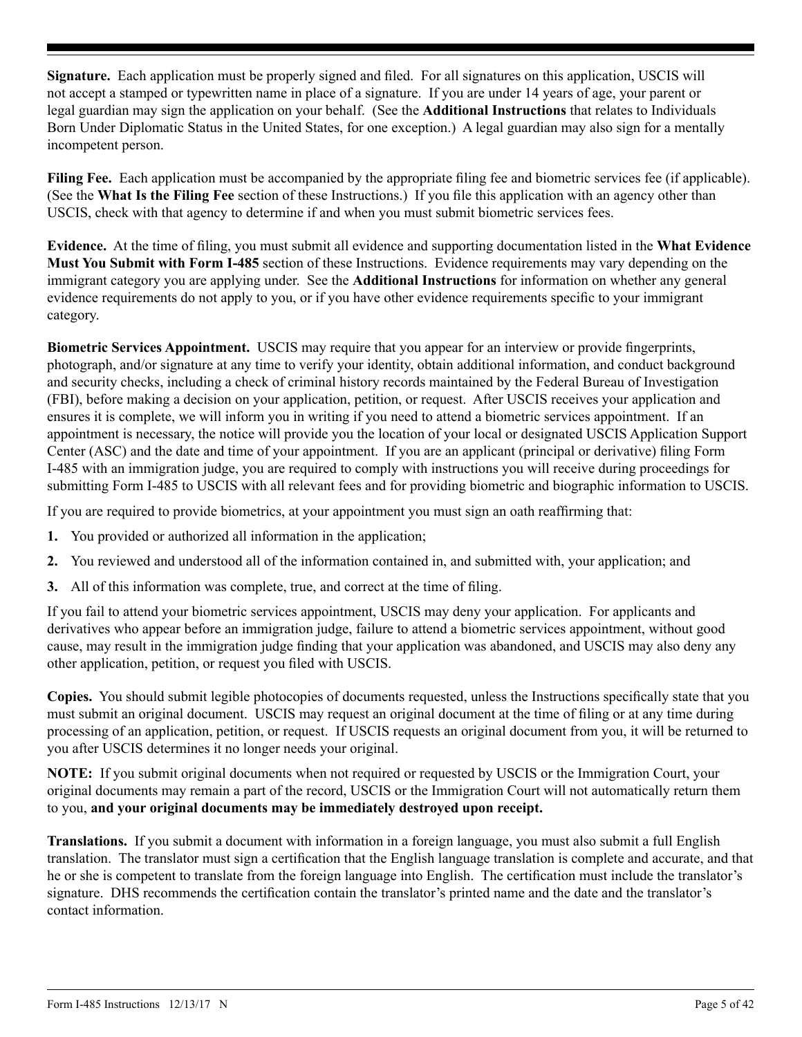**Signature.** Each application must be properly signed and filed. For all signatures on this application, USCIS will not accept a stamped or typewritten name in place of a signature. If you are under 14 years of age, your parent or legal guardian may sign the application on your behalf. (See the **Additional Instructions** that relates to Individuals Born Under Diplomatic Status in the United States, for one exception.) A legal guardian may also sign for a mentally incompetent person.

**Filing Fee.** Each application must be accompanied by the appropriate filing fee and biometric services fee (if applicable). (See the **What Is the Filing Fee** section of these Instructions.) If you file this application with an agency other than USCIS, check with that agency to determine if and when you must submit biometric services fees.

**Evidence.** At the time of filing, you must submit all evidence and supporting documentation listed in the **What Evidence Must You Submit with Form I-485** section of these Instructions. Evidence requirements may vary depending on the immigrant category you are applying under. See the **Additional Instructions** for information on whether any general evidence requirements do not apply to you, or if you have other evidence requirements specific to your immigrant category.

**Biometric Services Appointment.** USCIS may require that you appear for an interview or provide fingerprints, photograph, and/or signature at any time to verify your identity, obtain additional information, and conduct background and security checks, including a check of criminal history records maintained by the Federal Bureau of Investigation (FBI), before making a decision on your application, petition, or request. After USCIS receives your application and ensures it is complete, we will inform you in writing if you need to attend a biometric services appointment. If an appointment is necessary, the notice will provide you the location of your local or designated USCIS Application Support Center (ASC) and the date and time of your appointment. If you are an applicant (principal or derivative) filing Form I-485 with an immigration judge, you are required to comply with instructions you will receive during proceedings for submitting Form I-485 to USCIS with all relevant fees and for providing biometric and biographic information to USCIS.

If you are required to provide biometrics, at your appointment you must sign an oath reaffirming that:

1. You provided or authorized all information in the application;
2. You reviewed and understood all of the information contained in, and submitted with, your application; and
3. All of this information was complete, true, and correct at the time of filing.

If you fail to attend your biometric services appointment, USCIS may deny your application. For applicants and derivatives who appear before an immigration judge, failure to attend a biometric services appointment, without good cause, may result in the immigration judge finding that your application was abandoned, and USCIS may also deny any other application, petition, or request you filed with USCIS.

**Copies.** You should submit legible photocopies of documents requested, unless the Instructions specifically state that you must submit an original document. USCIS may request an original document at the time of filing or at any time during processing of an application, petition, or request. If USCIS requests an original document from you, it will be returned to you after USCIS determines it no longer needs your original.

**NOTE:** If you submit original documents when not required or requested by USCIS or the Immigration Court, your original documents may remain a part of the record, USCIS or the Immigration Court will not automatically return them to you, **and your original documents may be immediately destroyed upon receipt.**

**Translations.** If you submit a document with information in a foreign language, you must also submit a full English translation. The translator must sign a certification that the English language translation is complete and accurate, and that he or she is competent to translate from the foreign language into English. The certification must include the translator's signature. DHS recommends the certification contain the translator's printed name and the date and the translator's contact information.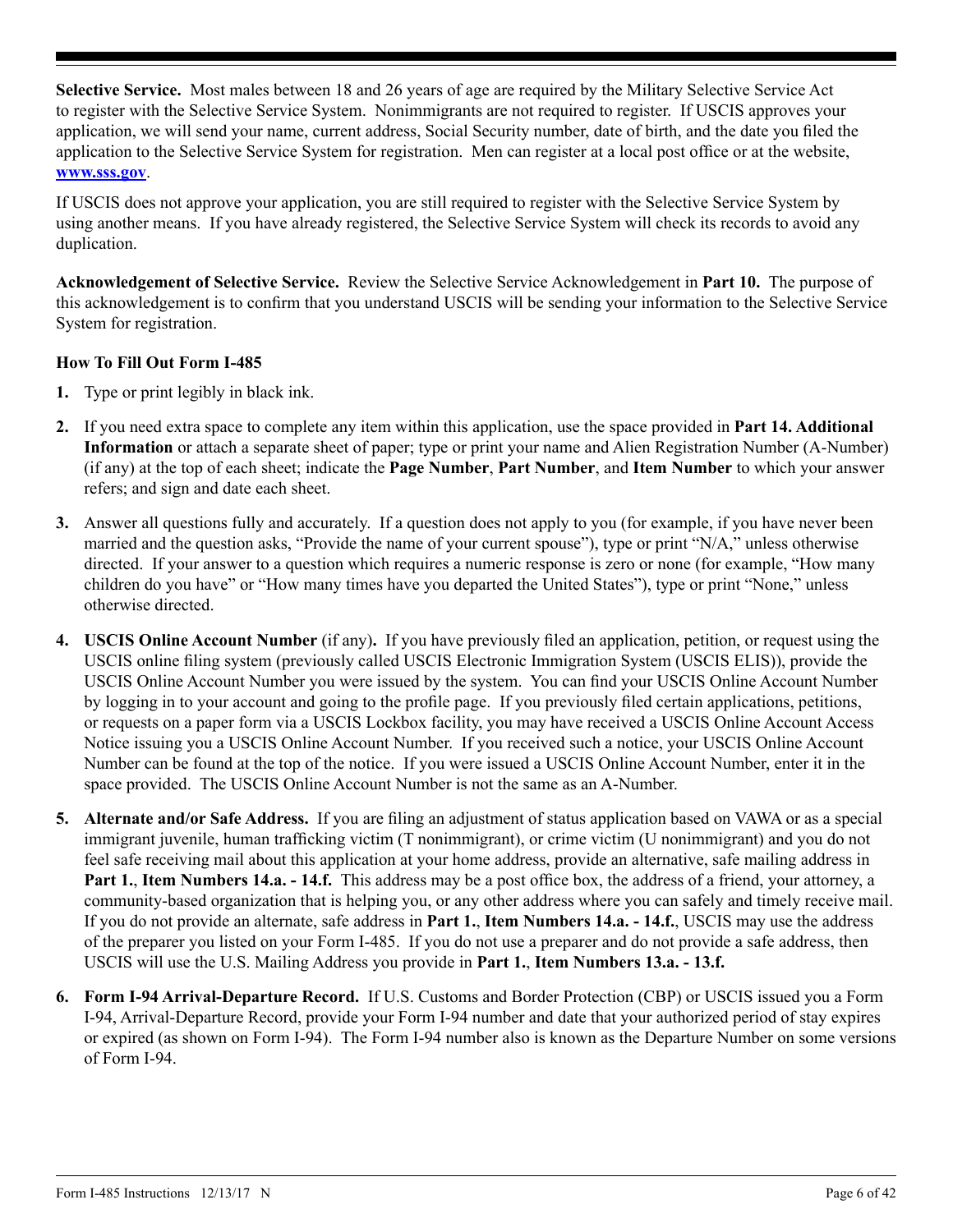**Selective Service.** Most males between 18 and 26 years of age are required by the Military Selective Service Act to register with the Selective Service System. Nonimmigrants are not required to register. If USCIS approves your application, we will send your name, current address, Social Security number, date of birth, and the date you filed the application to the Selective Service System for registration. Men can register at a local post office or at the website, **www.sss.gov**.

If USCIS does not approve your application, you are still required to register with the Selective Service System by using another means. If you have already registered, the Selective Service System will check its records to avoid any duplication.

**Acknowledgement of Selective Service.** Review the Selective Service Acknowledgement in **Part 10.** The purpose of this acknowledgement is to confirm that you understand USCIS will be sending your information to the Selective Service System for registration.

### How To Fill Out Form I-485

1. Type or print legibly in black ink.
2. If you need extra space to complete any item within this application, use the space provided in **Part 14. Additional Information** or attach a separate sheet of paper; type or print your name and Alien Registration Number (A-Number) (if any) at the top of each sheet; indicate the **Page Number**, **Part Number**, and **Item Number** to which your answer refers; and sign and date each sheet.
3. Answer all questions fully and accurately. If a question does not apply to you (for example, if you have never been married and the question asks, "Provide the name of your current spouse"), type or print "N/A," unless otherwise directed. If your answer to a question which requires a numeric response is zero or none (for example, "How many children do you have" or "How many times have you departed the United States"), type or print "None," unless otherwise directed.
4. **USCIS Online Account Number** (if any)**.** If you have previously filed an application, petition, or request using the USCIS online filing system (previously called USCIS Electronic Immigration System (USCIS ELIS)), provide the USCIS Online Account Number you were issued by the system. You can find your USCIS Online Account Number by logging in to your account and going to the profile page. If you previously filed certain applications, petitions, or requests on a paper form via a USCIS Lockbox facility, you may have received a USCIS Online Account Access Notice issuing you a USCIS Online Account Number. If you received such a notice, your USCIS Online Account Number can be found at the top of the notice. If you were issued a USCIS Online Account Number, enter it in the space provided. The USCIS Online Account Number is not the same as an A-Number.
5. **Alternate and/or Safe Address.** If you are filing an adjustment of status application based on VAWA or as a special immigrant juvenile, human trafficking victim (T nonimmigrant), or crime victim (U nonimmigrant) and you do not feel safe receiving mail about this application at your home address, provide an alternative, safe mailing address in **Part 1.**, **Item Numbers 14.a. - 14.f.** This address may be a post office box, the address of a friend, your attorney, a community-based organization that is helping you, or any other address where you can safely and timely receive mail. If you do not provide an alternate, safe address in **Part 1.**, **Item Numbers 14.a. - 14.f.**, USCIS may use the address of the preparer you listed on your Form I-485. If you do not use a preparer and do not provide a safe address, then USCIS will use the U.S. Mailing Address you provide in **Part 1.**, **Item Numbers 13.a. - 13.f.**
6. **Form I-94 Arrival-Departure Record.** If U.S. Customs and Border Protection (CBP) or USCIS issued you a Form I-94, Arrival-Departure Record, provide your Form I-94 number and date that your authorized period of stay expires or expired (as shown on Form I-94). The Form I-94 number also is known as the Departure Number on some versions of Form I-94.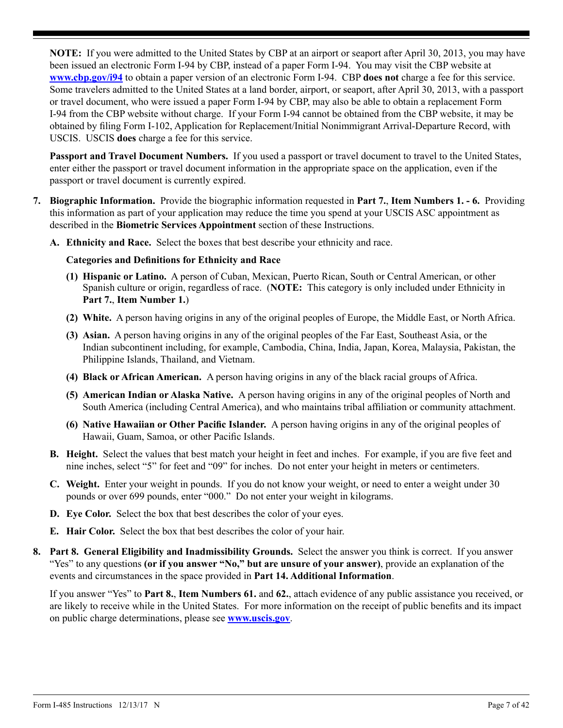**NOTE:** If you were admitted to the United States by CBP at an airport or seaport after April 30, 2013, you may have been issued an electronic Form I-94 by CBP, instead of a paper Form I-94. You may visit the CBP website at **www.cbp.gov/i94** to obtain a paper version of an electronic Form I-94. CBP **does not** charge a fee for this service. Some travelers admitted to the United States at a land border, airport, or seaport, after April 30, 2013, with a passport or travel document, who were issued a paper Form I-94 by CBP, may also be able to obtain a replacement Form I-94 from the CBP website without charge. If your Form I-94 cannot be obtained from the CBP website, it may be obtained by filing Form I-102, Application for Replacement/Initial Nonimmigrant Arrival-Departure Record, with USCIS. USCIS **does** charge a fee for this service.

**Passport and Travel Document Numbers.** If you used a passport or travel document to travel to the United States, enter either the passport or travel document information in the appropriate space on the application, even if the passport or travel document is currently expired.

7. **Biographic Information.** Provide the biographic information requested in **Part 7.**, **Item Numbers 1. - 6.** Providing this information as part of your application may reduce the time you spend at your USCIS ASC appointment as described in the **Biometric Services Appointment** section of these Instructions.

   **A. Ethnicity and Race.** Select the boxes that best describe your ethnicity and race.

   **Categories and Definitions for Ethnicity and Race**

   **(1) Hispanic or Latino.** A person of Cuban, Mexican, Puerto Rican, South or Central American, or other Spanish culture or origin, regardless of race. (**NOTE:** This category is only included under Ethnicity in **Part 7.**, **Item Number 1.**)

   **(2) White.** A person having origins in any of the original peoples of Europe, the Middle East, or North Africa.

   **(3) Asian.** A person having origins in any of the original peoples of the Far East, Southeast Asia, or the Indian subcontinent including, for example, Cambodia, China, India, Japan, Korea, Malaysia, Pakistan, the Philippine Islands, Thailand, and Vietnam.

   **(4) Black or African American.** A person having origins in any of the black racial groups of Africa.

   **(5) American Indian or Alaska Native.** A person having origins in any of the original peoples of North and South America (including Central America), and who maintains tribal affiliation or community attachment.

   **(6) Native Hawaiian or Other Pacific Islander.** A person having origins in any of the original peoples of Hawaii, Guam, Samoa, or other Pacific Islands.

   **B. Height.** Select the values that best match your height in feet and inches. For example, if you are five feet and nine inches, select "5" for feet and "09" for inches. Do not enter your height in meters or centimeters.

   **C. Weight.** Enter your weight in pounds. If you do not know your weight, or need to enter a weight under 30 pounds or over 699 pounds, enter "000." Do not enter your weight in kilograms.

   **D. Eye Color.** Select the box that best describes the color of your eyes.

   **E. Hair Color.** Select the box that best describes the color of your hair.

8. **Part 8. General Eligibility and Inadmissibility Grounds.** Select the answer you think is correct. If you answer "Yes" to any questions **(or if you answer "No," but are unsure of your answer)**, provide an explanation of the events and circumstances in the space provided in **Part 14. Additional Information**.

   If you answer "Yes" to **Part 8.**, **Item Numbers 61.** and **62.**, attach evidence of any public assistance you received, or are likely to receive while in the United States. For more information on the receipt of public benefits and its impact on public charge determinations, please see **www.uscis.gov**.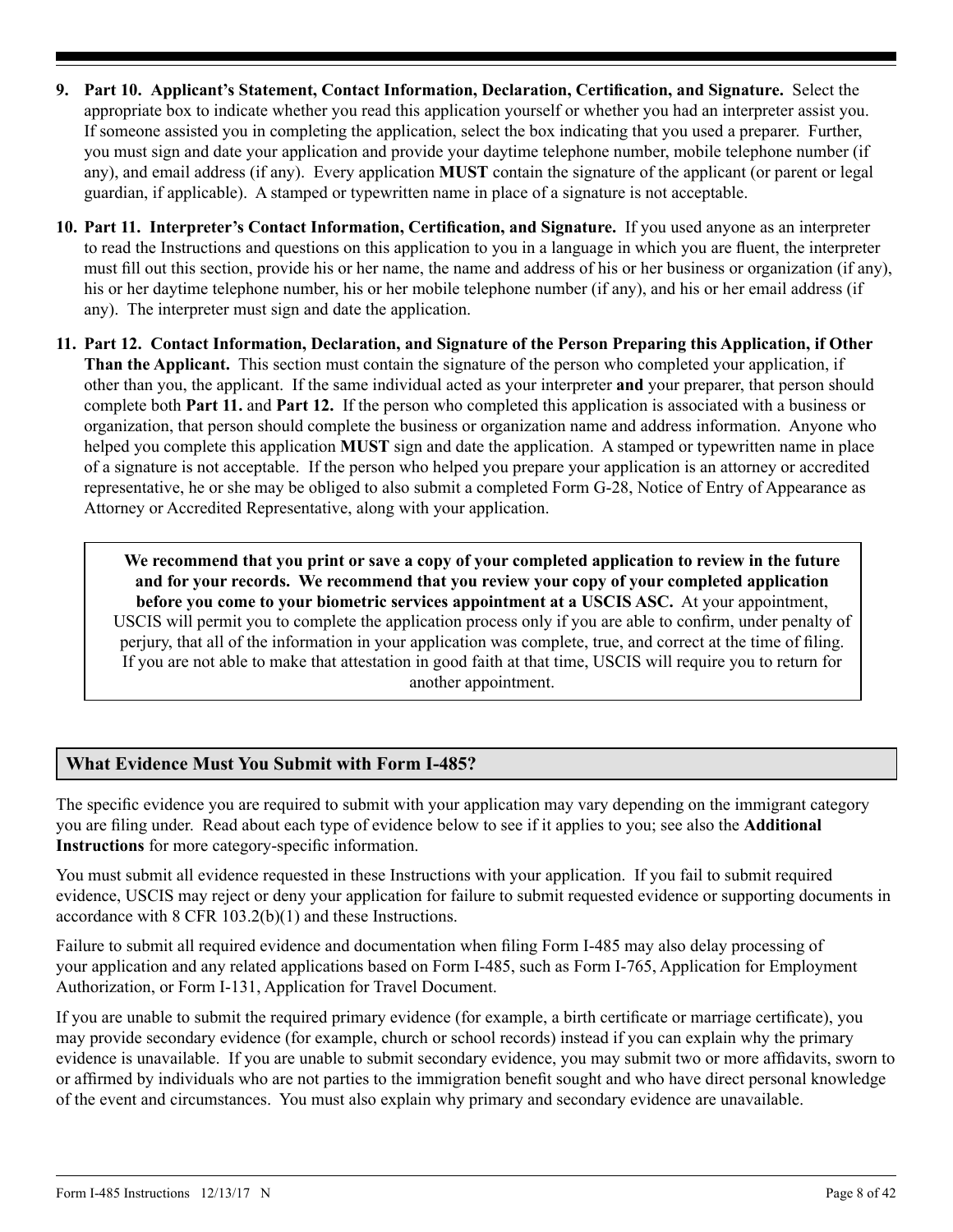9. **Part 10. Applicant's Statement, Contact Information, Declaration, Certification, and Signature.** Select the appropriate box to indicate whether you read this application yourself or whether you had an interpreter assist you. If someone assisted you in completing the application, select the box indicating that you used a preparer. Further, you must sign and date your application and provide your daytime telephone number, mobile telephone number (if any), and email address (if any). Every application **MUST** contain the signature of the applicant (or parent or legal guardian, if applicable). A stamped or typewritten name in place of a signature is not acceptable.

10. **Part 11. Interpreter's Contact Information, Certification, and Signature.** If you used anyone as an interpreter to read the Instructions and questions on this application to you in a language in which you are fluent, the interpreter must fill out this section, provide his or her name, the name and address of his or her business or organization (if any), his or her daytime telephone number, his or her mobile telephone number (if any), and his or her email address (if any). The interpreter must sign and date the application.

11. **Part 12. Contact Information, Declaration, and Signature of the Person Preparing this Application, if Other Than the Applicant.** This section must contain the signature of the person who completed your application, if other than you, the applicant. If the same individual acted as your interpreter **and** your preparer, that person should complete both **Part 11.** and **Part 12.** If the person who completed this application is associated with a business or organization, that person should complete the business or organization name and address information. Anyone who helped you complete this application **MUST** sign and date the application. A stamped or typewritten name in place of a signature is not acceptable. If the person who helped you prepare your application is an attorney or accredited representative, he or she may be obliged to also submit a completed Form G-28, Notice of Entry of Appearance as Attorney or Accredited Representative, along with your application.

> **We recommend that you print or save a copy of your completed application to review in the future and for your records. We recommend that you review your copy of your completed application before you come to your biometric services appointment at a USCIS ASC.** At your appointment, USCIS will permit you to complete the application process only if you are able to confirm, under penalty of perjury, that all of the information in your application was complete, true, and correct at the time of filing. If you are not able to make that attestation in good faith at that time, USCIS will require you to return for another appointment.

## What Evidence Must You Submit with Form I-485?

The specific evidence you are required to submit with your application may vary depending on the immigrant category you are filing under. Read about each type of evidence below to see if it applies to you; see also the **Additional Instructions** for more category-specific information.

You must submit all evidence requested in these Instructions with your application. If you fail to submit required evidence, USCIS may reject or deny your application for failure to submit requested evidence or supporting documents in accordance with 8 CFR 103.2(b)(1) and these Instructions.

Failure to submit all required evidence and documentation when filing Form I-485 may also delay processing of your application and any related applications based on Form I-485, such as Form I-765, Application for Employment Authorization, or Form I-131, Application for Travel Document.

If you are unable to submit the required primary evidence (for example, a birth certificate or marriage certificate), you may provide secondary evidence (for example, church or school records) instead if you can explain why the primary evidence is unavailable. If you are unable to submit secondary evidence, you may submit two or more affidavits, sworn to or affirmed by individuals who are not parties to the immigration benefit sought and who have direct personal knowledge of the event and circumstances. You must also explain why primary and secondary evidence are unavailable.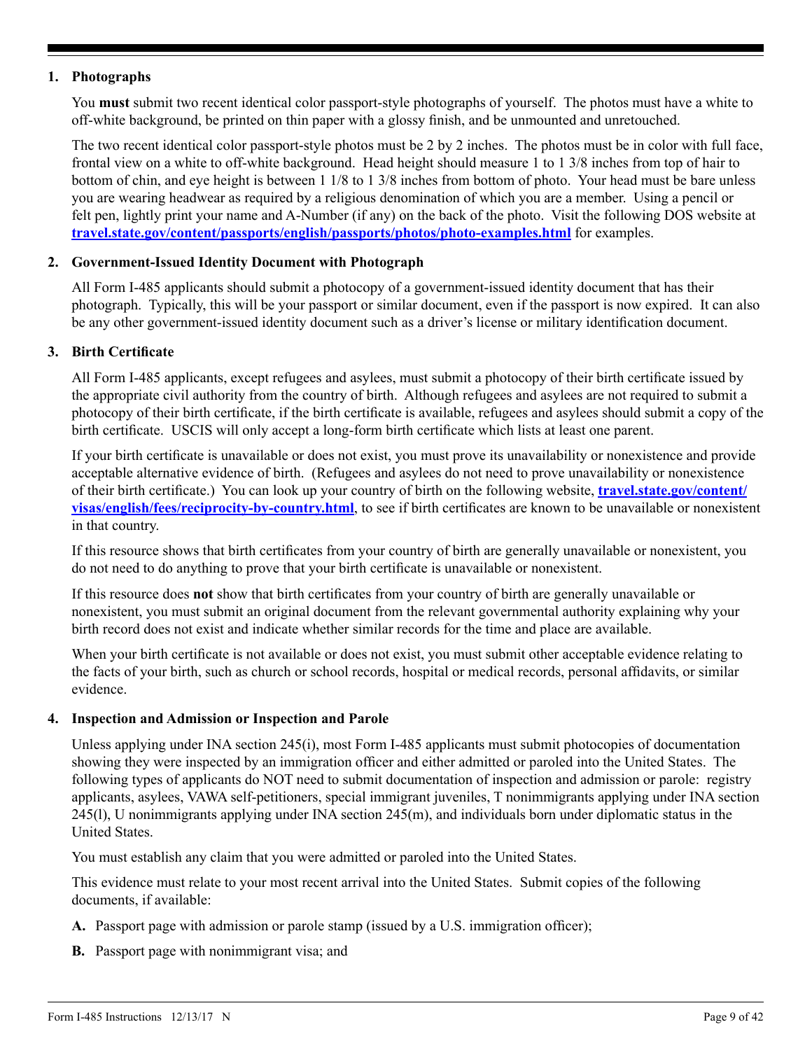**1. Photographs**

You **must** submit two recent identical color passport-style photographs of yourself. The photos must have a white to off-white background, be printed on thin paper with a glossy finish, and be unmounted and unretouched.

The two recent identical color passport-style photos must be 2 by 2 inches. The photos must be in color with full face, frontal view on a white to off-white background. Head height should measure 1 to 1 3/8 inches from top of hair to bottom of chin, and eye height is between 1 1/8 to 1 3/8 inches from bottom of photo. Your head must be bare unless you are wearing headwear as required by a religious denomination of which you are a member. Using a pencil or felt pen, lightly print your name and A-Number (if any) on the back of the photo. Visit the following DOS website at **travel.state.gov/content/passports/english/passports/photos/photo-examples.html** for examples.

**2. Government-Issued Identity Document with Photograph**

All Form I-485 applicants should submit a photocopy of a government-issued identity document that has their photograph. Typically, this will be your passport or similar document, even if the passport is now expired. It can also be any other government-issued identity document such as a driver's license or military identification document.

**3. Birth Certificate**

All Form I-485 applicants, except refugees and asylees, must submit a photocopy of their birth certificate issued by the appropriate civil authority from the country of birth. Although refugees and asylees are not required to submit a photocopy of their birth certificate, if the birth certificate is available, refugees and asylees should submit a copy of the birth certificate. USCIS will only accept a long-form birth certificate which lists at least one parent.

If your birth certificate is unavailable or does not exist, you must prove its unavailability or nonexistence and provide acceptable alternative evidence of birth. (Refugees and asylees do not need to prove unavailability or nonexistence of their birth certificate.) You can look up your country of birth on the following website, **travel.state.gov/content/visas/english/fees/reciprocity-by-country.html**, to see if birth certificates are known to be unavailable or nonexistent in that country.

If this resource shows that birth certificates from your country of birth are generally unavailable or nonexistent, you do not need to do anything to prove that your birth certificate is unavailable or nonexistent.

If this resource does **not** show that birth certificates from your country of birth are generally unavailable or nonexistent, you must submit an original document from the relevant governmental authority explaining why your birth record does not exist and indicate whether similar records for the time and place are available.

When your birth certificate is not available or does not exist, you must submit other acceptable evidence relating to the facts of your birth, such as church or school records, hospital or medical records, personal affidavits, or similar evidence.

**4. Inspection and Admission or Inspection and Parole**

Unless applying under INA section 245(i), most Form I-485 applicants must submit photocopies of documentation showing they were inspected by an immigration officer and either admitted or paroled into the United States. The following types of applicants do NOT need to submit documentation of inspection and admission or parole: registry applicants, asylees, VAWA self-petitioners, special immigrant juveniles, T nonimmigrants applying under INA section 245(l), U nonimmigrants applying under INA section 245(m), and individuals born under diplomatic status in the United States.

You must establish any claim that you were admitted or paroled into the United States.

This evidence must relate to your most recent arrival into the United States. Submit copies of the following documents, if available:

**A.** Passport page with admission or parole stamp (issued by a U.S. immigration officer);

**B.** Passport page with nonimmigrant visa; and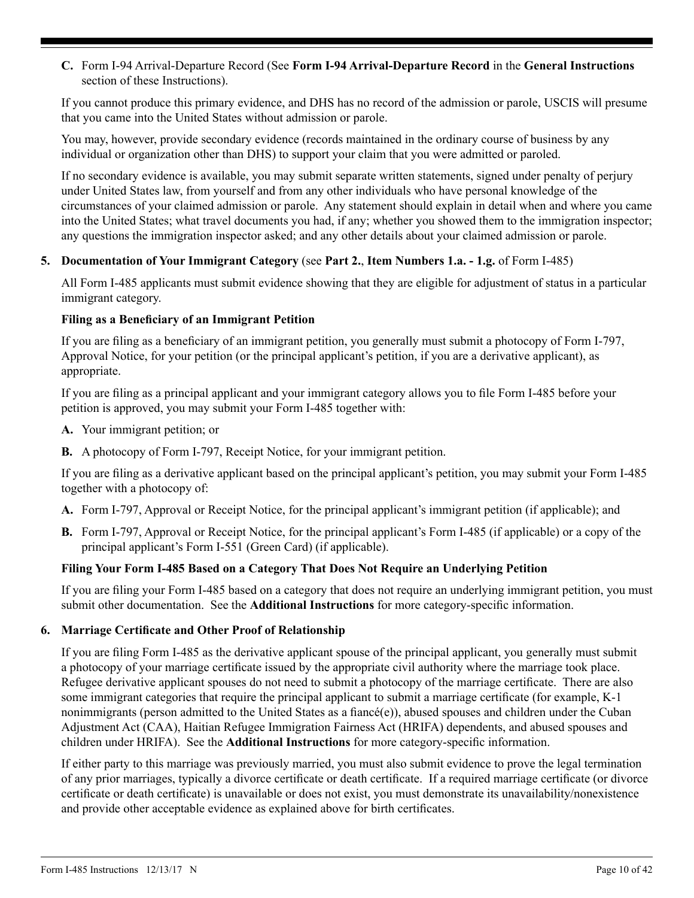**C.** Form I-94 Arrival-Departure Record (See **Form I-94 Arrival-Departure Record** in the **General Instructions** section of these Instructions).

If you cannot produce this primary evidence, and DHS has no record of the admission or parole, USCIS will presume that you came into the United States without admission or parole.

You may, however, provide secondary evidence (records maintained in the ordinary course of business by any individual or organization other than DHS) to support your claim that you were admitted or paroled.

If no secondary evidence is available, you may submit separate written statements, signed under penalty of perjury under United States law, from yourself and from any other individuals who have personal knowledge of the circumstances of your claimed admission or parole. Any statement should explain in detail when and where you came into the United States; what travel documents you had, if any; whether you showed them to the immigration inspector; any questions the immigration inspector asked; and any other details about your claimed admission or parole.

**5. Documentation of Your Immigrant Category** (see **Part 2.**, **Item Numbers 1.a. - 1.g.** of Form I-485)

All Form I-485 applicants must submit evidence showing that they are eligible for adjustment of status in a particular immigrant category.

**Filing as a Beneficiary of an Immigrant Petition**

If you are filing as a beneficiary of an immigrant petition, you generally must submit a photocopy of Form I-797, Approval Notice, for your petition (or the principal applicant's petition, if you are a derivative applicant), as appropriate.

If you are filing as a principal applicant and your immigrant category allows you to file Form I-485 before your petition is approved, you may submit your Form I-485 together with:

**A.** Your immigrant petition; or

**B.** A photocopy of Form I-797, Receipt Notice, for your immigrant petition.

If you are filing as a derivative applicant based on the principal applicant's petition, you may submit your Form I-485 together with a photocopy of:

**A.** Form I-797, Approval or Receipt Notice, for the principal applicant's immigrant petition (if applicable); and

**B.** Form I-797, Approval or Receipt Notice, for the principal applicant's Form I-485 (if applicable) or a copy of the principal applicant's Form I-551 (Green Card) (if applicable).

**Filing Your Form I-485 Based on a Category That Does Not Require an Underlying Petition**

If you are filing your Form I-485 based on a category that does not require an underlying immigrant petition, you must submit other documentation. See the **Additional Instructions** for more category-specific information.

**6. Marriage Certificate and Other Proof of Relationship**

If you are filing Form I-485 as the derivative applicant spouse of the principal applicant, you generally must submit a photocopy of your marriage certificate issued by the appropriate civil authority where the marriage took place. Refugee derivative applicant spouses do not need to submit a photocopy of the marriage certificate. There are also some immigrant categories that require the principal applicant to submit a marriage certificate (for example, K-1 nonimmigrants (person admitted to the United States as a fiancé(e)), abused spouses and children under the Cuban Adjustment Act (CAA), Haitian Refugee Immigration Fairness Act (HRIFA) dependents, and abused spouses and children under HRIFA). See the **Additional Instructions** for more category-specific information.

If either party to this marriage was previously married, you must also submit evidence to prove the legal termination of any prior marriages, typically a divorce certificate or death certificate. If a required marriage certificate (or divorce certificate or death certificate) is unavailable or does not exist, you must demonstrate its unavailability/nonexistence and provide other acceptable evidence as explained above for birth certificates.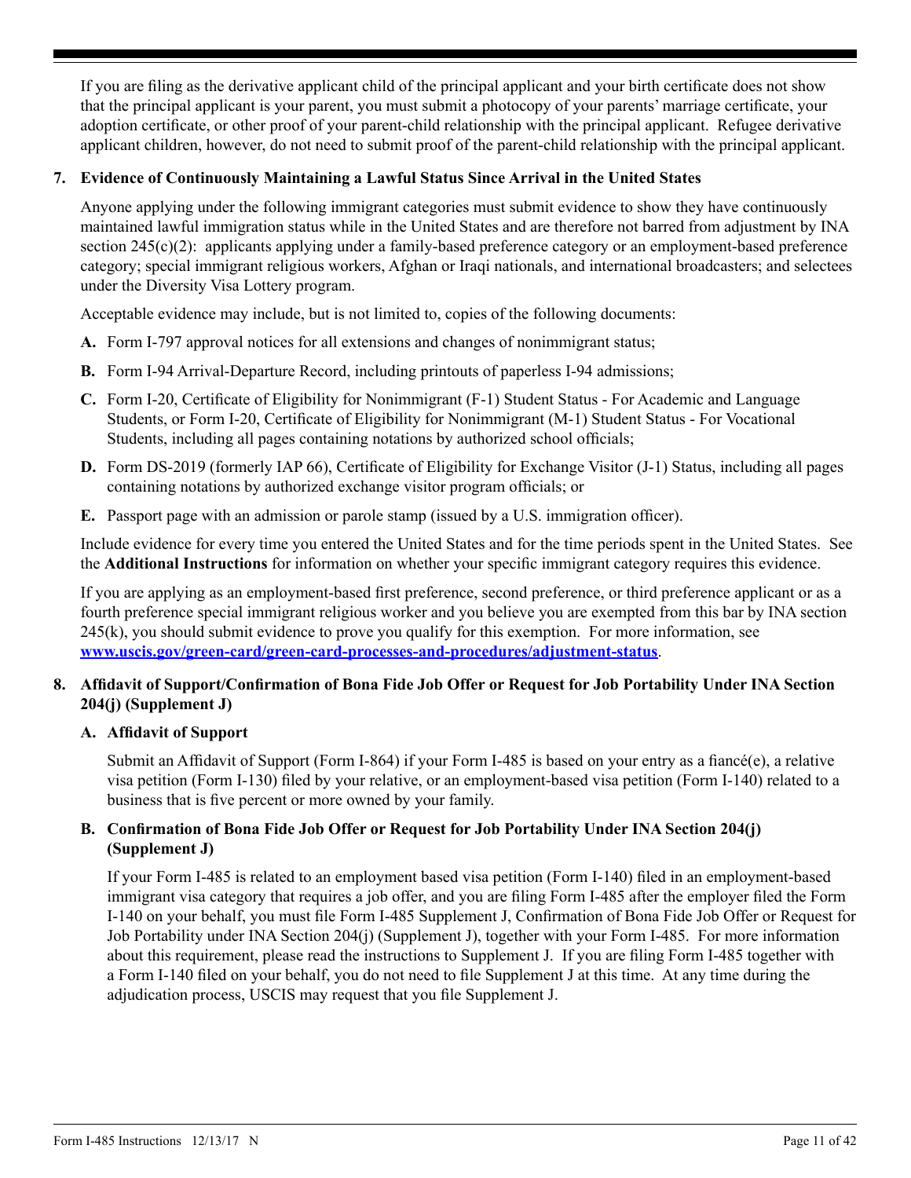If you are filing as the derivative applicant child of the principal applicant and your birth certificate does not show that the principal applicant is your parent, you must submit a photocopy of your parents' marriage certificate, your adoption certificate, or other proof of your parent-child relationship with the principal applicant. Refugee derivative applicant children, however, do not need to submit proof of the parent-child relationship with the principal applicant.

**7. Evidence of Continuously Maintaining a Lawful Status Since Arrival in the United States**

Anyone applying under the following immigrant categories must submit evidence to show they have continuously maintained lawful immigration status while in the United States and are therefore not barred from adjustment by INA section 245(c)(2): applicants applying under a family-based preference category or an employment-based preference category; special immigrant religious workers, Afghan or Iraqi nationals, and international broadcasters; and selectees under the Diversity Visa Lottery program.

Acceptable evidence may include, but is not limited to, copies of the following documents:

**A.** Form I-797 approval notices for all extensions and changes of nonimmigrant status;

**B.** Form I-94 Arrival-Departure Record, including printouts of paperless I-94 admissions;

**C.** Form I-20, Certificate of Eligibility for Nonimmigrant (F-1) Student Status - For Academic and Language Students, or Form I-20, Certificate of Eligibility for Nonimmigrant (M-1) Student Status - For Vocational Students, including all pages containing notations by authorized school officials;

**D.** Form DS-2019 (formerly IAP 66), Certificate of Eligibility for Exchange Visitor (J-1) Status, including all pages containing notations by authorized exchange visitor program officials; or

**E.** Passport page with an admission or parole stamp (issued by a U.S. immigration officer).

Include evidence for every time you entered the United States and for the time periods spent in the United States. See the **Additional Instructions** for information on whether your specific immigrant category requires this evidence.

If you are applying as an employment-based first preference, second preference, or third preference applicant or as a fourth preference special immigrant religious worker and you believe you are exempted from this bar by INA section 245(k), you should submit evidence to prove you qualify for this exemption. For more information, see **www.uscis.gov/green-card/green-card-processes-and-procedures/adjustment-status**.

**8. Affidavit of Support/Confirmation of Bona Fide Job Offer or Request for Job Portability Under INA Section 204(j) (Supplement J)**

**A. Affidavit of Support**

Submit an Affidavit of Support (Form I-864) if your Form I-485 is based on your entry as a fiancé(e), a relative visa petition (Form I-130) filed by your relative, or an employment-based visa petition (Form I-140) related to a business that is five percent or more owned by your family.

**B. Confirmation of Bona Fide Job Offer or Request for Job Portability Under INA Section 204(j) (Supplement J)**

If your Form I-485 is related to an employment based visa petition (Form I-140) filed in an employment-based immigrant visa category that requires a job offer, and you are filing Form I-485 after the employer filed the Form I-140 on your behalf, you must file Form I-485 Supplement J, Confirmation of Bona Fide Job Offer or Request for Job Portability under INA Section 204(j) (Supplement J), together with your Form I-485. For more information about this requirement, please read the instructions to Supplement J. If you are filing Form I-485 together with a Form I-140 filed on your behalf, you do not need to file Supplement J at this time. At any time during the adjudication process, USCIS may request that you file Supplement J.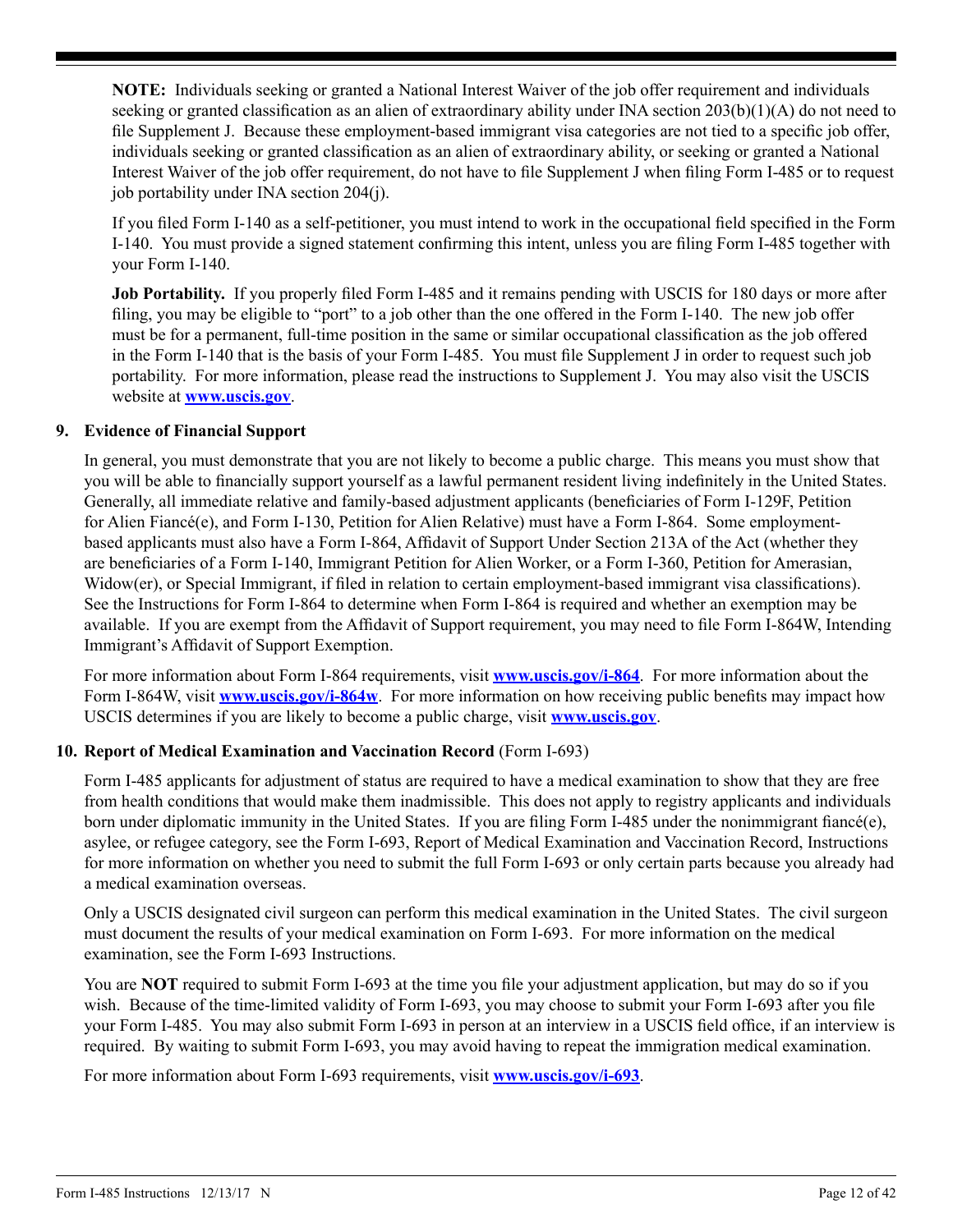**NOTE:** Individuals seeking or granted a National Interest Waiver of the job offer requirement and individuals seeking or granted classification as an alien of extraordinary ability under INA section 203(b)(1)(A) do not need to file Supplement J. Because these employment-based immigrant visa categories are not tied to a specific job offer, individuals seeking or granted classification as an alien of extraordinary ability, or seeking or granted a National Interest Waiver of the job offer requirement, do not have to file Supplement J when filing Form I-485 or to request job portability under INA section 204(j).

If you filed Form I-140 as a self-petitioner, you must intend to work in the occupational field specified in the Form I-140. You must provide a signed statement confirming this intent, unless you are filing Form I-485 together with your Form I-140.

**Job Portability.** If you properly filed Form I-485 and it remains pending with USCIS for 180 days or more after filing, you may be eligible to "port" to a job other than the one offered in the Form I-140. The new job offer must be for a permanent, full-time position in the same or similar occupational classification as the job offered in the Form I-140 that is the basis of your Form I-485. You must file Supplement J in order to request such job portability. For more information, please read the instructions to Supplement J. You may also visit the USCIS website at **www.uscis.gov**.

**9. Evidence of Financial Support**

In general, you must demonstrate that you are not likely to become a public charge. This means you must show that you will be able to financially support yourself as a lawful permanent resident living indefinitely in the United States. Generally, all immediate relative and family-based adjustment applicants (beneficiaries of Form I-129F, Petition for Alien Fiancé(e), and Form I-130, Petition for Alien Relative) must have a Form I-864. Some employment-based applicants must also have a Form I-864, Affidavit of Support Under Section 213A of the Act (whether they are beneficiaries of a Form I-140, Immigrant Petition for Alien Worker, or a Form I-360, Petition for Amerasian, Widow(er), or Special Immigrant, if filed in relation to certain employment-based immigrant visa classifications). See the Instructions for Form I-864 to determine when Form I-864 is required and whether an exemption may be available. If you are exempt from the Affidavit of Support requirement, you may need to file Form I-864W, Intending Immigrant's Affidavit of Support Exemption.

For more information about Form I-864 requirements, visit **www.uscis.gov/i-864**. For more information about the Form I-864W, visit **www.uscis.gov/i-864w**. For more information on how receiving public benefits may impact how USCIS determines if you are likely to become a public charge, visit **www.uscis.gov**.

**10. Report of Medical Examination and Vaccination Record** (Form I-693)

Form I-485 applicants for adjustment of status are required to have a medical examination to show that they are free from health conditions that would make them inadmissible. This does not apply to registry applicants and individuals born under diplomatic immunity in the United States. If you are filing Form I-485 under the nonimmigrant fiancé(e), asylee, or refugee category, see the Form I-693, Report of Medical Examination and Vaccination Record, Instructions for more information on whether you need to submit the full Form I-693 or only certain parts because you already had a medical examination overseas.

Only a USCIS designated civil surgeon can perform this medical examination in the United States. The civil surgeon must document the results of your medical examination on Form I-693. For more information on the medical examination, see the Form I-693 Instructions.

You are **NOT** required to submit Form I-693 at the time you file your adjustment application, but may do so if you wish. Because of the time-limited validity of Form I-693, you may choose to submit your Form I-693 after you file your Form I-485. You may also submit Form I-693 in person at an interview in a USCIS field office, if an interview is required. By waiting to submit Form I-693, you may avoid having to repeat the immigration medical examination.

For more information about Form I-693 requirements, visit **www.uscis.gov/i-693**.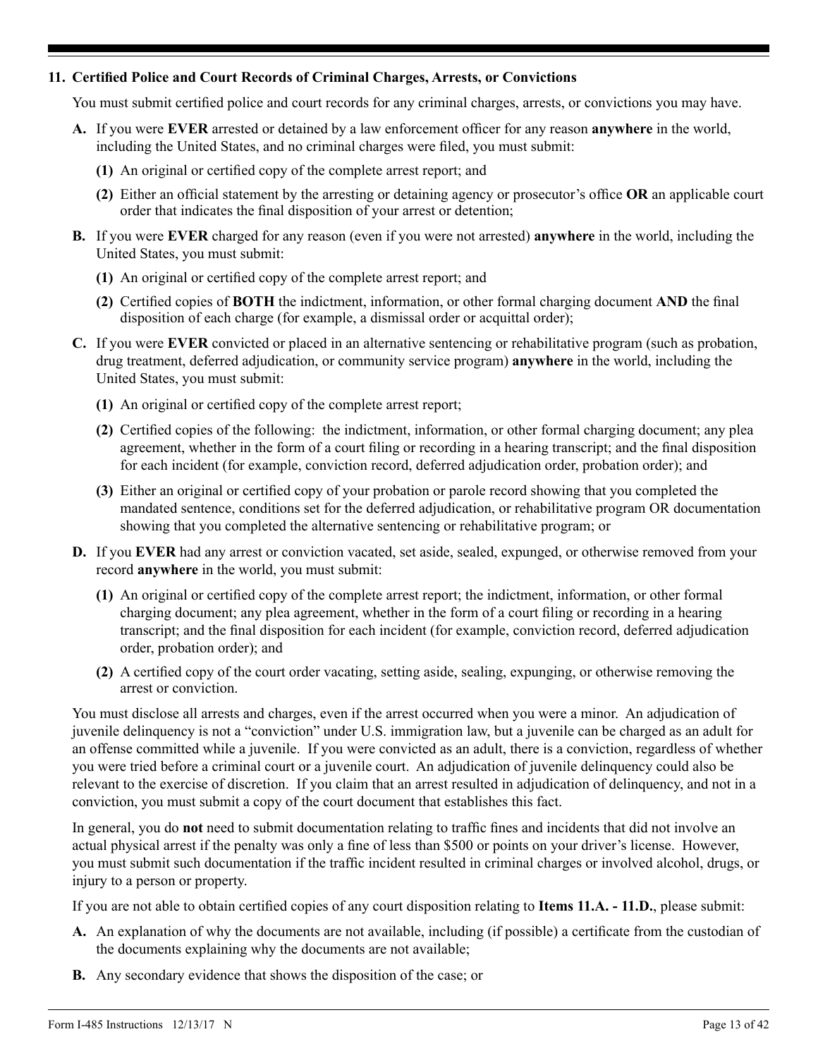### 11. Certified Police and Court Records of Criminal Charges, Arrests, or Convictions

You must submit certified police and court records for any criminal charges, arrests, or convictions you may have.

**A.** If you were **EVER** arrested or detained by a law enforcement officer for any reason **anywhere** in the world, including the United States, and no criminal charges were filed, you must submit:

**(1)** An original or certified copy of the complete arrest report; and

**(2)** Either an official statement by the arresting or detaining agency or prosecutor's office **OR** an applicable court order that indicates the final disposition of your arrest or detention;

**B.** If you were **EVER** charged for any reason (even if you were not arrested) **anywhere** in the world, including the United States, you must submit:

**(1)** An original or certified copy of the complete arrest report; and

**(2)** Certified copies of **BOTH** the indictment, information, or other formal charging document **AND** the final disposition of each charge (for example, a dismissal order or acquittal order);

**C.** If you were **EVER** convicted or placed in an alternative sentencing or rehabilitative program (such as probation, drug treatment, deferred adjudication, or community service program) **anywhere** in the world, including the United States, you must submit:

**(1)** An original or certified copy of the complete arrest report;

**(2)** Certified copies of the following: the indictment, information, or other formal charging document; any plea agreement, whether in the form of a court filing or recording in a hearing transcript; and the final disposition for each incident (for example, conviction record, deferred adjudication order, probation order); and

**(3)** Either an original or certified copy of your probation or parole record showing that you completed the mandated sentence, conditions set for the deferred adjudication, or rehabilitative program OR documentation showing that you completed the alternative sentencing or rehabilitative program; or

**D.** If you **EVER** had any arrest or conviction vacated, set aside, sealed, expunged, or otherwise removed from your record **anywhere** in the world, you must submit:

**(1)** An original or certified copy of the complete arrest report; the indictment, information, or other formal charging document; any plea agreement, whether in the form of a court filing or recording in a hearing transcript; and the final disposition for each incident (for example, conviction record, deferred adjudication order, probation order); and

**(2)** A certified copy of the court order vacating, setting aside, sealing, expunging, or otherwise removing the arrest or conviction.

You must disclose all arrests and charges, even if the arrest occurred when you were a minor. An adjudication of juvenile delinquency is not a "conviction" under U.S. immigration law, but a juvenile can be charged as an adult for an offense committed while a juvenile. If you were convicted as an adult, there is a conviction, regardless of whether you were tried before a criminal court or a juvenile court. An adjudication of juvenile delinquency could also be relevant to the exercise of discretion. If you claim that an arrest resulted in adjudication of delinquency, and not in a conviction, you must submit a copy of the court document that establishes this fact.

In general, you do **not** need to submit documentation relating to traffic fines and incidents that did not involve an actual physical arrest if the penalty was only a fine of less than $500 or points on your driver's license. However, you must submit such documentation if the traffic incident resulted in criminal charges or involved alcohol, drugs, or injury to a person or property.

If you are not able to obtain certified copies of any court disposition relating to **Items 11.A. - 11.D.**, please submit:

**A.** An explanation of why the documents are not available, including (if possible) a certificate from the custodian of the documents explaining why the documents are not available;

**B.** Any secondary evidence that shows the disposition of the case; or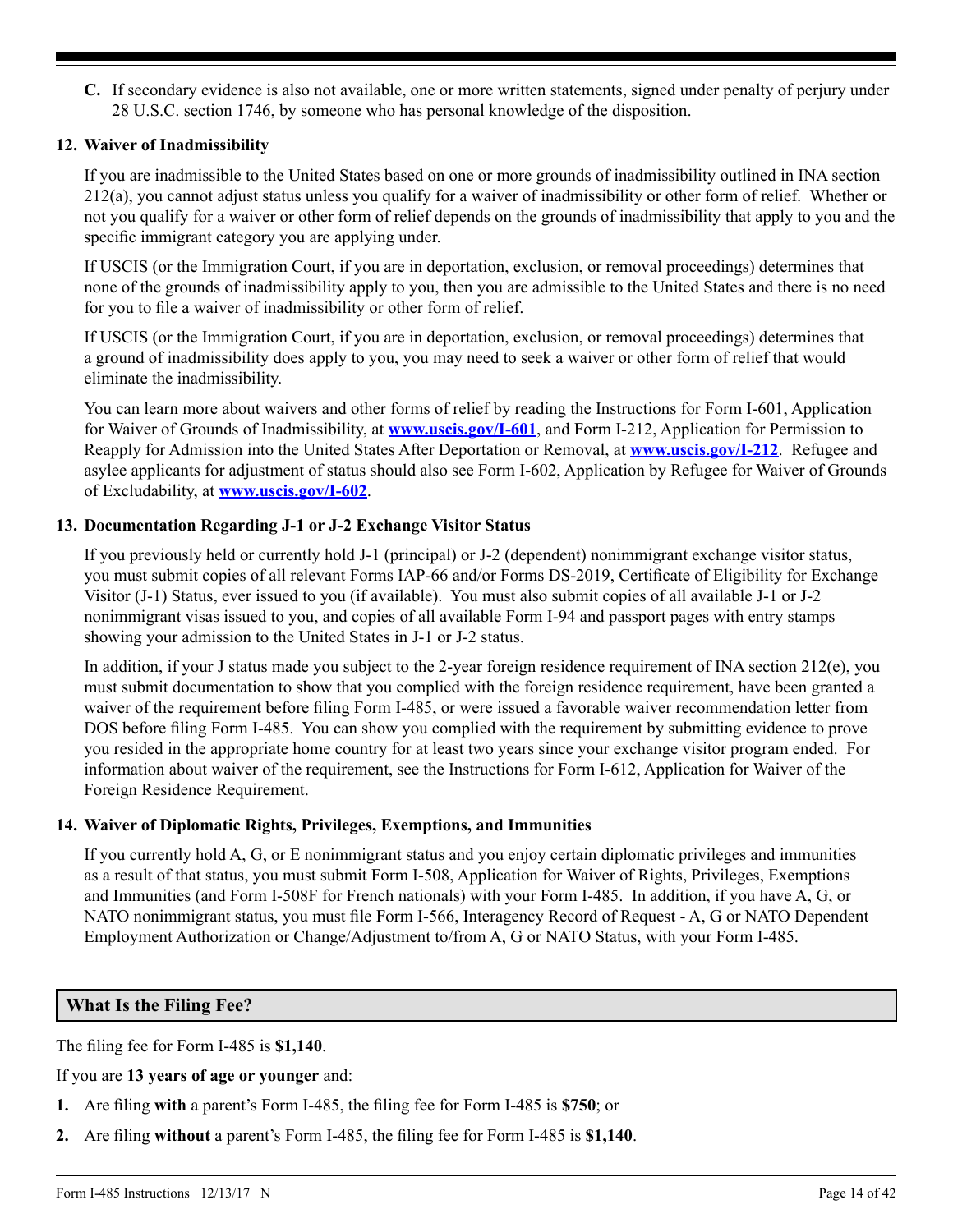**C.** If secondary evidence is also not available, one or more written statements, signed under penalty of perjury under 28 U.S.C. section 1746, by someone who has personal knowledge of the disposition.

**12. Waiver of Inadmissibility**

If you are inadmissible to the United States based on one or more grounds of inadmissibility outlined in INA section 212(a), you cannot adjust status unless you qualify for a waiver of inadmissibility or other form of relief. Whether or not you qualify for a waiver or other form of relief depends on the grounds of inadmissibility that apply to you and the specific immigrant category you are applying under.

If USCIS (or the Immigration Court, if you are in deportation, exclusion, or removal proceedings) determines that none of the grounds of inadmissibility apply to you, then you are admissible to the United States and there is no need for you to file a waiver of inadmissibility or other form of relief.

If USCIS (or the Immigration Court, if you are in deportation, exclusion, or removal proceedings) determines that a ground of inadmissibility does apply to you, you may need to seek a waiver or other form of relief that would eliminate the inadmissibility.

You can learn more about waivers and other forms of relief by reading the Instructions for Form I-601, Application for Waiver of Grounds of Inadmissibility, at **www.uscis.gov/I-601**, and Form I-212, Application for Permission to Reapply for Admission into the United States After Deportation or Removal, at **www.uscis.gov/I-212**. Refugee and asylee applicants for adjustment of status should also see Form I-602, Application by Refugee for Waiver of Grounds of Excludability, at **www.uscis.gov/I-602**.

**13. Documentation Regarding J-1 or J-2 Exchange Visitor Status**

If you previously held or currently hold J-1 (principal) or J-2 (dependent) nonimmigrant exchange visitor status, you must submit copies of all relevant Forms IAP-66 and/or Forms DS-2019, Certificate of Eligibility for Exchange Visitor (J-1) Status, ever issued to you (if available). You must also submit copies of all available J-1 or J-2 nonimmigrant visas issued to you, and copies of all available Form I-94 and passport pages with entry stamps showing your admission to the United States in J-1 or J-2 status.

In addition, if your J status made you subject to the 2-year foreign residence requirement of INA section 212(e), you must submit documentation to show that you complied with the foreign residence requirement, have been granted a waiver of the requirement before filing Form I-485, or were issued a favorable waiver recommendation letter from DOS before filing Form I-485. You can show you complied with the requirement by submitting evidence to prove you resided in the appropriate home country for at least two years since your exchange visitor program ended. For information about waiver of the requirement, see the Instructions for Form I-612, Application for Waiver of the Foreign Residence Requirement.

**14. Waiver of Diplomatic Rights, Privileges, Exemptions, and Immunities**

If you currently hold A, G, or E nonimmigrant status and you enjoy certain diplomatic privileges and immunities as a result of that status, you must submit Form I-508, Application for Waiver of Rights, Privileges, Exemptions and Immunities (and Form I-508F for French nationals) with your Form I-485. In addition, if you have A, G, or NATO nonimmigrant status, you must file Form I-566, Interagency Record of Request - A, G or NATO Dependent Employment Authorization or Change/Adjustment to/from A, G or NATO Status, with your Form I-485.

## What Is the Filing Fee?

The filing fee for Form I-485 is **$1,140**.

If you are **13 years of age or younger** and:

1. Are filing **with** a parent's Form I-485, the filing fee for Form I-485 is **$750**; or
2. Are filing **without** a parent's Form I-485, the filing fee for Form I-485 is **$1,140**.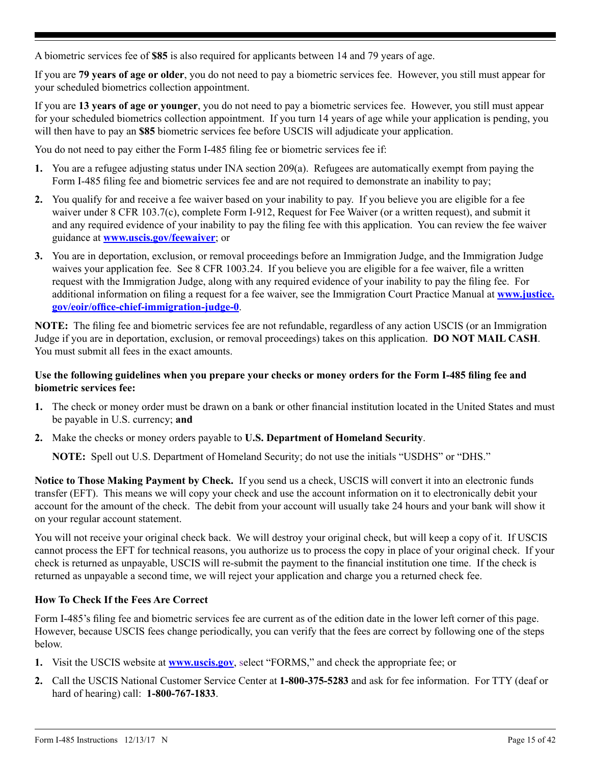A biometric services fee of **$85** is also required for applicants between 14 and 79 years of age.

If you are **79 years of age or older**, you do not need to pay a biometric services fee. However, you still must appear for your scheduled biometrics collection appointment.

If you are **13 years of age or younger**, you do not need to pay a biometric services fee. However, you still must appear for your scheduled biometrics collection appointment. If you turn 14 years of age while your application is pending, you will then have to pay an **$85** biometric services fee before USCIS will adjudicate your application.

You do not need to pay either the Form I-485 filing fee or biometric services fee if:

1. You are a refugee adjusting status under INA section 209(a). Refugees are automatically exempt from paying the Form I-485 filing fee and biometric services fee and are not required to demonstrate an inability to pay;
2. You qualify for and receive a fee waiver based on your inability to pay. If you believe you are eligible for a fee waiver under 8 CFR 103.7(c), complete Form I-912, Request for Fee Waiver (or a written request), and submit it and any required evidence of your inability to pay the filing fee with this application. You can review the fee waiver guidance at **www.uscis.gov/feewaiver**; or
3. You are in deportation, exclusion, or removal proceedings before an Immigration Judge, and the Immigration Judge waives your application fee. See 8 CFR 1003.24. If you believe you are eligible for a fee waiver, file a written request with the Immigration Judge, along with any required evidence of your inability to pay the filing fee. For additional information on filing a request for a fee waiver, see the Immigration Court Practice Manual at **www.justice.gov/eoir/office-chief-immigration-judge-0**.

**NOTE:** The filing fee and biometric services fee are not refundable, regardless of any action USCIS (or an Immigration Judge if you are in deportation, exclusion, or removal proceedings) takes on this application. **DO NOT MAIL CASH**. You must submit all fees in the exact amounts.

**Use the following guidelines when you prepare your checks or money orders for the Form I-485 filing fee and biometric services fee:**

1. The check or money order must be drawn on a bank or other financial institution located in the United States and must be payable in U.S. currency; **and**
2. Make the checks or money orders payable to **U.S. Department of Homeland Security**.

   **NOTE:** Spell out U.S. Department of Homeland Security; do not use the initials "USDHS" or "DHS."

**Notice to Those Making Payment by Check.** If you send us a check, USCIS will convert it into an electronic funds transfer (EFT). This means we will copy your check and use the account information on it to electronically debit your account for the amount of the check. The debit from your account will usually take 24 hours and your bank will show it on your regular account statement.

You will not receive your original check back. We will destroy your original check, but will keep a copy of it. If USCIS cannot process the EFT for technical reasons, you authorize us to process the copy in place of your original check. If your check is returned as unpayable, USCIS will re-submit the payment to the financial institution one time. If the check is returned as unpayable a second time, we will reject your application and charge you a returned check fee.

### How To Check If the Fees Are Correct

Form I-485's filing fee and biometric services fee are current as of the edition date in the lower left corner of this page. However, because USCIS fees change periodically, you can verify that the fees are correct by following one of the steps below.

1. Visit the USCIS website at **www.uscis.gov**, select "FORMS," and check the appropriate fee; or
2. Call the USCIS National Customer Service Center at **1-800-375-5283** and ask for fee information. For TTY (deaf or hard of hearing) call: **1-800-767-1833**.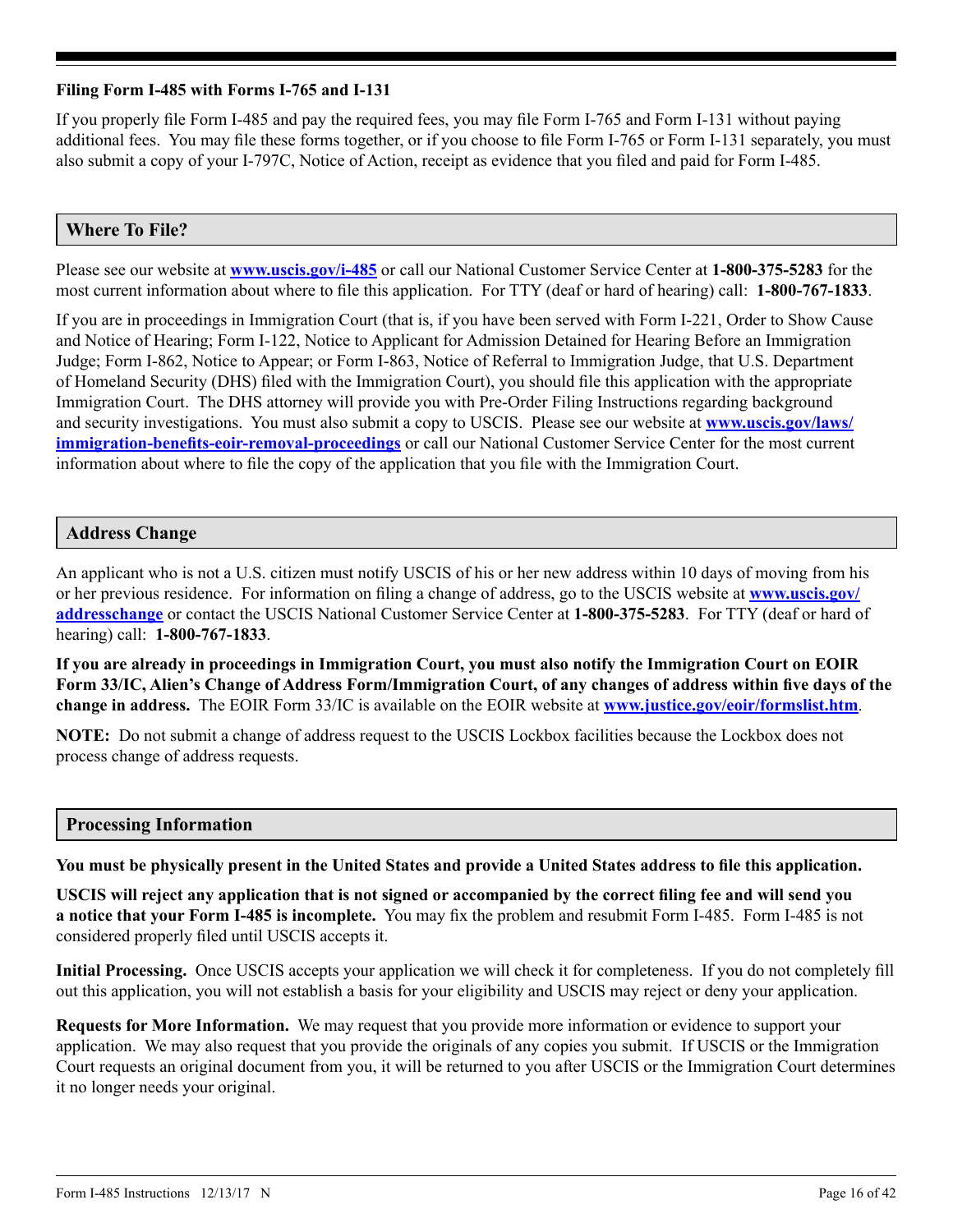**Filing Form I-485 with Forms I-765 and I-131**

If you properly file Form I-485 and pay the required fees, you may file Form I-765 and Form I-131 without paying additional fees. You may file these forms together, or if you choose to file Form I-765 or Form I-131 separately, you must also submit a copy of your I-797C, Notice of Action, receipt as evidence that you filed and paid for Form I-485.

## Where To File?

Please see our website at **[www.uscis.gov/i-485](http://www.uscis.gov/i-485)** or call our National Customer Service Center at **1-800-375-5283** for the most current information about where to file this application. For TTY (deaf or hard of hearing) call: **1-800-767-1833**.

If you are in proceedings in Immigration Court (that is, if you have been served with Form I-221, Order to Show Cause and Notice of Hearing; Form I-122, Notice to Applicant for Admission Detained for Hearing Before an Immigration Judge; Form I-862, Notice to Appear; or Form I-863, Notice of Referral to Immigration Judge, that U.S. Department of Homeland Security (DHS) filed with the Immigration Court), you should file this application with the appropriate Immigration Court. The DHS attorney will provide you with Pre-Order Filing Instructions regarding background and security investigations. You must also submit a copy to USCIS. Please see our website at **[www.uscis.gov/laws/immigration-benefits-eoir-removal-proceedings](http://www.uscis.gov/laws/immigration-benefits-eoir-removal-proceedings)** or call our National Customer Service Center for the most current information about where to file the copy of the application that you file with the Immigration Court.

## Address Change

An applicant who is not a U.S. citizen must notify USCIS of his or her new address within 10 days of moving from his or her previous residence. For information on filing a change of address, go to the USCIS website at **[www.uscis.gov/addresschange](http://www.uscis.gov/addresschange)** or contact the USCIS National Customer Service Center at **1-800-375-5283**. For TTY (deaf or hard of hearing) call: **1-800-767-1833**.

**If you are already in proceedings in Immigration Court, you must also notify the Immigration Court on EOIR Form 33/IC, Alien's Change of Address Form/Immigration Court, of any changes of address within five days of the change in address.** The EOIR Form 33/IC is available on the EOIR website at **[www.justice.gov/eoir/formslist.htm](http://www.justice.gov/eoir/formslist.htm)**.

**NOTE:** Do not submit a change of address request to the USCIS Lockbox facilities because the Lockbox does not process change of address requests.

## Processing Information

**You must be physically present in the United States and provide a United States address to file this application.**

**USCIS will reject any application that is not signed or accompanied by the correct filing fee and will send you a notice that your Form I-485 is incomplete.** You may fix the problem and resubmit Form I-485. Form I-485 is not considered properly filed until USCIS accepts it.

**Initial Processing.** Once USCIS accepts your application we will check it for completeness. If you do not completely fill out this application, you will not establish a basis for your eligibility and USCIS may reject or deny your application.

**Requests for More Information.** We may request that you provide more information or evidence to support your application. We may also request that you provide the originals of any copies you submit. If USCIS or the Immigration Court requests an original document from you, it will be returned to you after USCIS or the Immigration Court determines it no longer needs your original.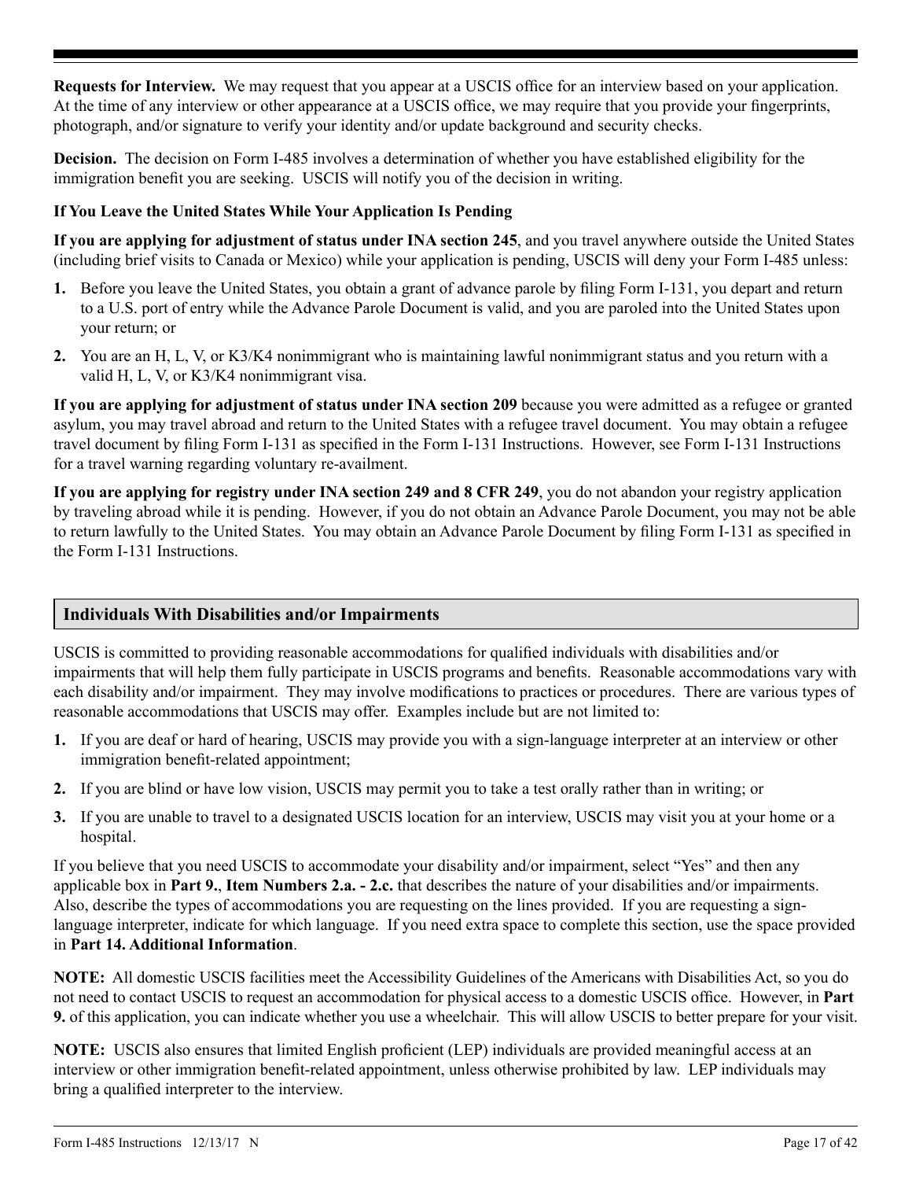**Requests for Interview.** We may request that you appear at a USCIS office for an interview based on your application. At the time of any interview or other appearance at a USCIS office, we may require that you provide your fingerprints, photograph, and/or signature to verify your identity and/or update background and security checks.

**Decision.** The decision on Form I-485 involves a determination of whether you have established eligibility for the immigration benefit you are seeking. USCIS will notify you of the decision in writing.

**If You Leave the United States While Your Application Is Pending**

**If you are applying for adjustment of status under INA section 245**, and you travel anywhere outside the United States (including brief visits to Canada or Mexico) while your application is pending, USCIS will deny your Form I-485 unless:

1. Before you leave the United States, you obtain a grant of advance parole by filing Form I-131, you depart and return to a U.S. port of entry while the Advance Parole Document is valid, and you are paroled into the United States upon your return; or
2. You are an H, L, V, or K3/K4 nonimmigrant who is maintaining lawful nonimmigrant status and you return with a valid H, L, V, or K3/K4 nonimmigrant visa.

**If you are applying for adjustment of status under INA section 209** because you were admitted as a refugee or granted asylum, you may travel abroad and return to the United States with a refugee travel document. You may obtain a refugee travel document by filing Form I-131 as specified in the Form I-131 Instructions. However, see Form I-131 Instructions for a travel warning regarding voluntary re-availment.

**If you are applying for registry under INA section 249 and 8 CFR 249**, you do not abandon your registry application by traveling abroad while it is pending. However, if you do not obtain an Advance Parole Document, you may not be able to return lawfully to the United States. You may obtain an Advance Parole Document by filing Form I-131 as specified in the Form I-131 Instructions.

## Individuals With Disabilities and/or Impairments

USCIS is committed to providing reasonable accommodations for qualified individuals with disabilities and/or impairments that will help them fully participate in USCIS programs and benefits. Reasonable accommodations vary with each disability and/or impairment. They may involve modifications to practices or procedures. There are various types of reasonable accommodations that USCIS may offer. Examples include but are not limited to:

1. If you are deaf or hard of hearing, USCIS may provide you with a sign-language interpreter at an interview or other immigration benefit-related appointment;
2. If you are blind or have low vision, USCIS may permit you to take a test orally rather than in writing; or
3. If you are unable to travel to a designated USCIS location for an interview, USCIS may visit you at your home or a hospital.

If you believe that you need USCIS to accommodate your disability and/or impairment, select "Yes" and then any applicable box in **Part 9.**, **Item Numbers 2.a. - 2.c.** that describes the nature of your disabilities and/or impairments. Also, describe the types of accommodations you are requesting on the lines provided. If you are requesting a sign-language interpreter, indicate for which language. If you need extra space to complete this section, use the space provided in **Part 14. Additional Information**.

**NOTE:** All domestic USCIS facilities meet the Accessibility Guidelines of the Americans with Disabilities Act, so you do not need to contact USCIS to request an accommodation for physical access to a domestic USCIS office. However, in **Part 9.** of this application, you can indicate whether you use a wheelchair. This will allow USCIS to better prepare for your visit.

**NOTE:** USCIS also ensures that limited English proficient (LEP) individuals are provided meaningful access at an interview or other immigration benefit-related appointment, unless otherwise prohibited by law. LEP individuals may bring a qualified interpreter to the interview.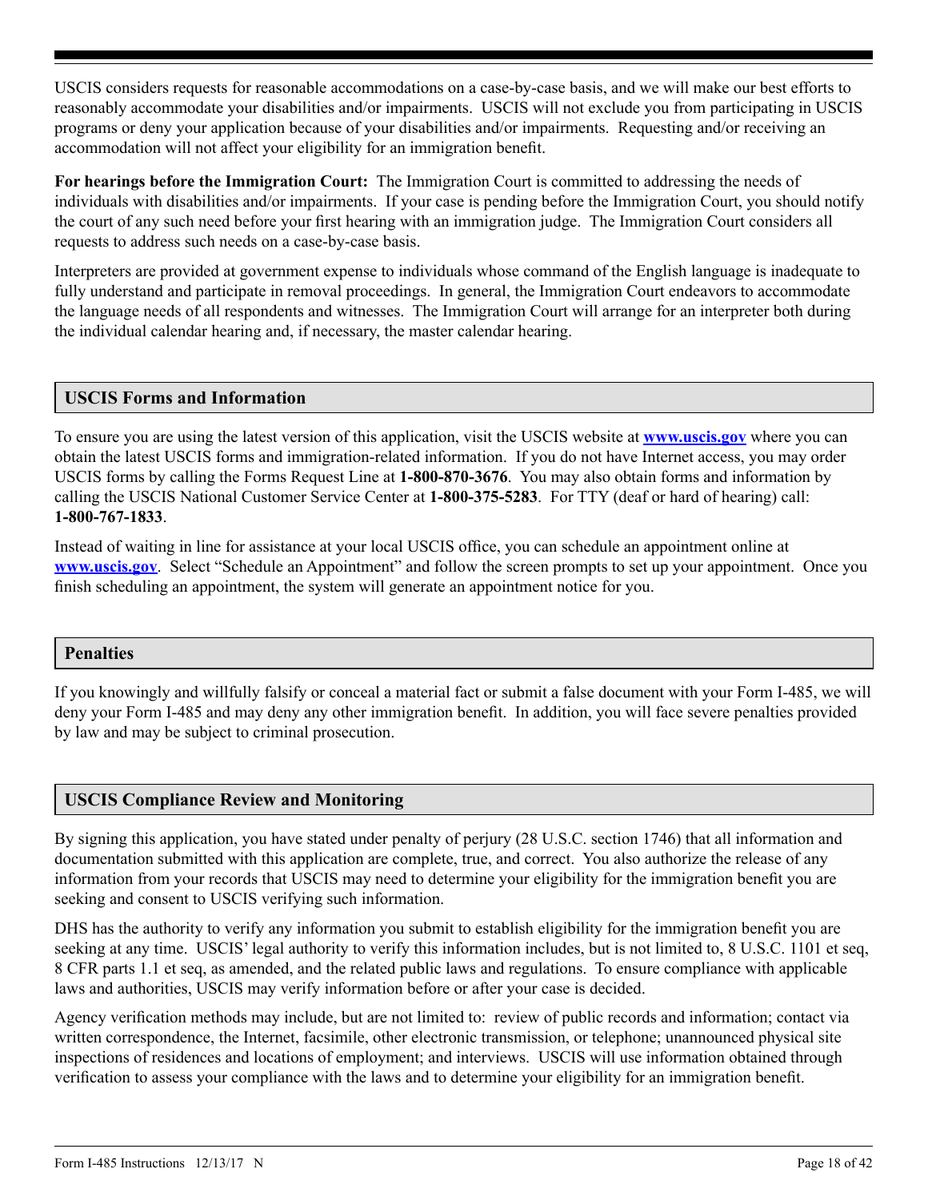USCIS considers requests for reasonable accommodations on a case-by-case basis, and we will make our best efforts to reasonably accommodate your disabilities and/or impairments. USCIS will not exclude you from participating in USCIS programs or deny your application because of your disabilities and/or impairments. Requesting and/or receiving an accommodation will not affect your eligibility for an immigration benefit.

**For hearings before the Immigration Court:** The Immigration Court is committed to addressing the needs of individuals with disabilities and/or impairments. If your case is pending before the Immigration Court, you should notify the court of any such need before your first hearing with an immigration judge. The Immigration Court considers all requests to address such needs on a case-by-case basis.

Interpreters are provided at government expense to individuals whose command of the English language is inadequate to fully understand and participate in removal proceedings. In general, the Immigration Court endeavors to accommodate the language needs of all respondents and witnesses. The Immigration Court will arrange for an interpreter both during the individual calendar hearing and, if necessary, the master calendar hearing.

## USCIS Forms and Information

To ensure you are using the latest version of this application, visit the USCIS website at **www.uscis.gov** where you can obtain the latest USCIS forms and immigration-related information. If you do not have Internet access, you may order USCIS forms by calling the Forms Request Line at **1-800-870-3676**. You may also obtain forms and information by calling the USCIS National Customer Service Center at **1-800-375-5283**. For TTY (deaf or hard of hearing) call: **1-800-767-1833**.

Instead of waiting in line for assistance at your local USCIS office, you can schedule an appointment online at **www.uscis.gov**. Select "Schedule an Appointment" and follow the screen prompts to set up your appointment. Once you finish scheduling an appointment, the system will generate an appointment notice for you.

## Penalties

If you knowingly and willfully falsify or conceal a material fact or submit a false document with your Form I-485, we will deny your Form I-485 and may deny any other immigration benefit. In addition, you will face severe penalties provided by law and may be subject to criminal prosecution.

## USCIS Compliance Review and Monitoring

By signing this application, you have stated under penalty of perjury (28 U.S.C. section 1746) that all information and documentation submitted with this application are complete, true, and correct. You also authorize the release of any information from your records that USCIS may need to determine your eligibility for the immigration benefit you are seeking and consent to USCIS verifying such information.

DHS has the authority to verify any information you submit to establish eligibility for the immigration benefit you are seeking at any time. USCIS' legal authority to verify this information includes, but is not limited to, 8 U.S.C. 1101 et seq, 8 CFR parts 1.1 et seq, as amended, and the related public laws and regulations. To ensure compliance with applicable laws and authorities, USCIS may verify information before or after your case is decided.

Agency verification methods may include, but are not limited to: review of public records and information; contact via written correspondence, the Internet, facsimile, other electronic transmission, or telephone; unannounced physical site inspections of residences and locations of employment; and interviews. USCIS will use information obtained through verification to assess your compliance with the laws and to determine your eligibility for an immigration benefit.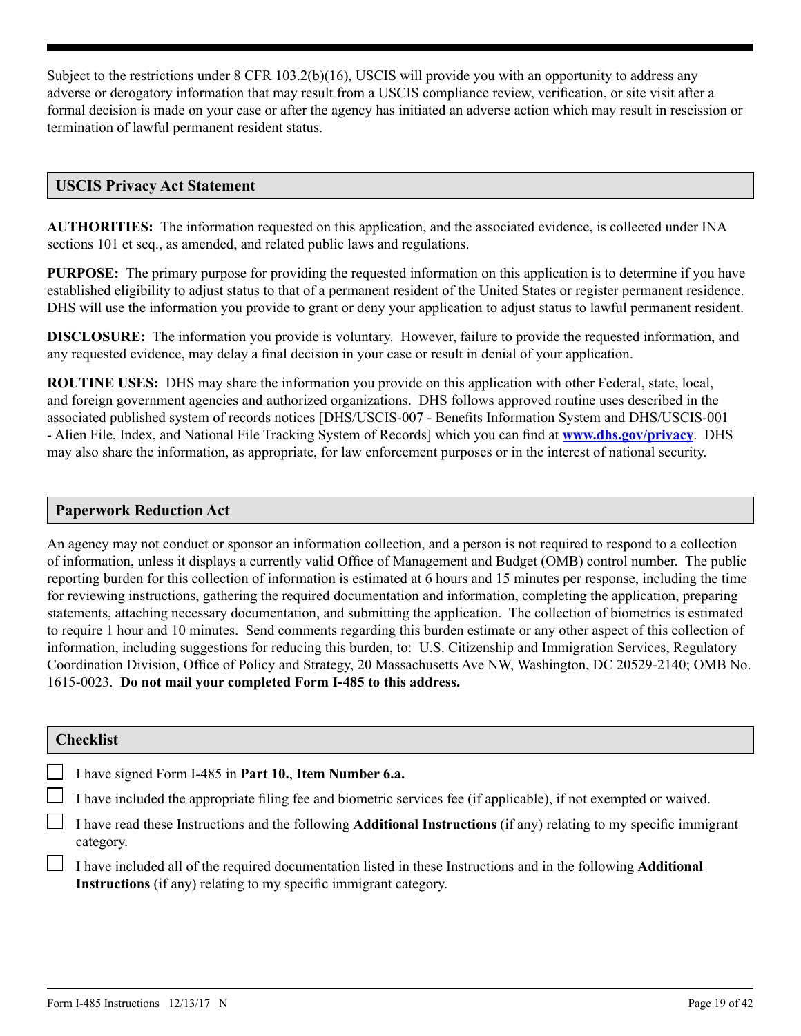Subject to the restrictions under 8 CFR 103.2(b)(16), USCIS will provide you with an opportunity to address any adverse or derogatory information that may result from a USCIS compliance review, verification, or site visit after a formal decision is made on your case or after the agency has initiated an adverse action which may result in rescission or termination of lawful permanent resident status.

## USCIS Privacy Act Statement

**AUTHORITIES:** The information requested on this application, and the associated evidence, is collected under INA sections 101 et seq., as amended, and related public laws and regulations.

**PURPOSE:** The primary purpose for providing the requested information on this application is to determine if you have established eligibility to adjust status to that of a permanent resident of the United States or register permanent residence. DHS will use the information you provide to grant or deny your application to adjust status to lawful permanent resident.

**DISCLOSURE:** The information you provide is voluntary. However, failure to provide the requested information, and any requested evidence, may delay a final decision in your case or result in denial of your application.

**ROUTINE USES:** DHS may share the information you provide on this application with other Federal, state, local, and foreign government agencies and authorized organizations. DHS follows approved routine uses described in the associated published system of records notices [DHS/USCIS-007 - Benefits Information System and DHS/USCIS-001 - Alien File, Index, and National File Tracking System of Records] which you can find at **www.dhs.gov/privacy**. DHS may also share the information, as appropriate, for law enforcement purposes or in the interest of national security.

## Paperwork Reduction Act

An agency may not conduct or sponsor an information collection, and a person is not required to respond to a collection of information, unless it displays a currently valid Office of Management and Budget (OMB) control number. The public reporting burden for this collection of information is estimated at 6 hours and 15 minutes per response, including the time for reviewing instructions, gathering the required documentation and information, completing the application, preparing statements, attaching necessary documentation, and submitting the application. The collection of biometrics is estimated to require 1 hour and 10 minutes. Send comments regarding this burden estimate or any other aspect of this collection of information, including suggestions for reducing this burden, to: U.S. Citizenship and Immigration Services, Regulatory Coordination Division, Office of Policy and Strategy, 20 Massachusetts Ave NW, Washington, DC 20529-2140; OMB No. 1615-0023. **Do not mail your completed Form I-485 to this address.**

## Checklist

- [ ] I have signed Form I-485 in **Part 10.**, **Item Number 6.a.**
- [ ] I have included the appropriate filing fee and biometric services fee (if applicable), if not exempted or waived.
- [ ] I have read these Instructions and the following **Additional Instructions** (if any) relating to my specific immigrant category.
- [ ] I have included all of the required documentation listed in these Instructions and in the following **Additional Instructions** (if any) relating to my specific immigrant category.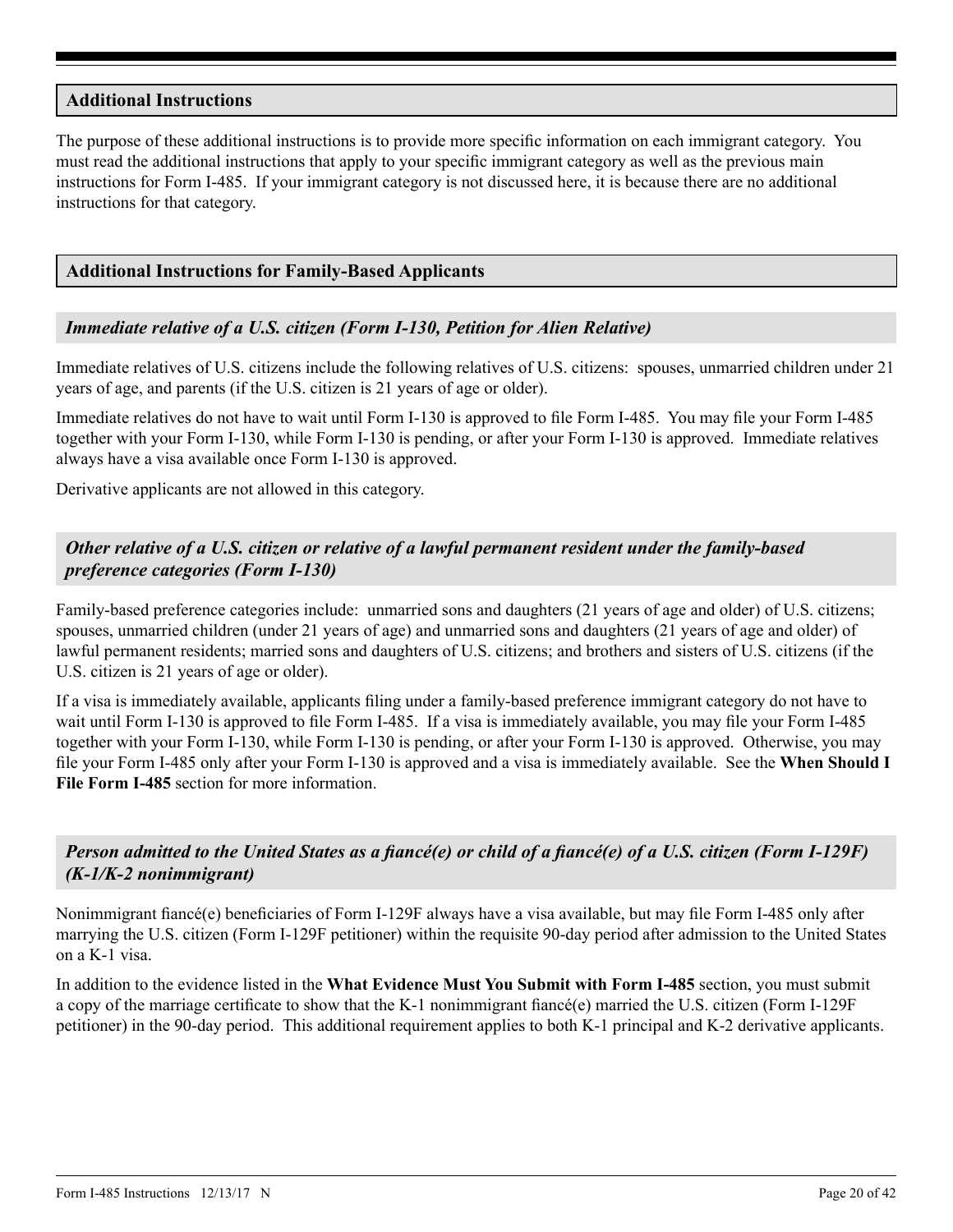## Additional Instructions

The purpose of these additional instructions is to provide more specific information on each immigrant category. You must read the additional instructions that apply to your specific immigrant category as well as the previous main instructions for Form I-485. If your immigrant category is not discussed here, it is because there are no additional instructions for that category.

## Additional Instructions for Family-Based Applicants

### *Immediate relative of a U.S. citizen (Form I-130, Petition for Alien Relative)*

Immediate relatives of U.S. citizens include the following relatives of U.S. citizens: spouses, unmarried children under 21 years of age, and parents (if the U.S. citizen is 21 years of age or older).

Immediate relatives do not have to wait until Form I-130 is approved to file Form I-485. You may file your Form I-485 together with your Form I-130, while Form I-130 is pending, or after your Form I-130 is approved. Immediate relatives always have a visa available once Form I-130 is approved.

Derivative applicants are not allowed in this category.

### *Other relative of a U.S. citizen or relative of a lawful permanent resident under the family-based preference categories (Form I-130)*

Family-based preference categories include: unmarried sons and daughters (21 years of age and older) of U.S. citizens; spouses, unmarried children (under 21 years of age) and unmarried sons and daughters (21 years of age and older) of lawful permanent residents; married sons and daughters of U.S. citizens; and brothers and sisters of U.S. citizens (if the U.S. citizen is 21 years of age or older).

If a visa is immediately available, applicants filing under a family-based preference immigrant category do not have to wait until Form I-130 is approved to file Form I-485. If a visa is immediately available, you may file your Form I-485 together with your Form I-130, while Form I-130 is pending, or after your Form I-130 is approved. Otherwise, you may file your Form I-485 only after your Form I-130 is approved and a visa is immediately available. See the **When Should I File Form I-485** section for more information.

### *Person admitted to the United States as a fiancé(e) or child of a fiancé(e) of a U.S. citizen (Form I-129F) (K-1/K-2 nonimmigrant)*

Nonimmigrant fiancé(e) beneficiaries of Form I-129F always have a visa available, but may file Form I-485 only after marrying the U.S. citizen (Form I-129F petitioner) within the requisite 90-day period after admission to the United States on a K-1 visa.

In addition to the evidence listed in the **What Evidence Must You Submit with Form I-485** section, you must submit a copy of the marriage certificate to show that the K-1 nonimmigrant fiancé(e) married the U.S. citizen (Form I-129F petitioner) in the 90-day period. This additional requirement applies to both K-1 principal and K-2 derivative applicants.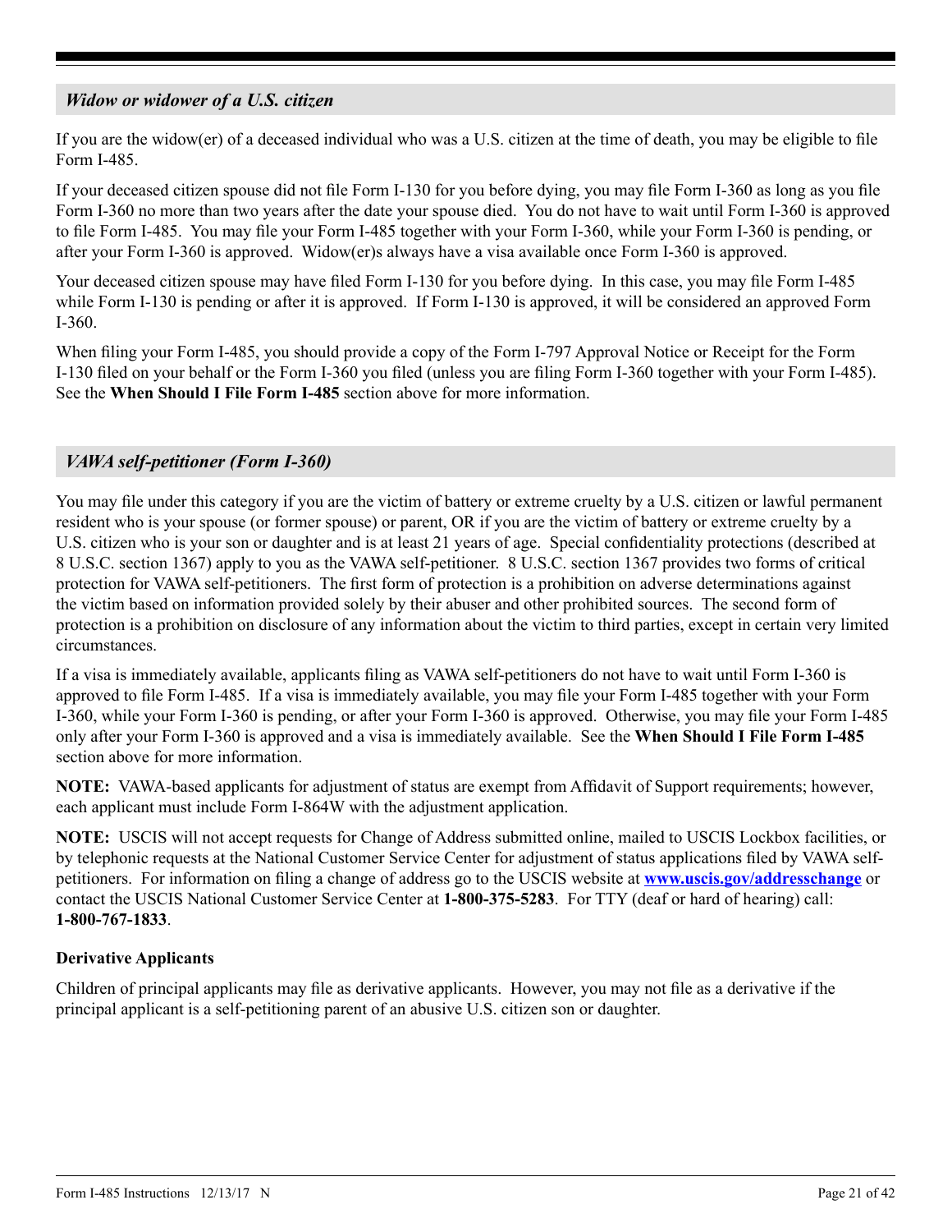### *Widow or widower of a U.S. citizen*

If you are the widow(er) of a deceased individual who was a U.S. citizen at the time of death, you may be eligible to file Form I-485.

If your deceased citizen spouse did not file Form I-130 for you before dying, you may file Form I-360 as long as you file Form I-360 no more than two years after the date your spouse died. You do not have to wait until Form I-360 is approved to file Form I-485. You may file your Form I-485 together with your Form I-360, while your Form I-360 is pending, or after your Form I-360 is approved. Widow(er)s always have a visa available once Form I-360 is approved.

Your deceased citizen spouse may have filed Form I-130 for you before dying. In this case, you may file Form I-485 while Form I-130 is pending or after it is approved. If Form I-130 is approved, it will be considered an approved Form I-360.

When filing your Form I-485, you should provide a copy of the Form I-797 Approval Notice or Receipt for the Form I-130 filed on your behalf or the Form I-360 you filed (unless you are filing Form I-360 together with your Form I-485). See the **When Should I File Form I-485** section above for more information.

### *VAWA self-petitioner (Form I-360)*

You may file under this category if you are the victim of battery or extreme cruelty by a U.S. citizen or lawful permanent resident who is your spouse (or former spouse) or parent, OR if you are the victim of battery or extreme cruelty by a U.S. citizen who is your son or daughter and is at least 21 years of age. Special confidentiality protections (described at 8 U.S.C. section 1367) apply to you as the VAWA self-petitioner. 8 U.S.C. section 1367 provides two forms of critical protection for VAWA self-petitioners. The first form of protection is a prohibition on adverse determinations against the victim based on information provided solely by their abuser and other prohibited sources. The second form of protection is a prohibition on disclosure of any information about the victim to third parties, except in certain very limited circumstances.

If a visa is immediately available, applicants filing as VAWA self-petitioners do not have to wait until Form I-360 is approved to file Form I-485. If a visa is immediately available, you may file your Form I-485 together with your Form I-360, while your Form I-360 is pending, or after your Form I-360 is approved. Otherwise, you may file your Form I-485 only after your Form I-360 is approved and a visa is immediately available. See the **When Should I File Form I-485** section above for more information.

**NOTE:** VAWA-based applicants for adjustment of status are exempt from Affidavit of Support requirements; however, each applicant must include Form I-864W with the adjustment application.

**NOTE:** USCIS will not accept requests for Change of Address submitted online, mailed to USCIS Lockbox facilities, or by telephonic requests at the National Customer Service Center for adjustment of status applications filed by VAWA self-petitioners. For information on filing a change of address go to the USCIS website at **www.uscis.gov/addresschange** or contact the USCIS National Customer Service Center at **1-800-375-5283**. For TTY (deaf or hard of hearing) call: **1-800-767-1833**.

**Derivative Applicants**

Children of principal applicants may file as derivative applicants. However, you may not file as a derivative if the principal applicant is a self-petitioning parent of an abusive U.S. citizen son or daughter.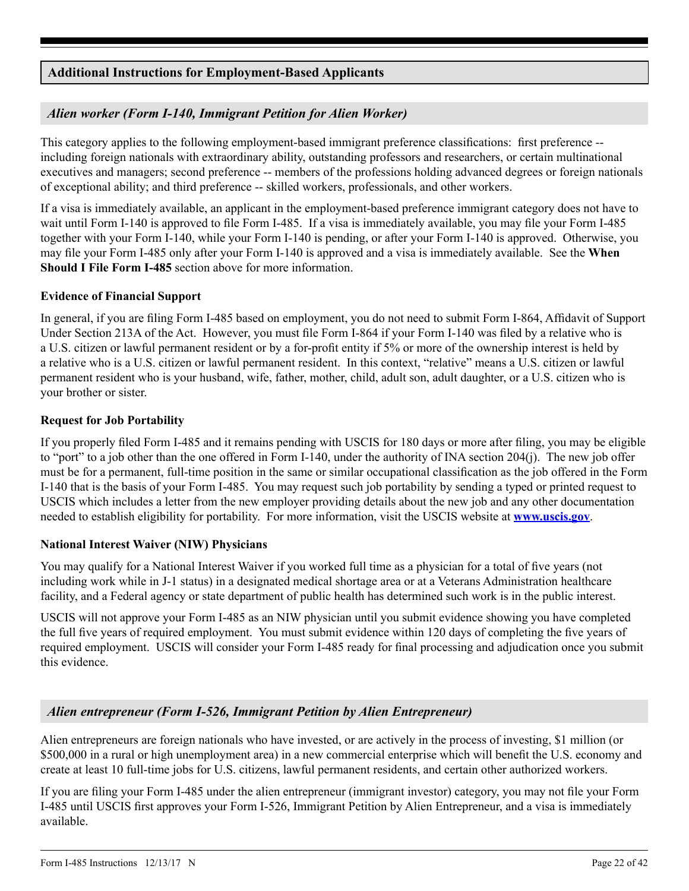## Additional Instructions for Employment-Based Applicants

### *Alien worker (Form I-140, Immigrant Petition for Alien Worker)*

This category applies to the following employment-based immigrant preference classifications: first preference -- including foreign nationals with extraordinary ability, outstanding professors and researchers, or certain multinational executives and managers; second preference -- members of the professions holding advanced degrees or foreign nationals of exceptional ability; and third preference -- skilled workers, professionals, and other workers.

If a visa is immediately available, an applicant in the employment-based preference immigrant category does not have to wait until Form I-140 is approved to file Form I-485. If a visa is immediately available, you may file your Form I-485 together with your Form I-140, while your Form I-140 is pending, or after your Form I-140 is approved. Otherwise, you may file your Form I-485 only after your Form I-140 is approved and a visa is immediately available. See the **When Should I File Form I-485** section above for more information.

**Evidence of Financial Support**

In general, if you are filing Form I-485 based on employment, you do not need to submit Form I-864, Affidavit of Support Under Section 213A of the Act. However, you must file Form I-864 if your Form I-140 was filed by a relative who is a U.S. citizen or lawful permanent resident or by a for-profit entity if 5% or more of the ownership interest is held by a relative who is a U.S. citizen or lawful permanent resident. In this context, "relative" means a U.S. citizen or lawful permanent resident who is your husband, wife, father, mother, child, adult son, adult daughter, or a U.S. citizen who is your brother or sister.

**Request for Job Portability**

If you properly filed Form I-485 and it remains pending with USCIS for 180 days or more after filing, you may be eligible to "port" to a job other than the one offered in Form I-140, under the authority of INA section 204(j). The new job offer must be for a permanent, full-time position in the same or similar occupational classification as the job offered in the Form I-140 that is the basis of your Form I-485. You may request such job portability by sending a typed or printed request to USCIS which includes a letter from the new employer providing details about the new job and any other documentation needed to establish eligibility for portability. For more information, visit the USCIS website at **www.uscis.gov**.

**National Interest Waiver (NIW) Physicians**

You may qualify for a National Interest Waiver if you worked full time as a physician for a total of five years (not including work while in J-1 status) in a designated medical shortage area or at a Veterans Administration healthcare facility, and a Federal agency or state department of public health has determined such work is in the public interest.

USCIS will not approve your Form I-485 as an NIW physician until you submit evidence showing you have completed the full five years of required employment. You must submit evidence within 120 days of completing the five years of required employment. USCIS will consider your Form I-485 ready for final processing and adjudication once you submit this evidence.

### *Alien entrepreneur (Form I-526, Immigrant Petition by Alien Entrepreneur)*

Alien entrepreneurs are foreign nationals who have invested, or are actively in the process of investing, $1 million (or $500,000 in a rural or high unemployment area) in a new commercial enterprise which will benefit the U.S. economy and create at least 10 full-time jobs for U.S. citizens, lawful permanent residents, and certain other authorized workers.

If you are filing your Form I-485 under the alien entrepreneur (immigrant investor) category, you may not file your Form I-485 until USCIS first approves your Form I-526, Immigrant Petition by Alien Entrepreneur, and a visa is immediately available.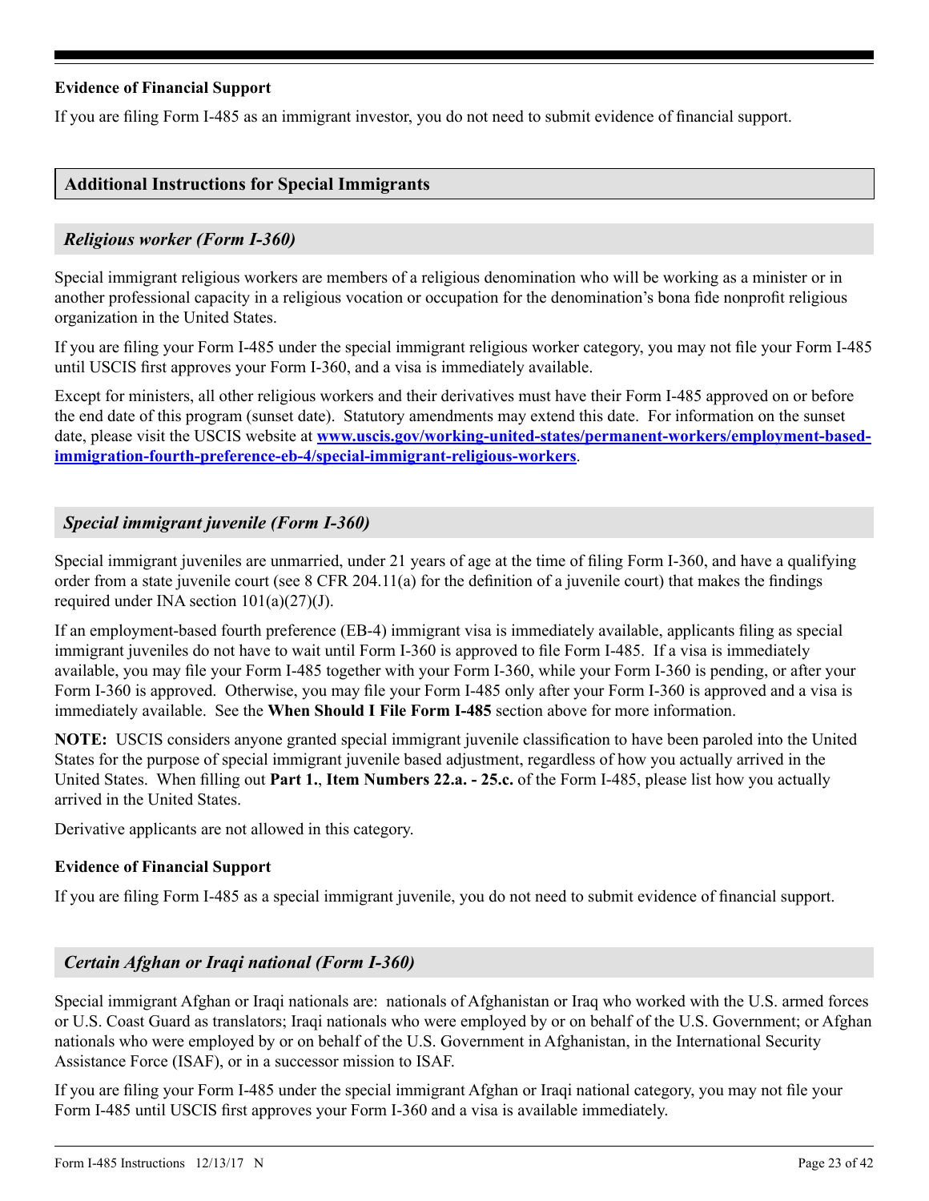### Evidence of Financial Support

If you are filing Form I-485 as an immigrant investor, you do not need to submit evidence of financial support.

## Additional Instructions for Special Immigrants

### *Religious worker (Form I-360)*

Special immigrant religious workers are members of a religious denomination who will be working as a minister or in another professional capacity in a religious vocation or occupation for the denomination's bona fide nonprofit religious organization in the United States.

If you are filing your Form I-485 under the special immigrant religious worker category, you may not file your Form I-485 until USCIS first approves your Form I-360, and a visa is immediately available.

Except for ministers, all other religious workers and their derivatives must have their Form I-485 approved on or before the end date of this program (sunset date). Statutory amendments may extend this date. For information on the sunset date, please visit the USCIS website at **www.uscis.gov/working-united-states/permanent-workers/employment-based-immigration-fourth-preference-eb-4/special-immigrant-religious-workers**.

### *Special immigrant juvenile (Form I-360)*

Special immigrant juveniles are unmarried, under 21 years of age at the time of filing Form I-360, and have a qualifying order from a state juvenile court (see 8 CFR 204.11(a) for the definition of a juvenile court) that makes the findings required under INA section 101(a)(27)(J).

If an employment-based fourth preference (EB-4) immigrant visa is immediately available, applicants filing as special immigrant juveniles do not have to wait until Form I-360 is approved to file Form I-485. If a visa is immediately available, you may file your Form I-485 together with your Form I-360, while your Form I-360 is pending, or after your Form I-360 is approved. Otherwise, you may file your Form I-485 only after your Form I-360 is approved and a visa is immediately available. See the **When Should I File Form I-485** section above for more information.

**NOTE:** USCIS considers anyone granted special immigrant juvenile classification to have been paroled into the United States for the purpose of special immigrant juvenile based adjustment, regardless of how you actually arrived in the United States. When filling out **Part 1.**, **Item Numbers 22.a. - 25.c.** of the Form I-485, please list how you actually arrived in the United States.

Derivative applicants are not allowed in this category.

### Evidence of Financial Support

If you are filing Form I-485 as a special immigrant juvenile, you do not need to submit evidence of financial support.

### *Certain Afghan or Iraqi national (Form I-360)*

Special immigrant Afghan or Iraqi nationals are: nationals of Afghanistan or Iraq who worked with the U.S. armed forces or U.S. Coast Guard as translators; Iraqi nationals who were employed by or on behalf of the U.S. Government; or Afghan nationals who were employed by or on behalf of the U.S. Government in Afghanistan, in the International Security Assistance Force (ISAF), or in a successor mission to ISAF.

If you are filing your Form I-485 under the special immigrant Afghan or Iraqi national category, you may not file your Form I-485 until USCIS first approves your Form I-360 and a visa is available immediately.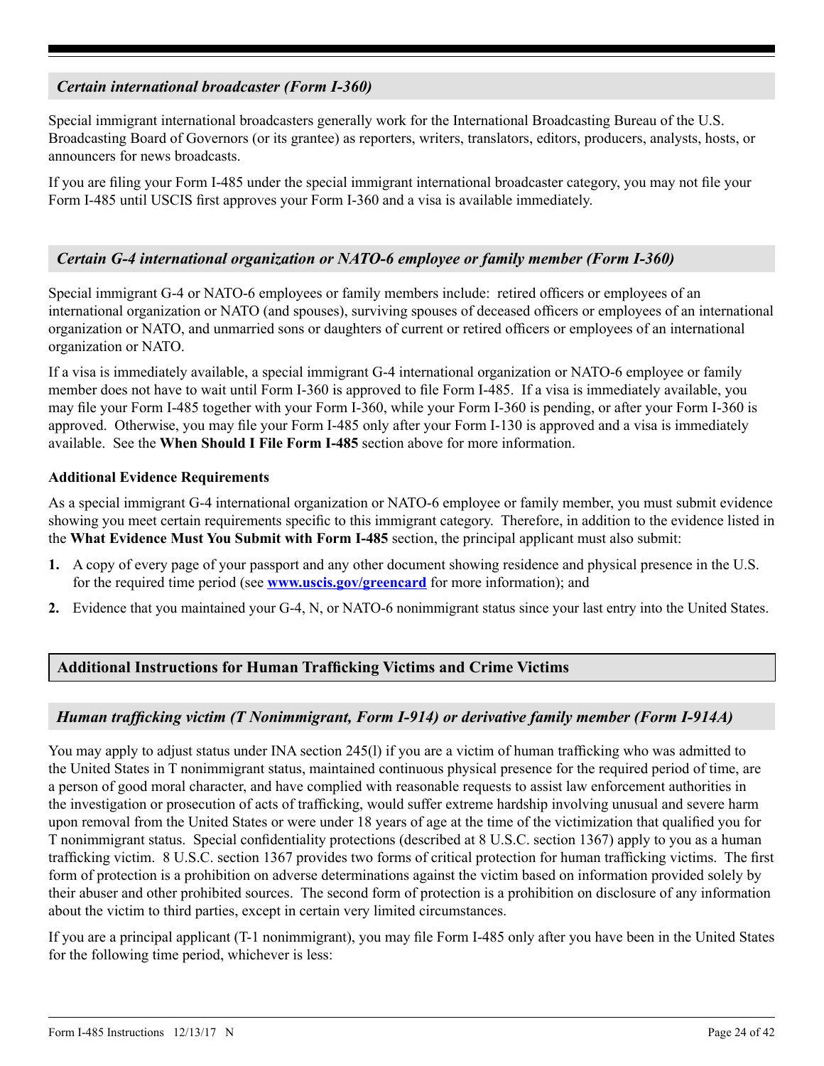### *Certain international broadcaster (Form I-360)*

Special immigrant international broadcasters generally work for the International Broadcasting Bureau of the U.S. Broadcasting Board of Governors (or its grantee) as reporters, writers, translators, editors, producers, analysts, hosts, or announcers for news broadcasts.

If you are filing your Form I-485 under the special immigrant international broadcaster category, you may not file your Form I-485 until USCIS first approves your Form I-360 and a visa is available immediately.

### *Certain G-4 international organization or NATO-6 employee or family member (Form I-360)*

Special immigrant G-4 or NATO-6 employees or family members include: retired officers or employees of an international organization or NATO (and spouses), surviving spouses of deceased officers or employees of an international organization or NATO, and unmarried sons or daughters of current or retired officers or employees of an international organization or NATO.

If a visa is immediately available, a special immigrant G-4 international organization or NATO-6 employee or family member does not have to wait until Form I-360 is approved to file Form I-485. If a visa is immediately available, you may file your Form I-485 together with your Form I-360, while your Form I-360 is pending, or after your Form I-360 is approved. Otherwise, you may file your Form I-485 only after your Form I-130 is approved and a visa is immediately available. See the **When Should I File Form I-485** section above for more information.

**Additional Evidence Requirements**

As a special immigrant G-4 international organization or NATO-6 employee or family member, you must submit evidence showing you meet certain requirements specific to this immigrant category. Therefore, in addition to the evidence listed in the **What Evidence Must You Submit with Form I-485** section, the principal applicant must also submit:

1. A copy of every page of your passport and any other document showing residence and physical presence in the U.S. for the required time period (see **www.uscis.gov/greencard** for more information); and
2. Evidence that you maintained your G-4, N, or NATO-6 nonimmigrant status since your last entry into the United States.

## Additional Instructions for Human Trafficking Victims and Crime Victims

### *Human trafficking victim (T Nonimmigrant, Form I-914) or derivative family member (Form I-914A)*

You may apply to adjust status under INA section 245(l) if you are a victim of human trafficking who was admitted to the United States in T nonimmigrant status, maintained continuous physical presence for the required period of time, are a person of good moral character, and have complied with reasonable requests to assist law enforcement authorities in the investigation or prosecution of acts of trafficking, would suffer extreme hardship involving unusual and severe harm upon removal from the United States or were under 18 years of age at the time of the victimization that qualified you for T nonimmigrant status. Special confidentiality protections (described at 8 U.S.C. section 1367) apply to you as a human trafficking victim. 8 U.S.C. section 1367 provides two forms of critical protection for human trafficking victims. The first form of protection is a prohibition on adverse determinations against the victim based on information provided solely by their abuser and other prohibited sources. The second form of protection is a prohibition on disclosure of any information about the victim to third parties, except in certain very limited circumstances.

If you are a principal applicant (T-1 nonimmigrant), you may file Form I-485 only after you have been in the United States for the following time period, whichever is less: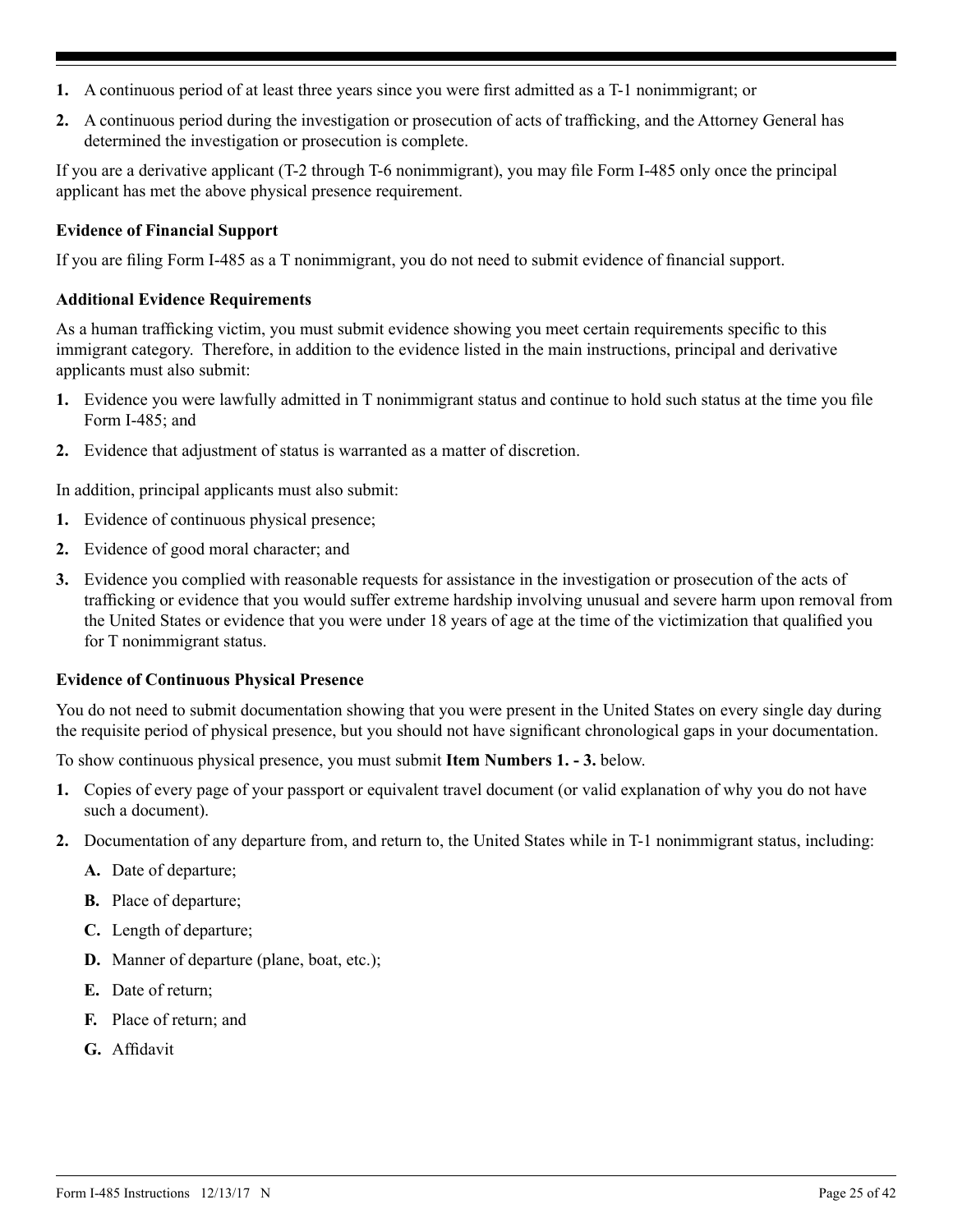1. A continuous period of at least three years since you were first admitted as a T-1 nonimmigrant; or
2. A continuous period during the investigation or prosecution of acts of trafficking, and the Attorney General has determined the investigation or prosecution is complete.

If you are a derivative applicant (T-2 through T-6 nonimmigrant), you may file Form I-485 only once the principal applicant has met the above physical presence requirement.

**Evidence of Financial Support**

If you are filing Form I-485 as a T nonimmigrant, you do not need to submit evidence of financial support.

**Additional Evidence Requirements**

As a human trafficking victim, you must submit evidence showing you meet certain requirements specific to this immigrant category. Therefore, in addition to the evidence listed in the main instructions, principal and derivative applicants must also submit:

1. Evidence you were lawfully admitted in T nonimmigrant status and continue to hold such status at the time you file Form I-485; and
2. Evidence that adjustment of status is warranted as a matter of discretion.

In addition, principal applicants must also submit:

1. Evidence of continuous physical presence;
2. Evidence of good moral character; and
3. Evidence you complied with reasonable requests for assistance in the investigation or prosecution of the acts of trafficking or evidence that you would suffer extreme hardship involving unusual and severe harm upon removal from the United States or evidence that you were under 18 years of age at the time of the victimization that qualified you for T nonimmigrant status.

**Evidence of Continuous Physical Presence**

You do not need to submit documentation showing that you were present in the United States on every single day during the requisite period of physical presence, but you should not have significant chronological gaps in your documentation.

To show continuous physical presence, you must submit **Item Numbers 1. - 3.** below.

1. Copies of every page of your passport or equivalent travel document (or valid explanation of why you do not have such a document).
2. Documentation of any departure from, and return to, the United States while in T-1 nonimmigrant status, including:
   - **A.** Date of departure;
   - **B.** Place of departure;
   - **C.** Length of departure;
   - **D.** Manner of departure (plane, boat, etc.);
   - **E.** Date of return;
   - **F.** Place of return; and
   - **G.** Affidavit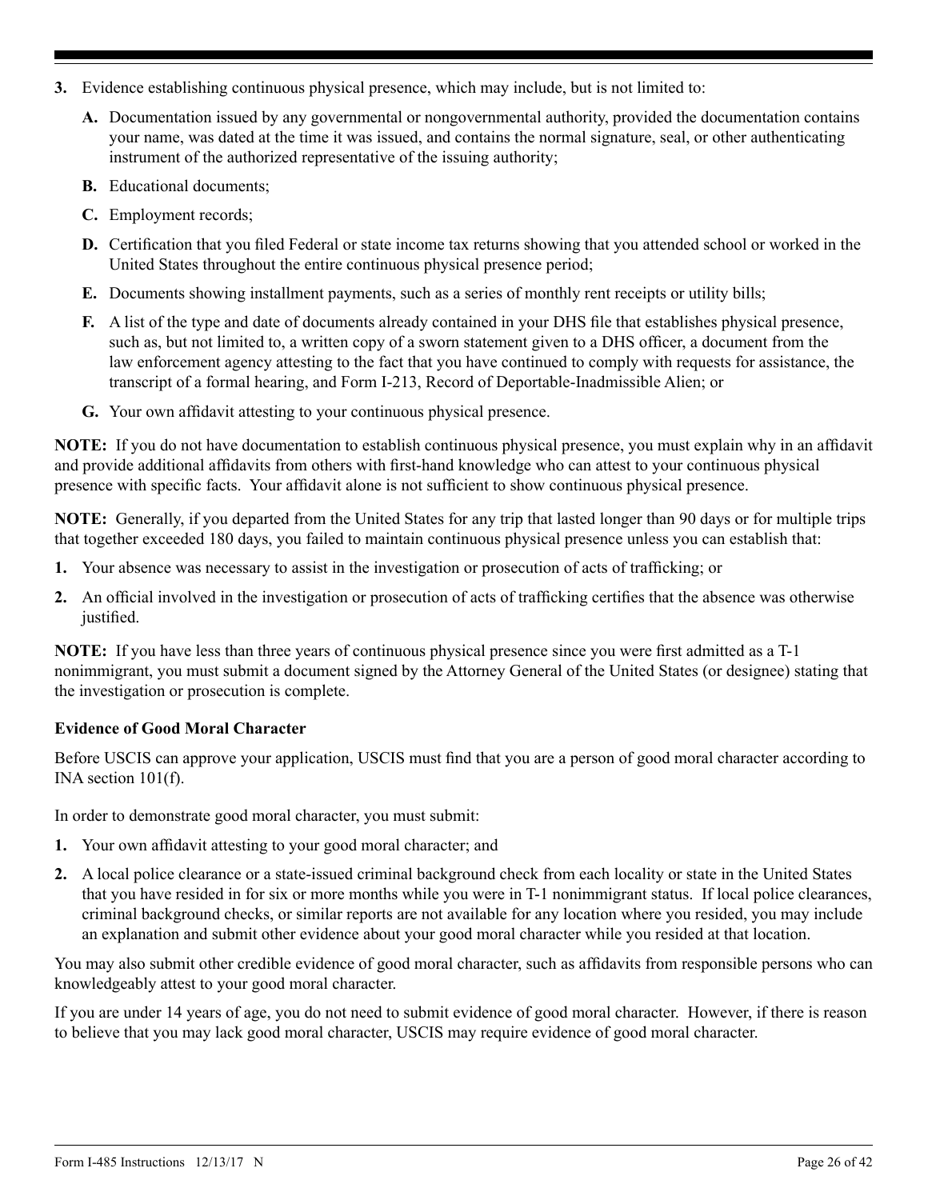3. Evidence establishing continuous physical presence, which may include, but is not limited to:

   **A.** Documentation issued by any governmental or nongovernmental authority, provided the documentation contains your name, was dated at the time it was issued, and contains the normal signature, seal, or other authenticating instrument of the authorized representative of the issuing authority;

   **B.** Educational documents;

   **C.** Employment records;

   **D.** Certification that you filed Federal or state income tax returns showing that you attended school or worked in the United States throughout the entire continuous physical presence period;

   **E.** Documents showing installment payments, such as a series of monthly rent receipts or utility bills;

   **F.** A list of the type and date of documents already contained in your DHS file that establishes physical presence, such as, but not limited to, a written copy of a sworn statement given to a DHS officer, a document from the law enforcement agency attesting to the fact that you have continued to comply with requests for assistance, the transcript of a formal hearing, and Form I-213, Record of Deportable-Inadmissible Alien; or

   **G.** Your own affidavit attesting to your continuous physical presence.

**NOTE:** If you do not have documentation to establish continuous physical presence, you must explain why in an affidavit and provide additional affidavits from others with first-hand knowledge who can attest to your continuous physical presence with specific facts. Your affidavit alone is not sufficient to show continuous physical presence.

**NOTE:** Generally, if you departed from the United States for any trip that lasted longer than 90 days or for multiple trips that together exceeded 180 days, you failed to maintain continuous physical presence unless you can establish that:

1. Your absence was necessary to assist in the investigation or prosecution of acts of trafficking; or
2. An official involved in the investigation or prosecution of acts of trafficking certifies that the absence was otherwise justified.

**NOTE:** If you have less than three years of continuous physical presence since you were first admitted as a T-1 nonimmigrant, you must submit a document signed by the Attorney General of the United States (or designee) stating that the investigation or prosecution is complete.

### Evidence of Good Moral Character

Before USCIS can approve your application, USCIS must find that you are a person of good moral character according to INA section 101(f).

In order to demonstrate good moral character, you must submit:

1. Your own affidavit attesting to your good moral character; and
2. A local police clearance or a state-issued criminal background check from each locality or state in the United States that you have resided in for six or more months while you were in T-1 nonimmigrant status. If local police clearances, criminal background checks, or similar reports are not available for any location where you resided, you may include an explanation and submit other evidence about your good moral character while you resided at that location.

You may also submit other credible evidence of good moral character, such as affidavits from responsible persons who can knowledgeably attest to your good moral character.

If you are under 14 years of age, you do not need to submit evidence of good moral character. However, if there is reason to believe that you may lack good moral character, USCIS may require evidence of good moral character.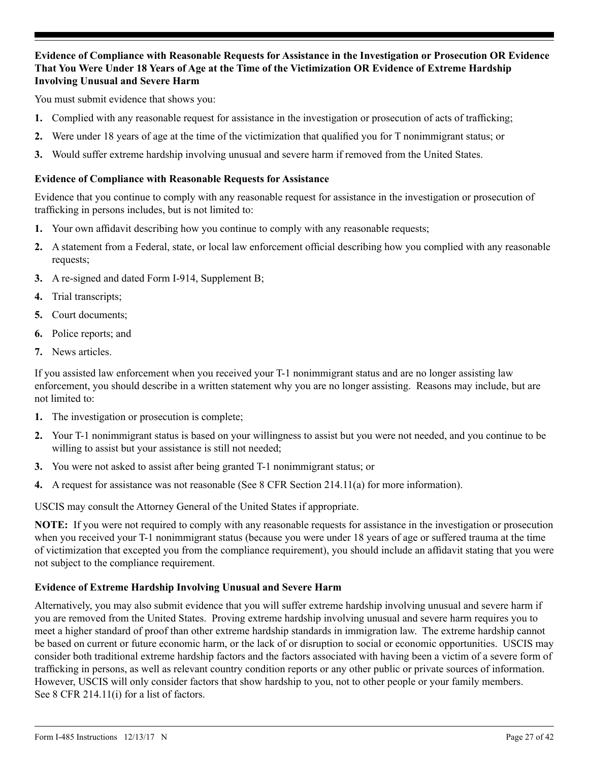### Evidence of Compliance with Reasonable Requests for Assistance in the Investigation or Prosecution OR Evidence That You Were Under 18 Years of Age at the Time of the Victimization OR Evidence of Extreme Hardship Involving Unusual and Severe Harm

You must submit evidence that shows you:

1. Complied with any reasonable request for assistance in the investigation or prosecution of acts of trafficking;
2. Were under 18 years of age at the time of the victimization that qualified you for T nonimmigrant status; or
3. Would suffer extreme hardship involving unusual and severe harm if removed from the United States.

### Evidence of Compliance with Reasonable Requests for Assistance

Evidence that you continue to comply with any reasonable request for assistance in the investigation or prosecution of trafficking in persons includes, but is not limited to:

1. Your own affidavit describing how you continue to comply with any reasonable requests;
2. A statement from a Federal, state, or local law enforcement official describing how you complied with any reasonable requests;
3. A re-signed and dated Form I-914, Supplement B;
4. Trial transcripts;
5. Court documents;
6. Police reports; and
7. News articles.

If you assisted law enforcement when you received your T-1 nonimmigrant status and are no longer assisting law enforcement, you should describe in a written statement why you are no longer assisting. Reasons may include, but are not limited to:

1. The investigation or prosecution is complete;
2. Your T-1 nonimmigrant status is based on your willingness to assist but you were not needed, and you continue to be willing to assist but your assistance is still not needed;
3. You were not asked to assist after being granted T-1 nonimmigrant status; or
4. A request for assistance was not reasonable (See 8 CFR Section 214.11(a) for more information).

USCIS may consult the Attorney General of the United States if appropriate.

**NOTE:** If you were not required to comply with any reasonable requests for assistance in the investigation or prosecution when you received your T-1 nonimmigrant status (because you were under 18 years of age or suffered trauma at the time of victimization that excepted you from the compliance requirement), you should include an affidavit stating that you were not subject to the compliance requirement.

### Evidence of Extreme Hardship Involving Unusual and Severe Harm

Alternatively, you may also submit evidence that you will suffer extreme hardship involving unusual and severe harm if you are removed from the United States. Proving extreme hardship involving unusual and severe harm requires you to meet a higher standard of proof than other extreme hardship standards in immigration law. The extreme hardship cannot be based on current or future economic harm, or the lack of or disruption to social or economic opportunities. USCIS may consider both traditional extreme hardship factors and the factors associated with having been a victim of a severe form of trafficking in persons, as well as relevant country condition reports or any other public or private sources of information. However, USCIS will only consider factors that show hardship to you, not to other people or your family members. See 8 CFR 214.11(i) for a list of factors.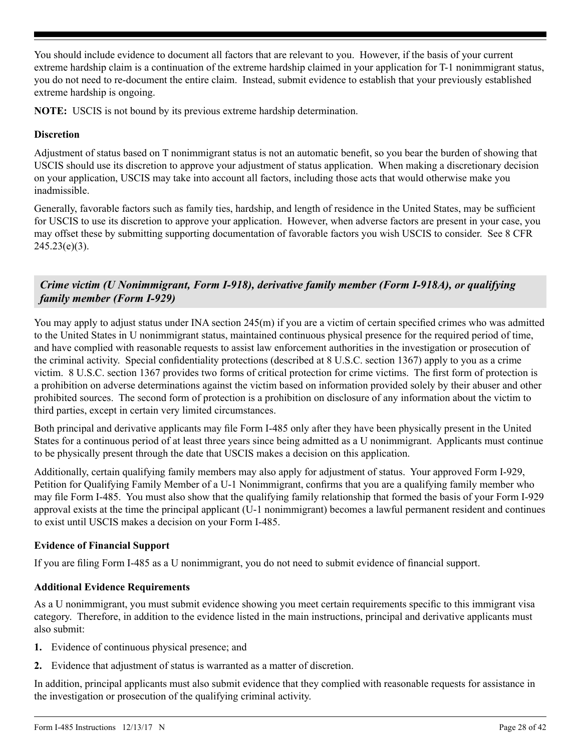You should include evidence to document all factors that are relevant to you. However, if the basis of your current extreme hardship claim is a continuation of the extreme hardship claimed in your application for T-1 nonimmigrant status, you do not need to re-document the entire claim. Instead, submit evidence to establish that your previously established extreme hardship is ongoing.

**NOTE:** USCIS is not bound by its previous extreme hardship determination.

**Discretion**

Adjustment of status based on T nonimmigrant status is not an automatic benefit, so you bear the burden of showing that USCIS should use its discretion to approve your adjustment of status application. When making a discretionary decision on your application, USCIS may take into account all factors, including those acts that would otherwise make you inadmissible.

Generally, favorable factors such as family ties, hardship, and length of residence in the United States, may be sufficient for USCIS to use its discretion to approve your application. However, when adverse factors are present in your case, you may offset these by submitting supporting documentation of favorable factors you wish USCIS to consider. See 8 CFR 245.23(e)(3).

### *Crime victim (U Nonimmigrant, Form I-918), derivative family member (Form I-918A), or qualifying family member (Form I-929)*

You may apply to adjust status under INA section 245(m) if you are a victim of certain specified crimes who was admitted to the United States in U nonimmigrant status, maintained continuous physical presence for the required period of time, and have complied with reasonable requests to assist law enforcement authorities in the investigation or prosecution of the criminal activity. Special confidentiality protections (described at 8 U.S.C. section 1367) apply to you as a crime victim. 8 U.S.C. section 1367 provides two forms of critical protection for crime victims. The first form of protection is a prohibition on adverse determinations against the victim based on information provided solely by their abuser and other prohibited sources. The second form of protection is a prohibition on disclosure of any information about the victim to third parties, except in certain very limited circumstances.

Both principal and derivative applicants may file Form I-485 only after they have been physically present in the United States for a continuous period of at least three years since being admitted as a U nonimmigrant. Applicants must continue to be physically present through the date that USCIS makes a decision on this application.

Additionally, certain qualifying family members may also apply for adjustment of status. Your approved Form I-929, Petition for Qualifying Family Member of a U-1 Nonimmigrant, confirms that you are a qualifying family member who may file Form I-485. You must also show that the qualifying family relationship that formed the basis of your Form I-929 approval exists at the time the principal applicant (U-1 nonimmigrant) becomes a lawful permanent resident and continues to exist until USCIS makes a decision on your Form I-485.

**Evidence of Financial Support**

If you are filing Form I-485 as a U nonimmigrant, you do not need to submit evidence of financial support.

**Additional Evidence Requirements**

As a U nonimmigrant, you must submit evidence showing you meet certain requirements specific to this immigrant visa category. Therefore, in addition to the evidence listed in the main instructions, principal and derivative applicants must also submit:

1. Evidence of continuous physical presence; and
2. Evidence that adjustment of status is warranted as a matter of discretion.

In addition, principal applicants must also submit evidence that they complied with reasonable requests for assistance in the investigation or prosecution of the qualifying criminal activity.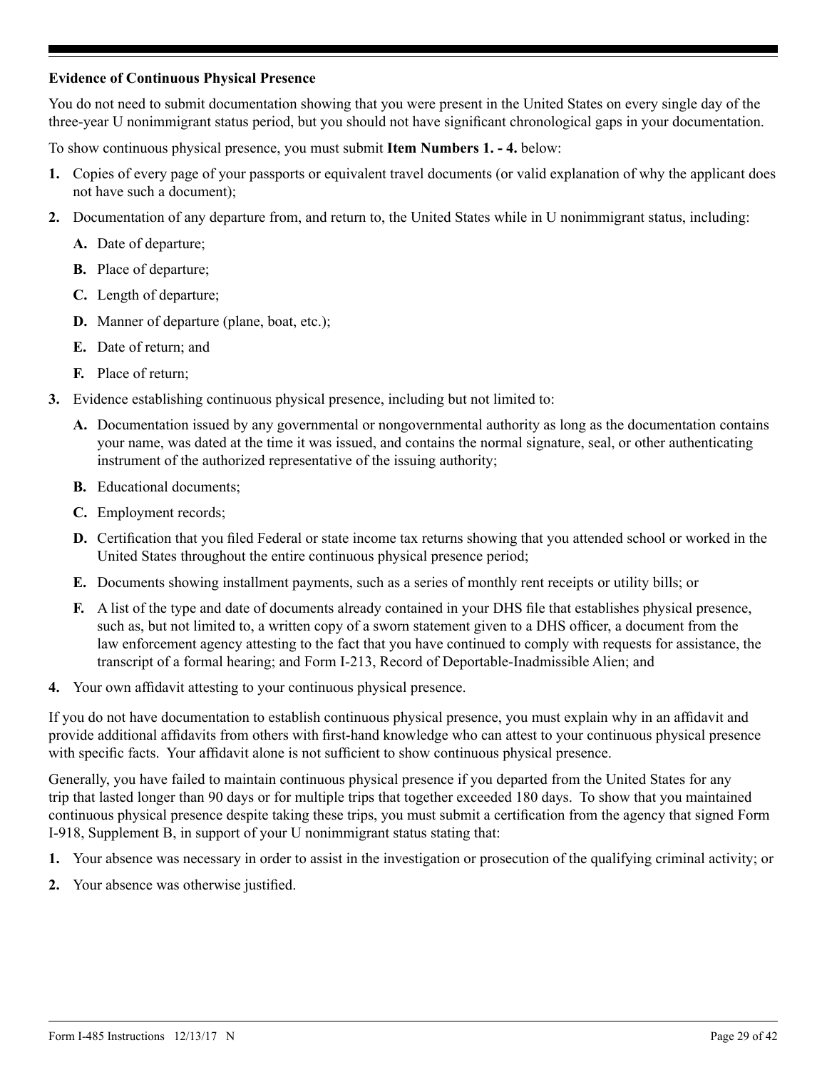### Evidence of Continuous Physical Presence

You do not need to submit documentation showing that you were present in the United States on every single day of the three-year U nonimmigrant status period, but you should not have significant chronological gaps in your documentation.

To show continuous physical presence, you must submit **Item Numbers 1. - 4.** below:

1. Copies of every page of your passports or equivalent travel documents (or valid explanation of why the applicant does not have such a document);
2. Documentation of any departure from, and return to, the United States while in U nonimmigrant status, including:
   - **A.** Date of departure;
   - **B.** Place of departure;
   - **C.** Length of departure;
   - **D.** Manner of departure (plane, boat, etc.);
   - **E.** Date of return; and
   - **F.** Place of return;
3. Evidence establishing continuous physical presence, including but not limited to:
   - **A.** Documentation issued by any governmental or nongovernmental authority as long as the documentation contains your name, was dated at the time it was issued, and contains the normal signature, seal, or other authenticating instrument of the authorized representative of the issuing authority;
   - **B.** Educational documents;
   - **C.** Employment records;
   - **D.** Certification that you filed Federal or state income tax returns showing that you attended school or worked in the United States throughout the entire continuous physical presence period;
   - **E.** Documents showing installment payments, such as a series of monthly rent receipts or utility bills; or
   - **F.** A list of the type and date of documents already contained in your DHS file that establishes physical presence, such as, but not limited to, a written copy of a sworn statement given to a DHS officer, a document from the law enforcement agency attesting to the fact that you have continued to comply with requests for assistance, the transcript of a formal hearing; and Form I-213, Record of Deportable-Inadmissible Alien; and
4. Your own affidavit attesting to your continuous physical presence.

If you do not have documentation to establish continuous physical presence, you must explain why in an affidavit and provide additional affidavits from others with first-hand knowledge who can attest to your continuous physical presence with specific facts. Your affidavit alone is not sufficient to show continuous physical presence.

Generally, you have failed to maintain continuous physical presence if you departed from the United States for any trip that lasted longer than 90 days or for multiple trips that together exceeded 180 days. To show that you maintained continuous physical presence despite taking these trips, you must submit a certification from the agency that signed Form I-918, Supplement B, in support of your U nonimmigrant status stating that:

1. Your absence was necessary in order to assist in the investigation or prosecution of the qualifying criminal activity; or
2. Your absence was otherwise justified.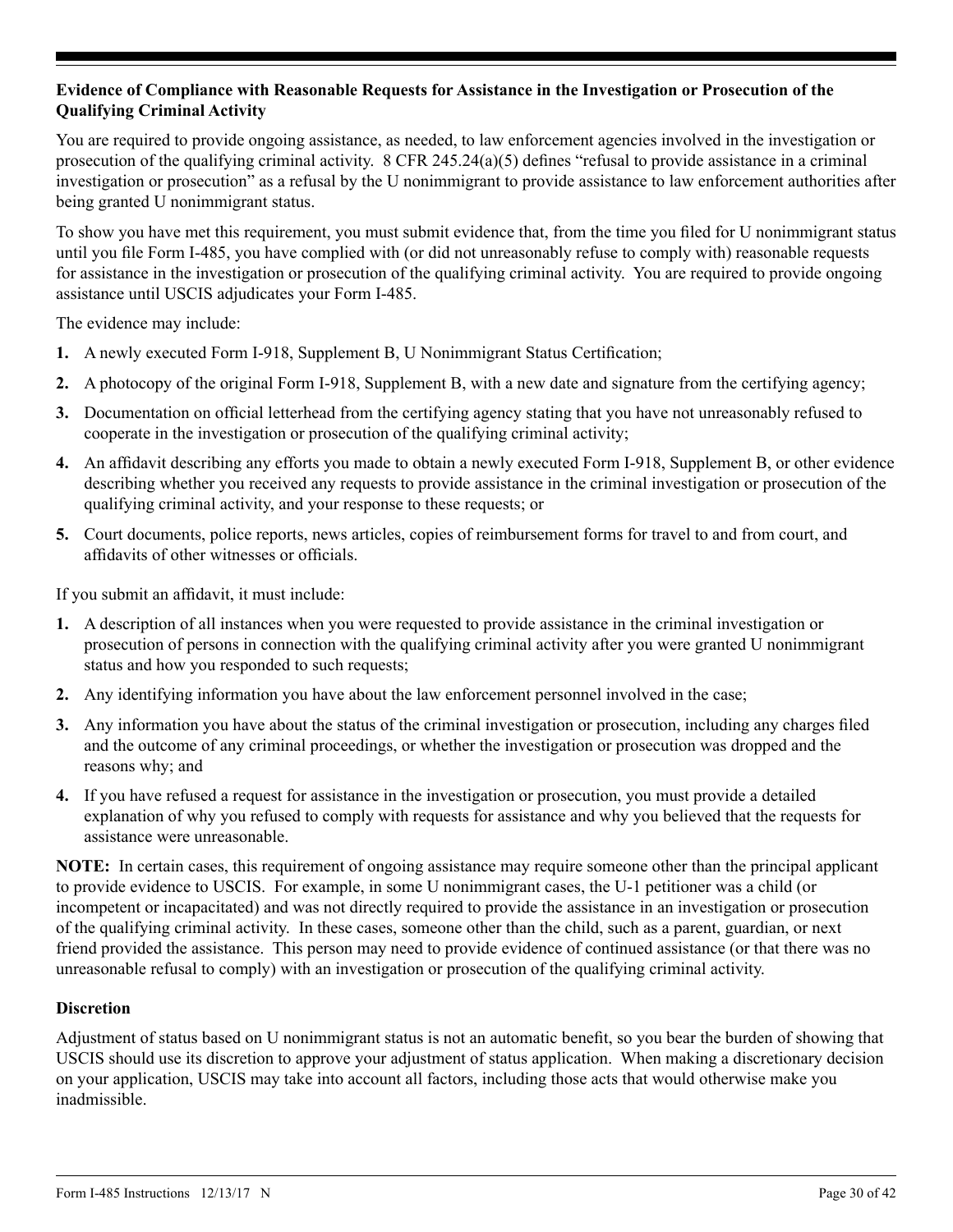**Evidence of Compliance with Reasonable Requests for Assistance in the Investigation or Prosecution of the Qualifying Criminal Activity**

You are required to provide ongoing assistance, as needed, to law enforcement agencies involved in the investigation or prosecution of the qualifying criminal activity. 8 CFR 245.24(a)(5) defines "refusal to provide assistance in a criminal investigation or prosecution" as a refusal by the U nonimmigrant to provide assistance to law enforcement authorities after being granted U nonimmigrant status.

To show you have met this requirement, you must submit evidence that, from the time you filed for U nonimmigrant status until you file Form I-485, you have complied with (or did not unreasonably refuse to comply with) reasonable requests for assistance in the investigation or prosecution of the qualifying criminal activity. You are required to provide ongoing assistance until USCIS adjudicates your Form I-485.

The evidence may include:

1. A newly executed Form I-918, Supplement B, U Nonimmigrant Status Certification;
2. A photocopy of the original Form I-918, Supplement B, with a new date and signature from the certifying agency;
3. Documentation on official letterhead from the certifying agency stating that you have not unreasonably refused to cooperate in the investigation or prosecution of the qualifying criminal activity;
4. An affidavit describing any efforts you made to obtain a newly executed Form I-918, Supplement B, or other evidence describing whether you received any requests to provide assistance in the criminal investigation or prosecution of the qualifying criminal activity, and your response to these requests; or
5. Court documents, police reports, news articles, copies of reimbursement forms for travel to and from court, and affidavits of other witnesses or officials.

If you submit an affidavit, it must include:

1. A description of all instances when you were requested to provide assistance in the criminal investigation or prosecution of persons in connection with the qualifying criminal activity after you were granted U nonimmigrant status and how you responded to such requests;
2. Any identifying information you have about the law enforcement personnel involved in the case;
3. Any information you have about the status of the criminal investigation or prosecution, including any charges filed and the outcome of any criminal proceedings, or whether the investigation or prosecution was dropped and the reasons why; and
4. If you have refused a request for assistance in the investigation or prosecution, you must provide a detailed explanation of why you refused to comply with requests for assistance and why you believed that the requests for assistance were unreasonable.

**NOTE:** In certain cases, this requirement of ongoing assistance may require someone other than the principal applicant to provide evidence to USCIS. For example, in some U nonimmigrant cases, the U-1 petitioner was a child (or incompetent or incapacitated) and was not directly required to provide the assistance in an investigation or prosecution of the qualifying criminal activity. In these cases, someone other than the child, such as a parent, guardian, or next friend provided the assistance. This person may need to provide evidence of continued assistance (or that there was no unreasonable refusal to comply) with an investigation or prosecution of the qualifying criminal activity.

**Discretion**

Adjustment of status based on U nonimmigrant status is not an automatic benefit, so you bear the burden of showing that USCIS should use its discretion to approve your adjustment of status application. When making a discretionary decision on your application, USCIS may take into account all factors, including those acts that would otherwise make you inadmissible.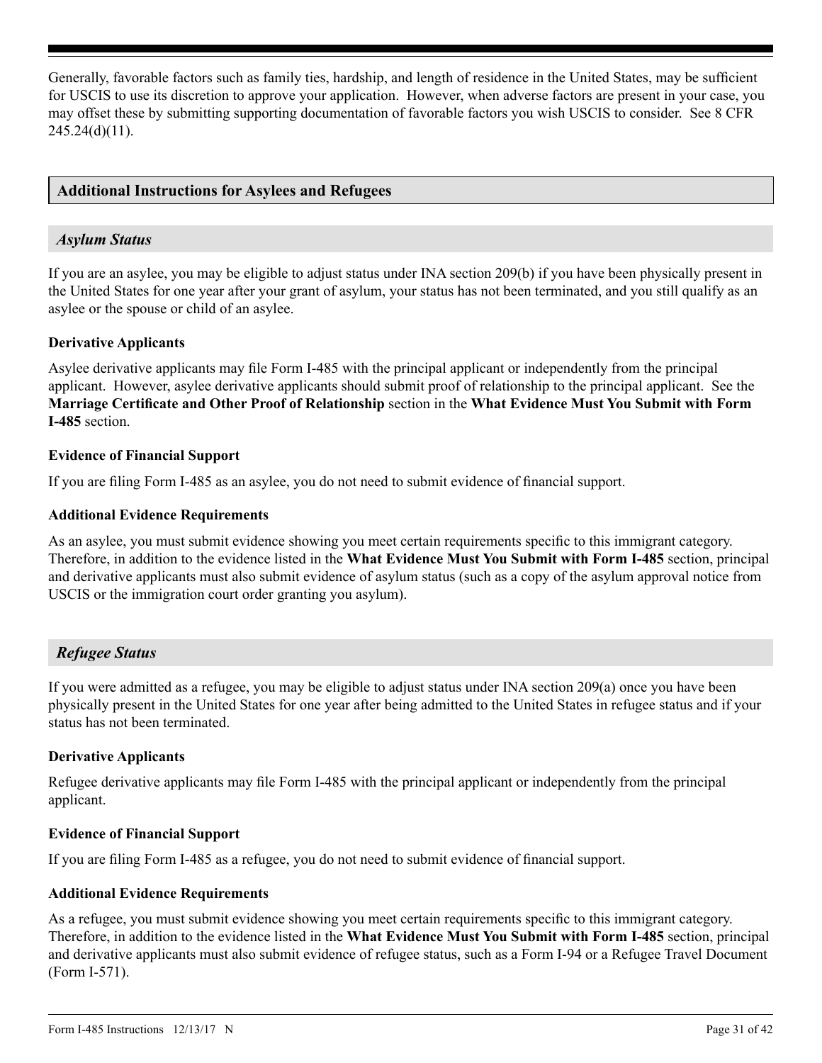Generally, favorable factors such as family ties, hardship, and length of residence in the United States, may be sufficient for USCIS to use its discretion to approve your application. However, when adverse factors are present in your case, you may offset these by submitting supporting documentation of favorable factors you wish USCIS to consider. See 8 CFR 245.24(d)(11).

## Additional Instructions for Asylees and Refugees

### *Asylum Status*

If you are an asylee, you may be eligible to adjust status under INA section 209(b) if you have been physically present in the United States for one year after your grant of asylum, your status has not been terminated, and you still qualify as an asylee or the spouse or child of an asylee.

**Derivative Applicants**

Asylee derivative applicants may file Form I-485 with the principal applicant or independently from the principal applicant. However, asylee derivative applicants should submit proof of relationship to the principal applicant. See the **Marriage Certificate and Other Proof of Relationship** section in the **What Evidence Must You Submit with Form I-485** section.

**Evidence of Financial Support**

If you are filing Form I-485 as an asylee, you do not need to submit evidence of financial support.

**Additional Evidence Requirements**

As an asylee, you must submit evidence showing you meet certain requirements specific to this immigrant category. Therefore, in addition to the evidence listed in the **What Evidence Must You Submit with Form I-485** section, principal and derivative applicants must also submit evidence of asylum status (such as a copy of the asylum approval notice from USCIS or the immigration court order granting you asylum).

### *Refugee Status*

If you were admitted as a refugee, you may be eligible to adjust status under INA section 209(a) once you have been physically present in the United States for one year after being admitted to the United States in refugee status and if your status has not been terminated.

**Derivative Applicants**

Refugee derivative applicants may file Form I-485 with the principal applicant or independently from the principal applicant.

**Evidence of Financial Support**

If you are filing Form I-485 as a refugee, you do not need to submit evidence of financial support.

**Additional Evidence Requirements**

As a refugee, you must submit evidence showing you meet certain requirements specific to this immigrant category. Therefore, in addition to the evidence listed in the **What Evidence Must You Submit with Form I-485** section, principal and derivative applicants must also submit evidence of refugee status, such as a Form I-94 or a Refugee Travel Document (Form I-571).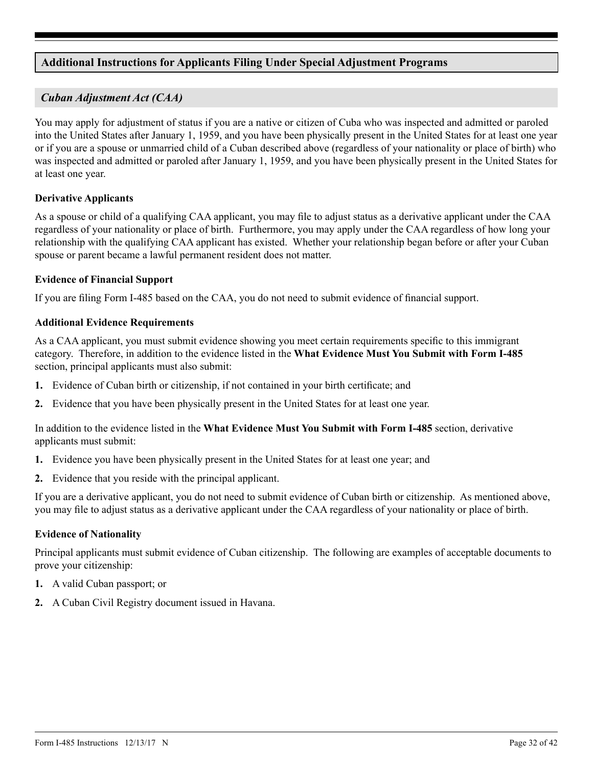## Additional Instructions for Applicants Filing Under Special Adjustment Programs

### *Cuban Adjustment Act (CAA)*

You may apply for adjustment of status if you are a native or citizen of Cuba who was inspected and admitted or paroled into the United States after January 1, 1959, and you have been physically present in the United States for at least one year or if you are a spouse or unmarried child of a Cuban described above (regardless of your nationality or place of birth) who was inspected and admitted or paroled after January 1, 1959, and you have been physically present in the United States for at least one year.

#### Derivative Applicants

As a spouse or child of a qualifying CAA applicant, you may file to adjust status as a derivative applicant under the CAA regardless of your nationality or place of birth. Furthermore, you may apply under the CAA regardless of how long your relationship with the qualifying CAA applicant has existed. Whether your relationship began before or after your Cuban spouse or parent became a lawful permanent resident does not matter.

#### Evidence of Financial Support

If you are filing Form I-485 based on the CAA, you do not need to submit evidence of financial support.

#### Additional Evidence Requirements

As a CAA applicant, you must submit evidence showing you meet certain requirements specific to this immigrant category. Therefore, in addition to the evidence listed in the **What Evidence Must You Submit with Form I-485** section, principal applicants must also submit:

1. Evidence of Cuban birth or citizenship, if not contained in your birth certificate; and
2. Evidence that you have been physically present in the United States for at least one year.

In addition to the evidence listed in the **What Evidence Must You Submit with Form I-485** section, derivative applicants must submit:

1. Evidence you have been physically present in the United States for at least one year; and
2. Evidence that you reside with the principal applicant.

If you are a derivative applicant, you do not need to submit evidence of Cuban birth or citizenship. As mentioned above, you may file to adjust status as a derivative applicant under the CAA regardless of your nationality or place of birth.

#### Evidence of Nationality

Principal applicants must submit evidence of Cuban citizenship. The following are examples of acceptable documents to prove your citizenship:

1. A valid Cuban passport; or
2. A Cuban Civil Registry document issued in Havana.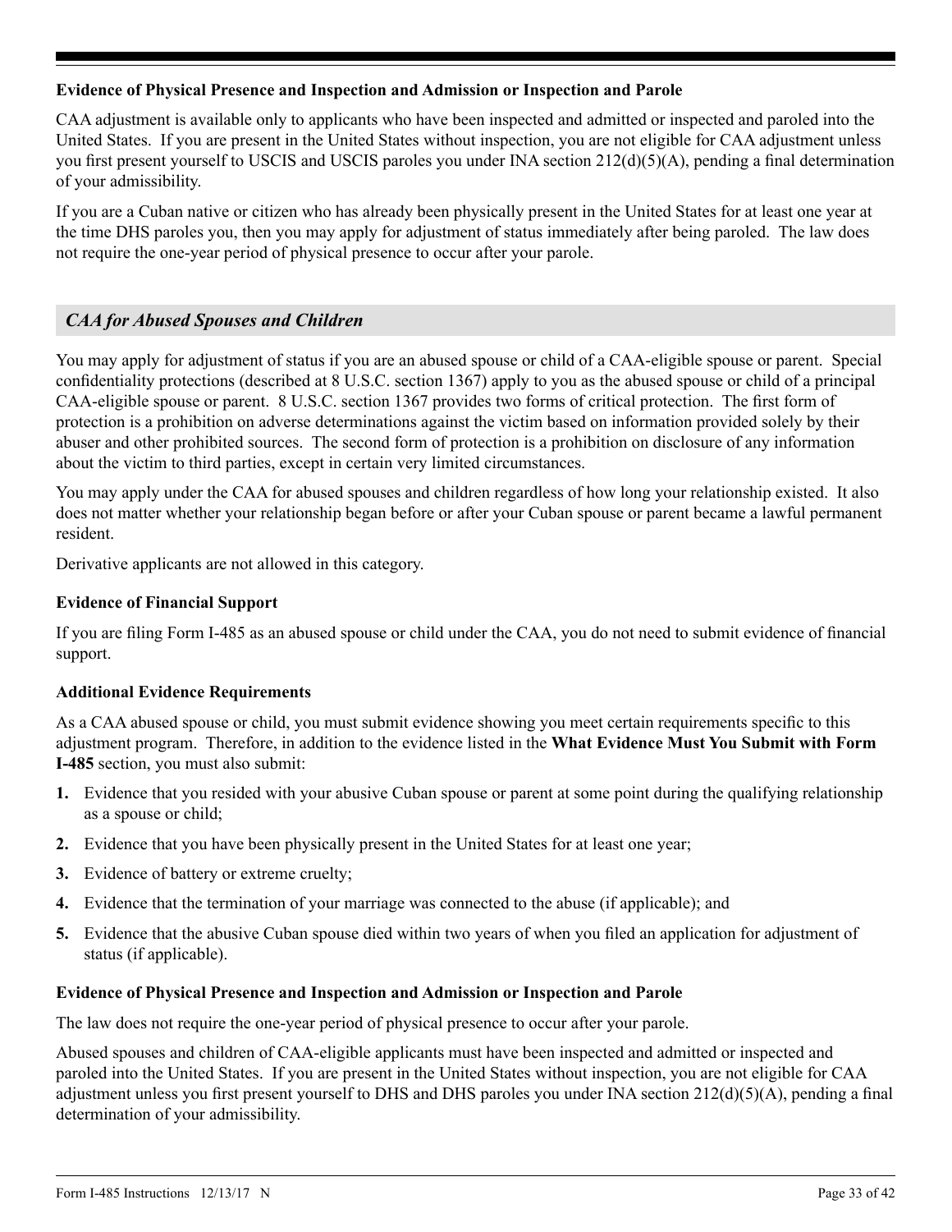**Evidence of Physical Presence and Inspection and Admission or Inspection and Parole**

CAA adjustment is available only to applicants who have been inspected and admitted or inspected and paroled into the United States. If you are present in the United States without inspection, you are not eligible for CAA adjustment unless you first present yourself to USCIS and USCIS paroles you under INA section 212(d)(5)(A), pending a final determination of your admissibility.

If you are a Cuban native or citizen who has already been physically present in the United States for at least one year at the time DHS paroles you, then you may apply for adjustment of status immediately after being paroled. The law does not require the one-year period of physical presence to occur after your parole.

## *CAA for Abused Spouses and Children*

You may apply for adjustment of status if you are an abused spouse or child of a CAA-eligible spouse or parent. Special confidentiality protections (described at 8 U.S.C. section 1367) apply to you as the abused spouse or child of a principal CAA-eligible spouse or parent. 8 U.S.C. section 1367 provides two forms of critical protection. The first form of protection is a prohibition on adverse determinations against the victim based on information provided solely by their abuser and other prohibited sources. The second form of protection is a prohibition on disclosure of any information about the victim to third parties, except in certain very limited circumstances.

You may apply under the CAA for abused spouses and children regardless of how long your relationship existed. It also does not matter whether your relationship began before or after your Cuban spouse or parent became a lawful permanent resident.

Derivative applicants are not allowed in this category.

**Evidence of Financial Support**

If you are filing Form I-485 as an abused spouse or child under the CAA, you do not need to submit evidence of financial support.

**Additional Evidence Requirements**

As a CAA abused spouse or child, you must submit evidence showing you meet certain requirements specific to this adjustment program. Therefore, in addition to the evidence listed in the **What Evidence Must You Submit with Form I-485** section, you must also submit:

1. Evidence that you resided with your abusive Cuban spouse or parent at some point during the qualifying relationship as a spouse or child;
2. Evidence that you have been physically present in the United States for at least one year;
3. Evidence of battery or extreme cruelty;
4. Evidence that the termination of your marriage was connected to the abuse (if applicable); and
5. Evidence that the abusive Cuban spouse died within two years of when you filed an application for adjustment of status (if applicable).

**Evidence of Physical Presence and Inspection and Admission or Inspection and Parole**

The law does not require the one-year period of physical presence to occur after your parole.

Abused spouses and children of CAA-eligible applicants must have been inspected and admitted or inspected and paroled into the United States. If you are present in the United States without inspection, you are not eligible for CAA adjustment unless you first present yourself to DHS and DHS paroles you under INA section 212(d)(5)(A), pending a final determination of your admissibility.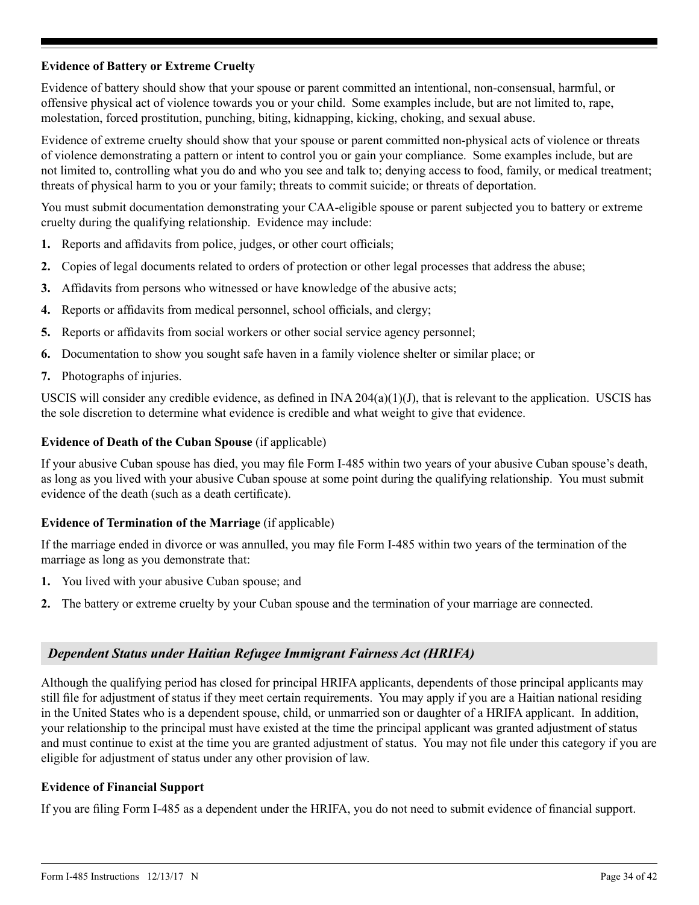**Evidence of Battery or Extreme Cruelty**

Evidence of battery should show that your spouse or parent committed an intentional, non-consensual, harmful, or offensive physical act of violence towards you or your child. Some examples include, but are not limited to, rape, molestation, forced prostitution, punching, biting, kidnapping, kicking, choking, and sexual abuse.

Evidence of extreme cruelty should show that your spouse or parent committed non-physical acts of violence or threats of violence demonstrating a pattern or intent to control you or gain your compliance. Some examples include, but are not limited to, controlling what you do and who you see and talk to; denying access to food, family, or medical treatment; threats of physical harm to you or your family; threats to commit suicide; or threats of deportation.

You must submit documentation demonstrating your CAA-eligible spouse or parent subjected you to battery or extreme cruelty during the qualifying relationship. Evidence may include:

1. Reports and affidavits from police, judges, or other court officials;
2. Copies of legal documents related to orders of protection or other legal processes that address the abuse;
3. Affidavits from persons who witnessed or have knowledge of the abusive acts;
4. Reports or affidavits from medical personnel, school officials, and clergy;
5. Reports or affidavits from social workers or other social service agency personnel;
6. Documentation to show you sought safe haven in a family violence shelter or similar place; or
7. Photographs of injuries.

USCIS will consider any credible evidence, as defined in INA 204(a)(1)(J), that is relevant to the application. USCIS has the sole discretion to determine what evidence is credible and what weight to give that evidence.

**Evidence of Death of the Cuban Spouse** (if applicable)

If your abusive Cuban spouse has died, you may file Form I-485 within two years of your abusive Cuban spouse's death, as long as you lived with your abusive Cuban spouse at some point during the qualifying relationship. You must submit evidence of the death (such as a death certificate).

**Evidence of Termination of the Marriage** (if applicable)

If the marriage ended in divorce or was annulled, you may file Form I-485 within two years of the termination of the marriage as long as you demonstrate that:

1. You lived with your abusive Cuban spouse; and
2. The battery or extreme cruelty by your Cuban spouse and the termination of your marriage are connected.

## *Dependent Status under Haitian Refugee Immigrant Fairness Act (HRIFA)*

Although the qualifying period has closed for principal HRIFA applicants, dependents of those principal applicants may still file for adjustment of status if they meet certain requirements. You may apply if you are a Haitian national residing in the United States who is a dependent spouse, child, or unmarried son or daughter of a HRIFA applicant. In addition, your relationship to the principal must have existed at the time the principal applicant was granted adjustment of status and must continue to exist at the time you are granted adjustment of status. You may not file under this category if you are eligible for adjustment of status under any other provision of law.

**Evidence of Financial Support**

If you are filing Form I-485 as a dependent under the HRIFA, you do not need to submit evidence of financial support.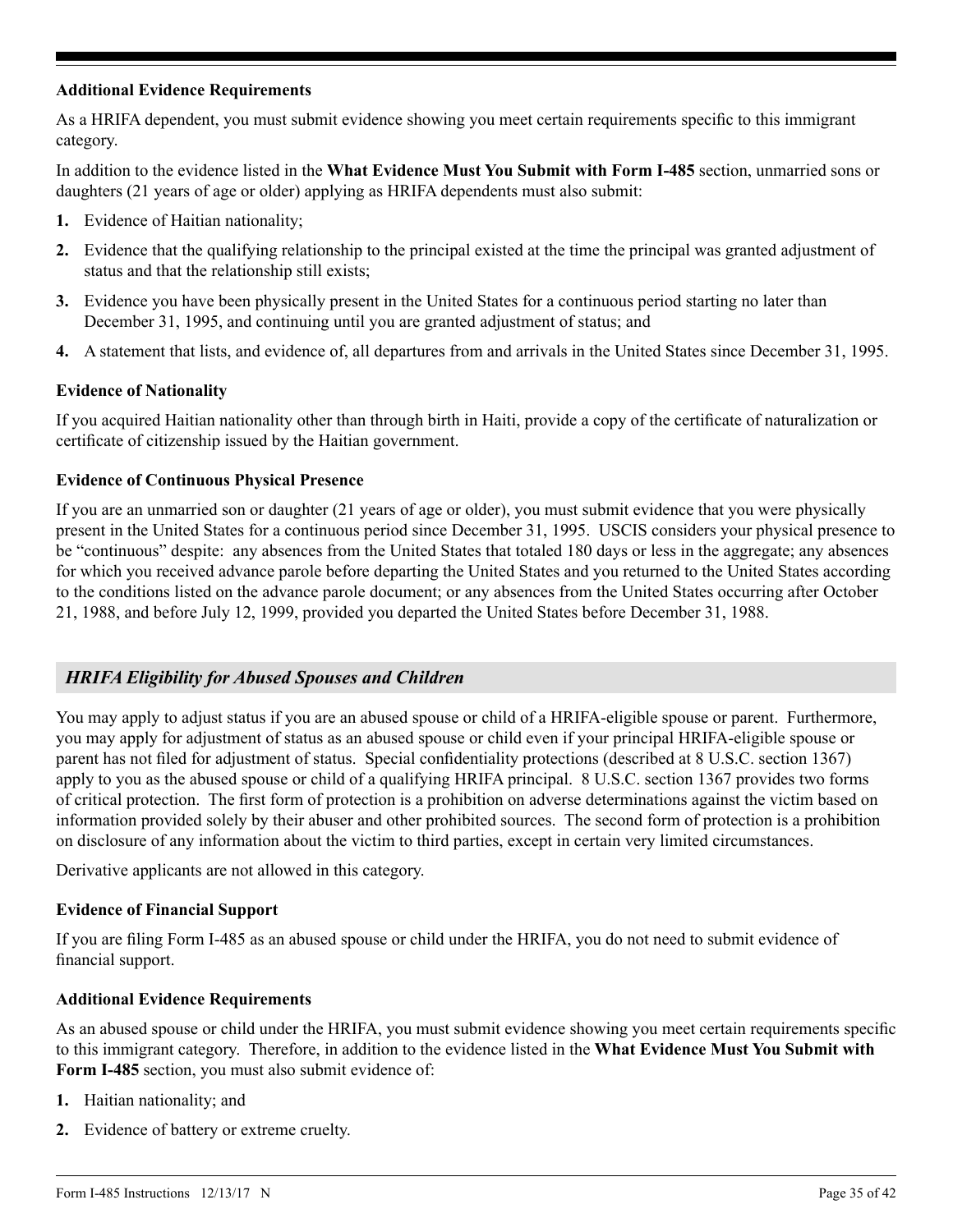**Additional Evidence Requirements**

As a HRIFA dependent, you must submit evidence showing you meet certain requirements specific to this immigrant category.

In addition to the evidence listed in the **What Evidence Must You Submit with Form I-485** section, unmarried sons or daughters (21 years of age or older) applying as HRIFA dependents must also submit:

1. Evidence of Haitian nationality;
2. Evidence that the qualifying relationship to the principal existed at the time the principal was granted adjustment of status and that the relationship still exists;
3. Evidence you have been physically present in the United States for a continuous period starting no later than December 31, 1995, and continuing until you are granted adjustment of status; and
4. A statement that lists, and evidence of, all departures from and arrivals in the United States since December 31, 1995.

**Evidence of Nationality**

If you acquired Haitian nationality other than through birth in Haiti, provide a copy of the certificate of naturalization or certificate of citizenship issued by the Haitian government.

**Evidence of Continuous Physical Presence**

If you are an unmarried son or daughter (21 years of age or older), you must submit evidence that you were physically present in the United States for a continuous period since December 31, 1995. USCIS considers your physical presence to be "continuous" despite: any absences from the United States that totaled 180 days or less in the aggregate; any absences for which you received advance parole before departing the United States and you returned to the United States according to the conditions listed on the advance parole document; or any absences from the United States occurring after October 21, 1988, and before July 12, 1999, provided you departed the United States before December 31, 1988.

## *HRIFA Eligibility for Abused Spouses and Children*

You may apply to adjust status if you are an abused spouse or child of a HRIFA-eligible spouse or parent. Furthermore, you may apply for adjustment of status as an abused spouse or child even if your principal HRIFA-eligible spouse or parent has not filed for adjustment of status. Special confidentiality protections (described at 8 U.S.C. section 1367) apply to you as the abused spouse or child of a qualifying HRIFA principal. 8 U.S.C. section 1367 provides two forms of critical protection. The first form of protection is a prohibition on adverse determinations against the victim based on information provided solely by their abuser and other prohibited sources. The second form of protection is a prohibition on disclosure of any information about the victim to third parties, except in certain very limited circumstances.

Derivative applicants are not allowed in this category.

**Evidence of Financial Support**

If you are filing Form I-485 as an abused spouse or child under the HRIFA, you do not need to submit evidence of financial support.

**Additional Evidence Requirements**

As an abused spouse or child under the HRIFA, you must submit evidence showing you meet certain requirements specific to this immigrant category. Therefore, in addition to the evidence listed in the **What Evidence Must You Submit with Form I-485** section, you must also submit evidence of:

1. Haitian nationality; and
2. Evidence of battery or extreme cruelty.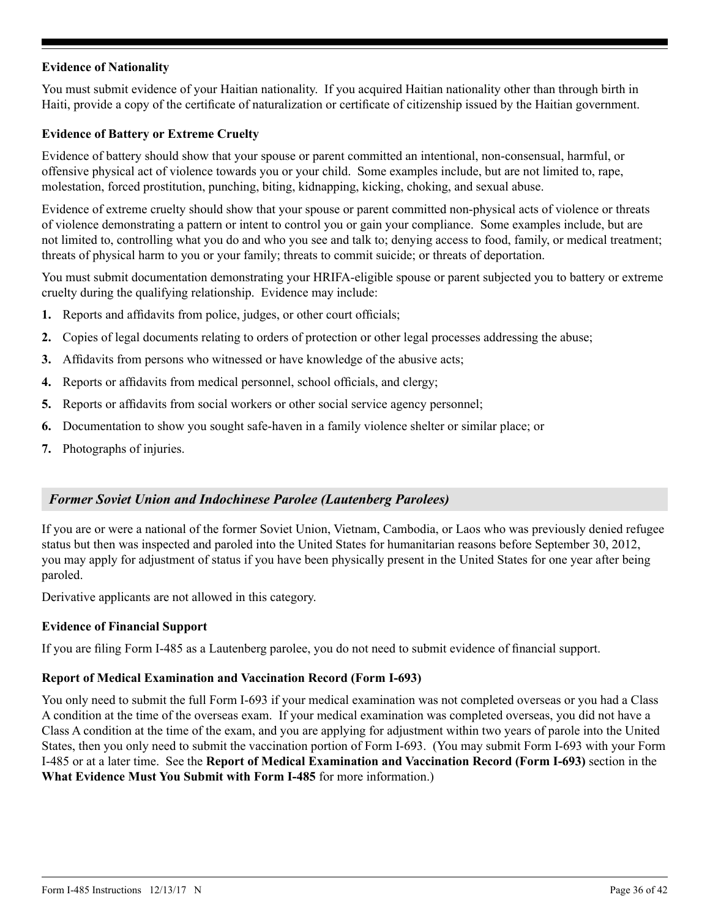### Evidence of Nationality

You must submit evidence of your Haitian nationality. If you acquired Haitian nationality other than through birth in Haiti, provide a copy of the certificate of naturalization or certificate of citizenship issued by the Haitian government.

### Evidence of Battery or Extreme Cruelty

Evidence of battery should show that your spouse or parent committed an intentional, non-consensual, harmful, or offensive physical act of violence towards you or your child. Some examples include, but are not limited to, rape, molestation, forced prostitution, punching, biting, kidnapping, kicking, choking, and sexual abuse.

Evidence of extreme cruelty should show that your spouse or parent committed non-physical acts of violence or threats of violence demonstrating a pattern or intent to control you or gain your compliance. Some examples include, but are not limited to, controlling what you do and who you see and talk to; denying access to food, family, or medical treatment; threats of physical harm to you or your family; threats to commit suicide; or threats of deportation.

You must submit documentation demonstrating your HRIFA-eligible spouse or parent subjected you to battery or extreme cruelty during the qualifying relationship. Evidence may include:

1. Reports and affidavits from police, judges, or other court officials;
2. Copies of legal documents relating to orders of protection or other legal processes addressing the abuse;
3. Affidavits from persons who witnessed or have knowledge of the abusive acts;
4. Reports or affidavits from medical personnel, school officials, and clergy;
5. Reports or affidavits from social workers or other social service agency personnel;
6. Documentation to show you sought safe-haven in a family violence shelter or similar place; or
7. Photographs of injuries.

## *Former Soviet Union and Indochinese Parolee (Lautenberg Parolees)*

If you are or were a national of the former Soviet Union, Vietnam, Cambodia, or Laos who was previously denied refugee status but then was inspected and paroled into the United States for humanitarian reasons before September 30, 2012, you may apply for adjustment of status if you have been physically present in the United States for one year after being paroled.

Derivative applicants are not allowed in this category.

### Evidence of Financial Support

If you are filing Form I-485 as a Lautenberg parolee, you do not need to submit evidence of financial support.

### Report of Medical Examination and Vaccination Record (Form I-693)

You only need to submit the full Form I-693 if your medical examination was not completed overseas or you had a Class A condition at the time of the overseas exam. If your medical examination was completed overseas, you did not have a Class A condition at the time of the exam, and you are applying for adjustment within two years of parole into the United States, then you only need to submit the vaccination portion of Form I-693. (You may submit Form I-693 with your Form I-485 or at a later time. See the **Report of Medical Examination and Vaccination Record (Form I-693)** section in the **What Evidence Must You Submit with Form I-485** for more information.)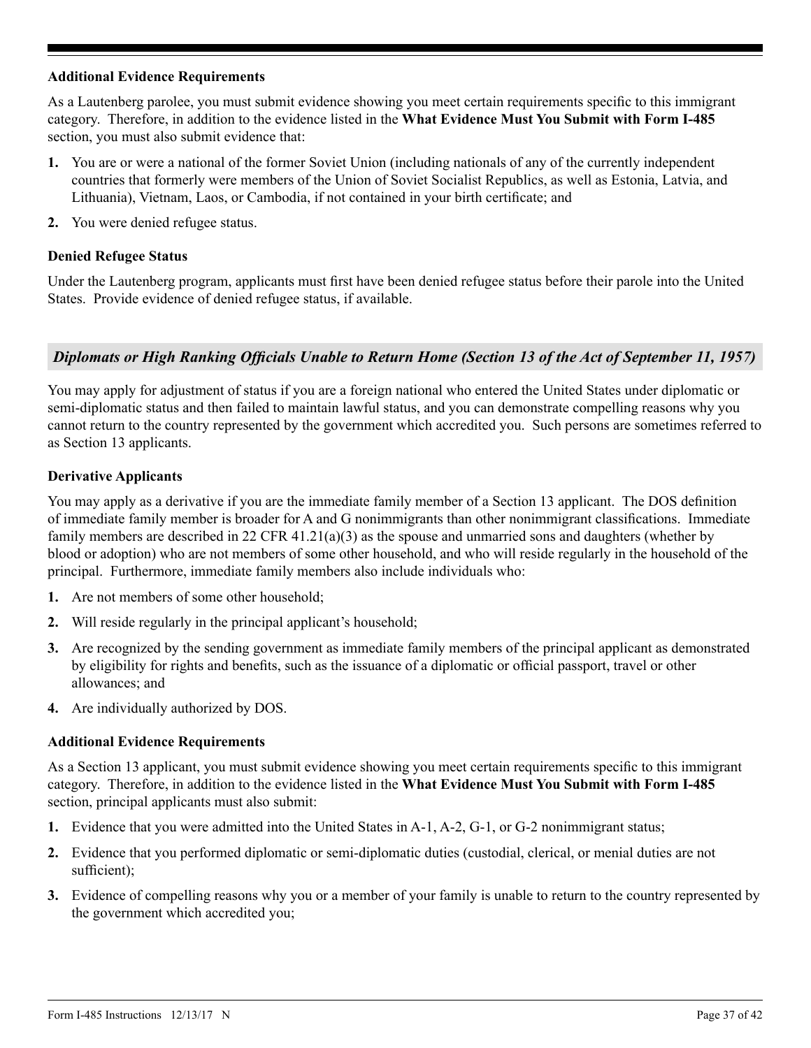### Additional Evidence Requirements

As a Lautenberg parolee, you must submit evidence showing you meet certain requirements specific to this immigrant category. Therefore, in addition to the evidence listed in the **What Evidence Must You Submit with Form I-485** section, you must also submit evidence that:

1. You are or were a national of the former Soviet Union (including nationals of any of the currently independent countries that formerly were members of the Union of Soviet Socialist Republics, as well as Estonia, Latvia, and Lithuania), Vietnam, Laos, or Cambodia, if not contained in your birth certificate; and
2. You were denied refugee status.

### Denied Refugee Status

Under the Lautenberg program, applicants must first have been denied refugee status before their parole into the United States. Provide evidence of denied refugee status, if available.

## *Diplomats or High Ranking Officials Unable to Return Home (Section 13 of the Act of September 11, 1957)*

You may apply for adjustment of status if you are a foreign national who entered the United States under diplomatic or semi-diplomatic status and then failed to maintain lawful status, and you can demonstrate compelling reasons why you cannot return to the country represented by the government which accredited you. Such persons are sometimes referred to as Section 13 applicants.

### Derivative Applicants

You may apply as a derivative if you are the immediate family member of a Section 13 applicant. The DOS definition of immediate family member is broader for A and G nonimmigrants than other nonimmigrant classifications. Immediate family members are described in 22 CFR 41.21(a)(3) as the spouse and unmarried sons and daughters (whether by blood or adoption) who are not members of some other household, and who will reside regularly in the household of the principal. Furthermore, immediate family members also include individuals who:

1. Are not members of some other household;
2. Will reside regularly in the principal applicant's household;
3. Are recognized by the sending government as immediate family members of the principal applicant as demonstrated by eligibility for rights and benefits, such as the issuance of a diplomatic or official passport, travel or other allowances; and
4. Are individually authorized by DOS.

### Additional Evidence Requirements

As a Section 13 applicant, you must submit evidence showing you meet certain requirements specific to this immigrant category. Therefore, in addition to the evidence listed in the **What Evidence Must You Submit with Form I-485** section, principal applicants must also submit:

1. Evidence that you were admitted into the United States in A-1, A-2, G-1, or G-2 nonimmigrant status;
2. Evidence that you performed diplomatic or semi-diplomatic duties (custodial, clerical, or menial duties are not sufficient);
3. Evidence of compelling reasons why you or a member of your family is unable to return to the country represented by the government which accredited you;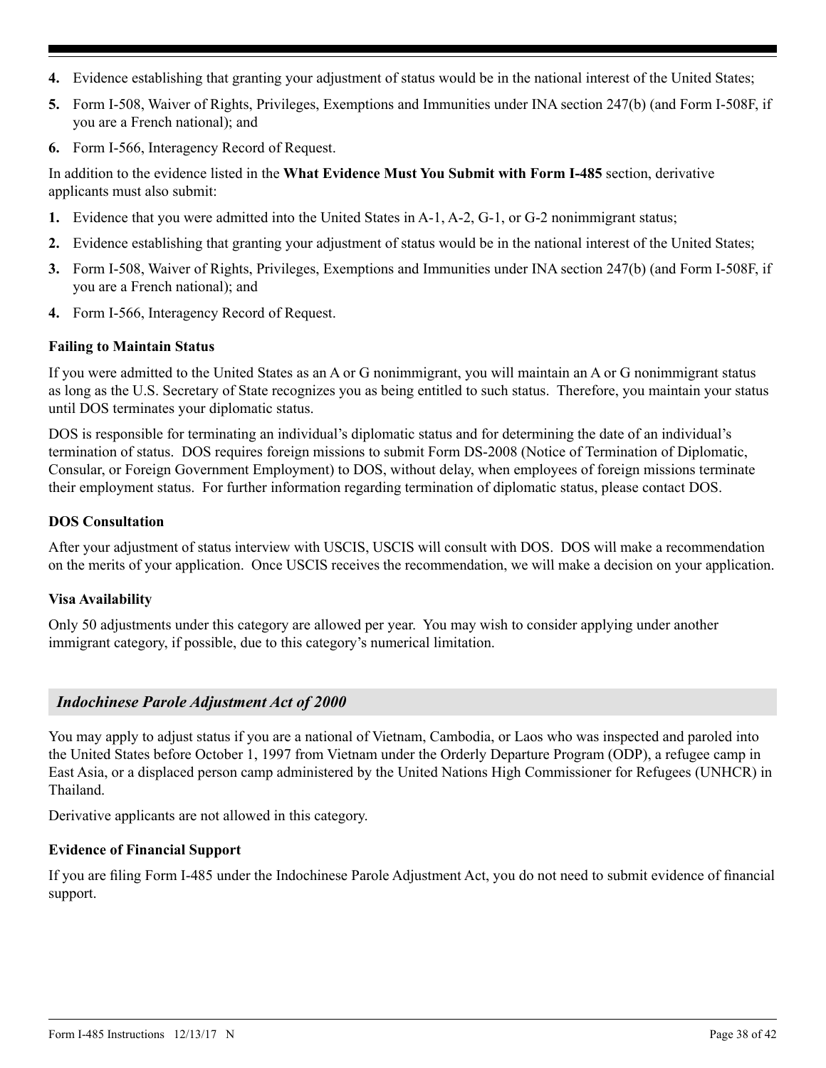4. Evidence establishing that granting your adjustment of status would be in the national interest of the United States;
5. Form I-508, Waiver of Rights, Privileges, Exemptions and Immunities under INA section 247(b) (and Form I-508F, if you are a French national); and
6. Form I-566, Interagency Record of Request.

In addition to the evidence listed in the **What Evidence Must You Submit with Form I-485** section, derivative applicants must also submit:

1. Evidence that you were admitted into the United States in A-1, A-2, G-1, or G-2 nonimmigrant status;
2. Evidence establishing that granting your adjustment of status would be in the national interest of the United States;
3. Form I-508, Waiver of Rights, Privileges, Exemptions and Immunities under INA section 247(b) (and Form I-508F, if you are a French national); and
4. Form I-566, Interagency Record of Request.

**Failing to Maintain Status**

If you were admitted to the United States as an A or G nonimmigrant, you will maintain an A or G nonimmigrant status as long as the U.S. Secretary of State recognizes you as being entitled to such status. Therefore, you maintain your status until DOS terminates your diplomatic status.

DOS is responsible for terminating an individual's diplomatic status and for determining the date of an individual's termination of status. DOS requires foreign missions to submit Form DS-2008 (Notice of Termination of Diplomatic, Consular, or Foreign Government Employment) to DOS, without delay, when employees of foreign missions terminate their employment status. For further information regarding termination of diplomatic status, please contact DOS.

**DOS Consultation**

After your adjustment of status interview with USCIS, USCIS will consult with DOS. DOS will make a recommendation on the merits of your application. Once USCIS receives the recommendation, we will make a decision on your application.

**Visa Availability**

Only 50 adjustments under this category are allowed per year. You may wish to consider applying under another immigrant category, if possible, due to this category's numerical limitation.

## *Indochinese Parole Adjustment Act of 2000*

You may apply to adjust status if you are a national of Vietnam, Cambodia, or Laos who was inspected and paroled into the United States before October 1, 1997 from Vietnam under the Orderly Departure Program (ODP), a refugee camp in East Asia, or a displaced person camp administered by the United Nations High Commissioner for Refugees (UNHCR) in Thailand.

Derivative applicants are not allowed in this category.

**Evidence of Financial Support**

If you are filing Form I-485 under the Indochinese Parole Adjustment Act, you do not need to submit evidence of financial support.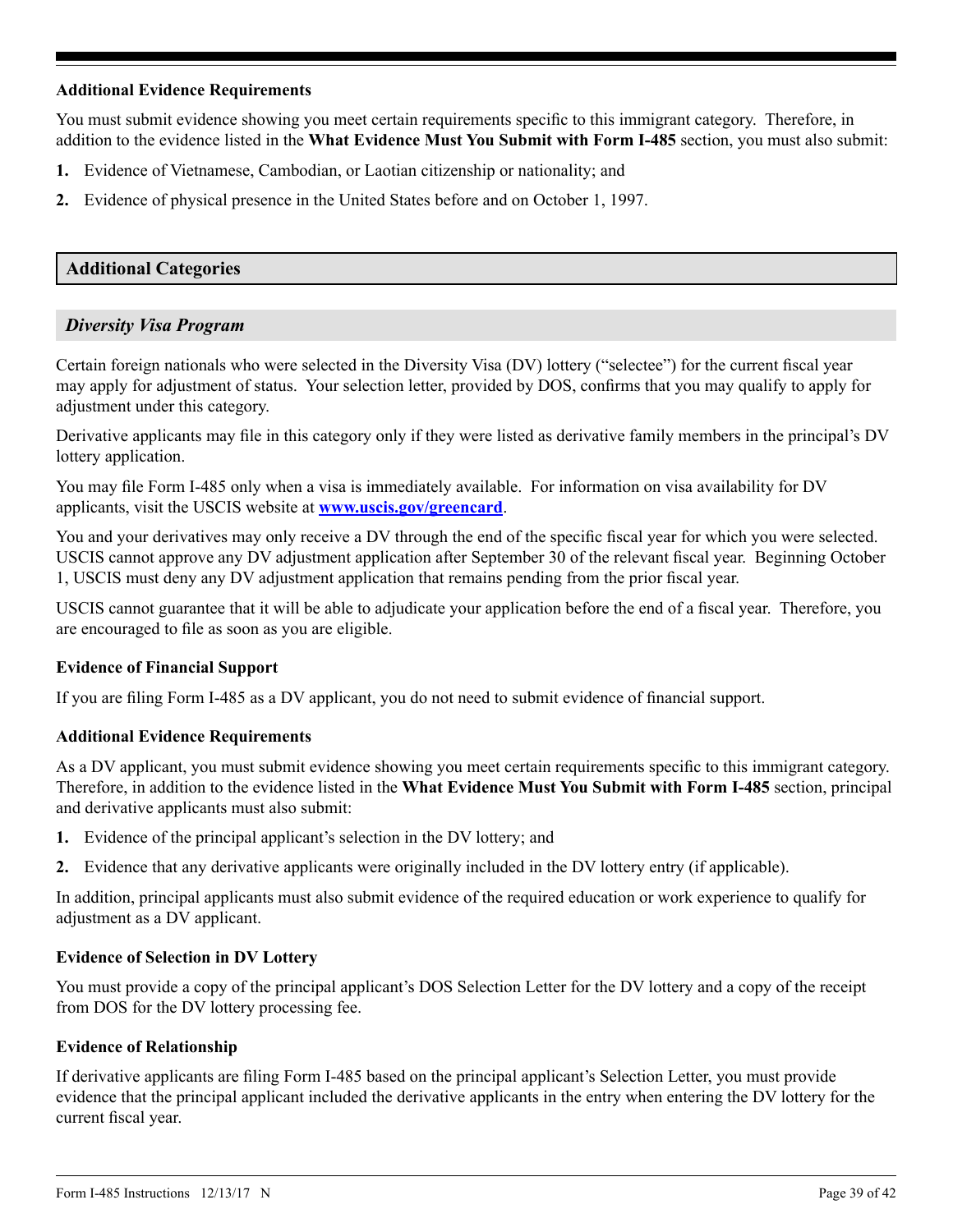**Additional Evidence Requirements**

You must submit evidence showing you meet certain requirements specific to this immigrant category. Therefore, in addition to the evidence listed in the **What Evidence Must You Submit with Form I-485** section, you must also submit:

1. Evidence of Vietnamese, Cambodian, or Laotian citizenship or nationality; and
2. Evidence of physical presence in the United States before and on October 1, 1997.

## Additional Categories

### *Diversity Visa Program*

Certain foreign nationals who were selected in the Diversity Visa (DV) lottery ("selectee") for the current fiscal year may apply for adjustment of status. Your selection letter, provided by DOS, confirms that you may qualify to apply for adjustment under this category.

Derivative applicants may file in this category only if they were listed as derivative family members in the principal's DV lottery application.

You may file Form I-485 only when a visa is immediately available. For information on visa availability for DV applicants, visit the USCIS website at **www.uscis.gov/greencard**.

You and your derivatives may only receive a DV through the end of the specific fiscal year for which you were selected. USCIS cannot approve any DV adjustment application after September 30 of the relevant fiscal year. Beginning October 1, USCIS must deny any DV adjustment application that remains pending from the prior fiscal year.

USCIS cannot guarantee that it will be able to adjudicate your application before the end of a fiscal year. Therefore, you are encouraged to file as soon as you are eligible.

**Evidence of Financial Support**

If you are filing Form I-485 as a DV applicant, you do not need to submit evidence of financial support.

**Additional Evidence Requirements**

As a DV applicant, you must submit evidence showing you meet certain requirements specific to this immigrant category. Therefore, in addition to the evidence listed in the **What Evidence Must You Submit with Form I-485** section, principal and derivative applicants must also submit:

1. Evidence of the principal applicant's selection in the DV lottery; and
2. Evidence that any derivative applicants were originally included in the DV lottery entry (if applicable).

In addition, principal applicants must also submit evidence of the required education or work experience to qualify for adjustment as a DV applicant.

**Evidence of Selection in DV Lottery**

You must provide a copy of the principal applicant's DOS Selection Letter for the DV lottery and a copy of the receipt from DOS for the DV lottery processing fee.

**Evidence of Relationship**

If derivative applicants are filing Form I-485 based on the principal applicant's Selection Letter, you must provide evidence that the principal applicant included the derivative applicants in the entry when entering the DV lottery for the current fiscal year.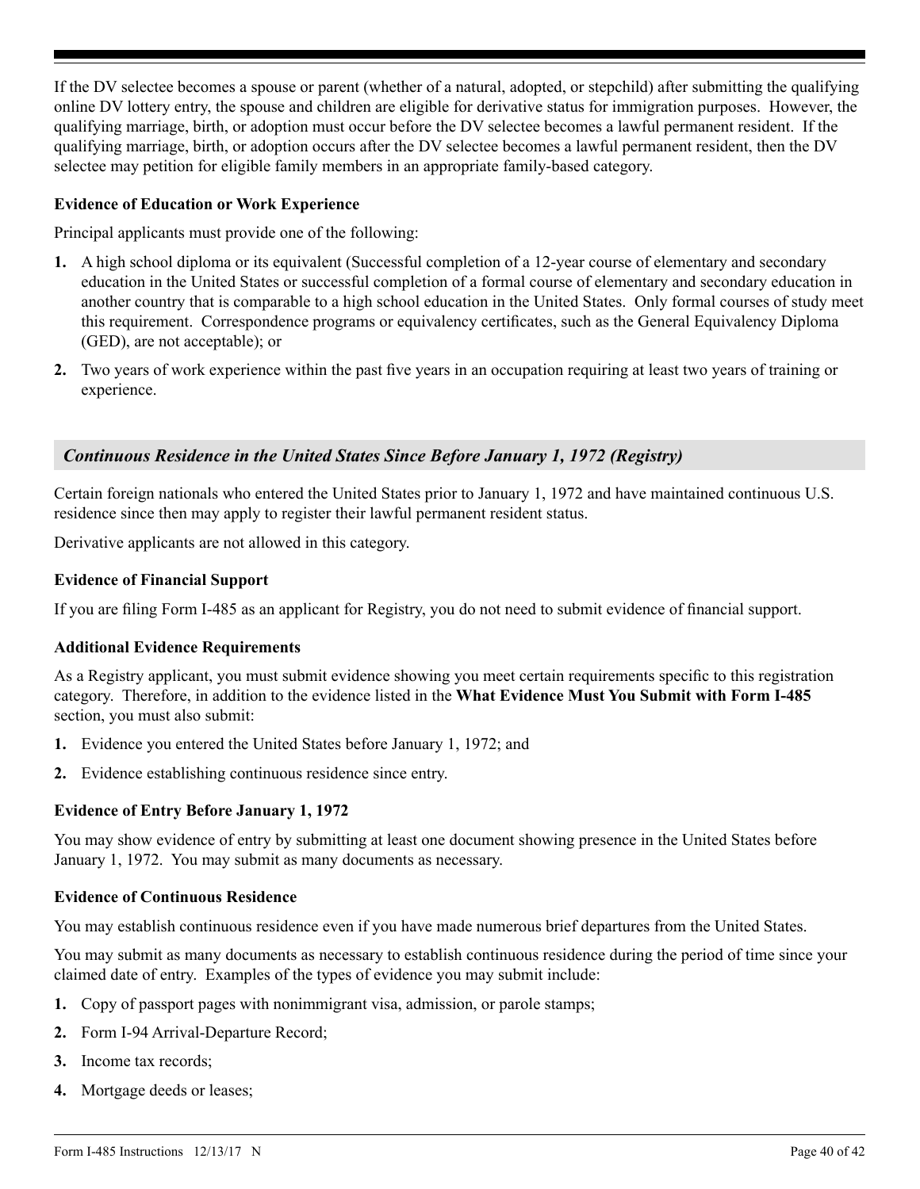If the DV selectee becomes a spouse or parent (whether of a natural, adopted, or stepchild) after submitting the qualifying online DV lottery entry, the spouse and children are eligible for derivative status for immigration purposes. However, the qualifying marriage, birth, or adoption must occur before the DV selectee becomes a lawful permanent resident. If the qualifying marriage, birth, or adoption occurs after the DV selectee becomes a lawful permanent resident, then the DV selectee may petition for eligible family members in an appropriate family-based category.

**Evidence of Education or Work Experience**

Principal applicants must provide one of the following:

1. A high school diploma or its equivalent (Successful completion of a 12-year course of elementary and secondary education in the United States or successful completion of a formal course of elementary and secondary education in another country that is comparable to a high school education in the United States. Only formal courses of study meet this requirement. Correspondence programs or equivalency certificates, such as the General Equivalency Diploma (GED), are not acceptable); or
2. Two years of work experience within the past five years in an occupation requiring at least two years of training or experience.

## *Continuous Residence in the United States Since Before January 1, 1972 (Registry)*

Certain foreign nationals who entered the United States prior to January 1, 1972 and have maintained continuous U.S. residence since then may apply to register their lawful permanent resident status.

Derivative applicants are not allowed in this category.

**Evidence of Financial Support**

If you are filing Form I-485 as an applicant for Registry, you do not need to submit evidence of financial support.

**Additional Evidence Requirements**

As a Registry applicant, you must submit evidence showing you meet certain requirements specific to this registration category. Therefore, in addition to the evidence listed in the **What Evidence Must You Submit with Form I-485** section, you must also submit:

1. Evidence you entered the United States before January 1, 1972; and
2. Evidence establishing continuous residence since entry.

**Evidence of Entry Before January 1, 1972**

You may show evidence of entry by submitting at least one document showing presence in the United States before January 1, 1972. You may submit as many documents as necessary.

**Evidence of Continuous Residence**

You may establish continuous residence even if you have made numerous brief departures from the United States.

You may submit as many documents as necessary to establish continuous residence during the period of time since your claimed date of entry. Examples of the types of evidence you may submit include:

1. Copy of passport pages with nonimmigrant visa, admission, or parole stamps;
2. Form I-94 Arrival-Departure Record;
3. Income tax records;
4. Mortgage deeds or leases;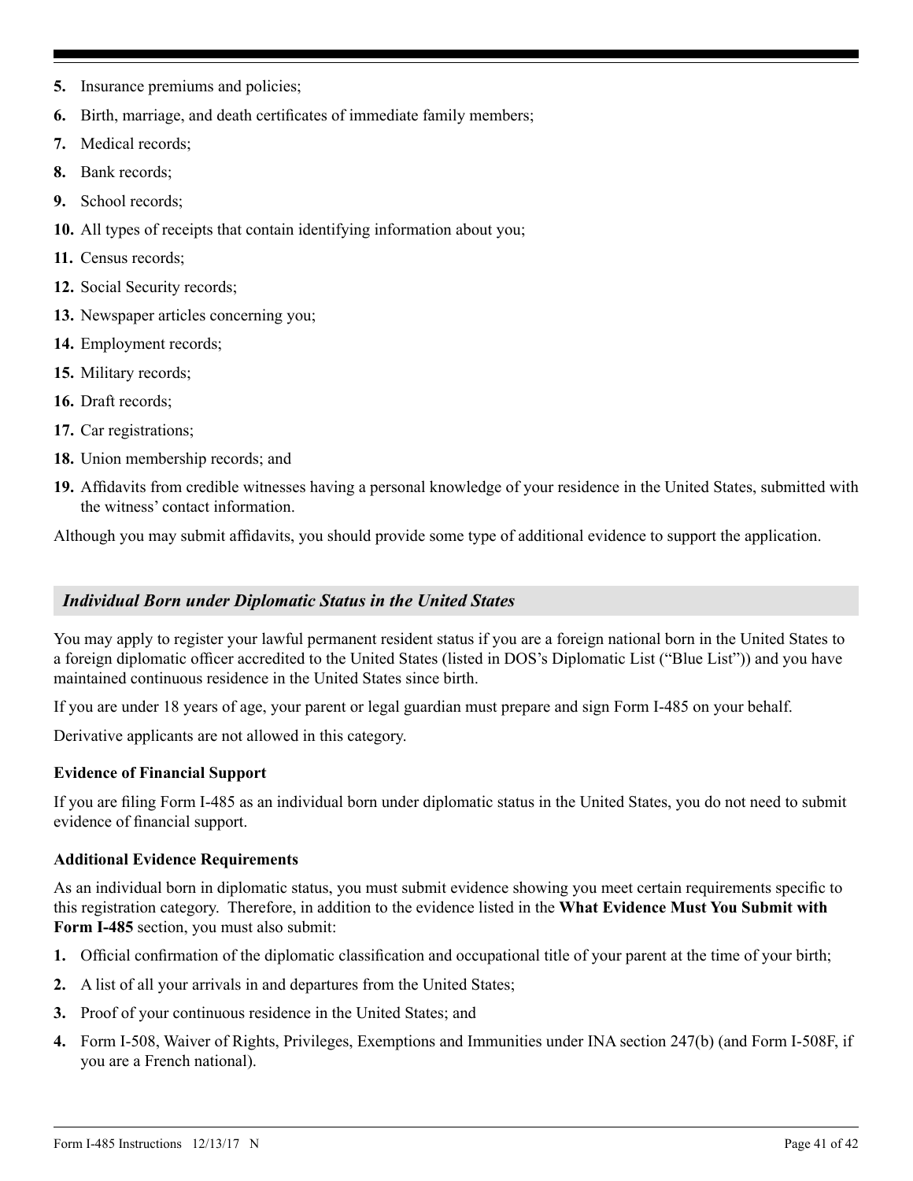5. Insurance premiums and policies;
6. Birth, marriage, and death certificates of immediate family members;
7. Medical records;
8. Bank records;
9. School records;
10. All types of receipts that contain identifying information about you;
11. Census records;
12. Social Security records;
13. Newspaper articles concerning you;
14. Employment records;
15. Military records;
16. Draft records;
17. Car registrations;
18. Union membership records; and
19. Affidavits from credible witnesses having a personal knowledge of your residence in the United States, submitted with the witness' contact information.

Although you may submit affidavits, you should provide some type of additional evidence to support the application.

## *Individual Born under Diplomatic Status in the United States*

You may apply to register your lawful permanent resident status if you are a foreign national born in the United States to a foreign diplomatic officer accredited to the United States (listed in DOS's Diplomatic List ("Blue List")) and you have maintained continuous residence in the United States since birth.

If you are under 18 years of age, your parent or legal guardian must prepare and sign Form I-485 on your behalf.

Derivative applicants are not allowed in this category.

### Evidence of Financial Support

If you are filing Form I-485 as an individual born under diplomatic status in the United States, you do not need to submit evidence of financial support.

### Additional Evidence Requirements

As an individual born in diplomatic status, you must submit evidence showing you meet certain requirements specific to this registration category. Therefore, in addition to the evidence listed in the **What Evidence Must You Submit with Form I-485** section, you must also submit:

1. Official confirmation of the diplomatic classification and occupational title of your parent at the time of your birth;
2. A list of all your arrivals in and departures from the United States;
3. Proof of your continuous residence in the United States; and
4. Form I-508, Waiver of Rights, Privileges, Exemptions and Immunities under INA section 247(b) (and Form I-508F, if you are a French national).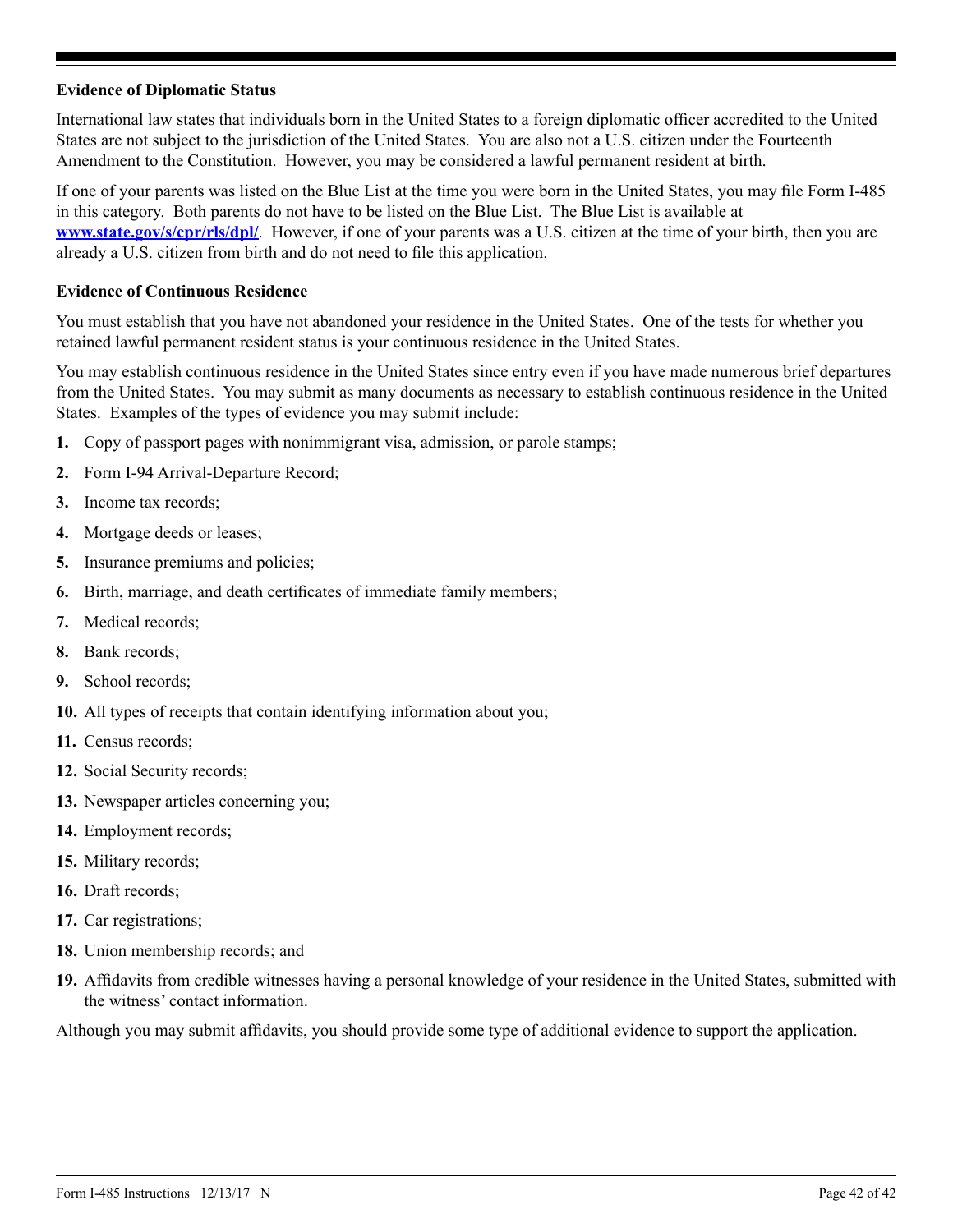**Evidence of Diplomatic Status**

International law states that individuals born in the United States to a foreign diplomatic officer accredited to the United States are not subject to the jurisdiction of the United States. You are also not a U.S. citizen under the Fourteenth Amendment to the Constitution. However, you may be considered a lawful permanent resident at birth.

If one of your parents was listed on the Blue List at the time you were born in the United States, you may file Form I-485 in this category. Both parents do not have to be listed on the Blue List. The Blue List is available at **www.state.gov/s/cpr/rls/dpl/**. However, if one of your parents was a U.S. citizen at the time of your birth, then you are already a U.S. citizen from birth and do not need to file this application.

**Evidence of Continuous Residence**

You must establish that you have not abandoned your residence in the United States. One of the tests for whether you retained lawful permanent resident status is your continuous residence in the United States.

You may establish continuous residence in the United States since entry even if you have made numerous brief departures from the United States. You may submit as many documents as necessary to establish continuous residence in the United States. Examples of the types of evidence you may submit include:

1. Copy of passport pages with nonimmigrant visa, admission, or parole stamps;
2. Form I-94 Arrival-Departure Record;
3. Income tax records;
4. Mortgage deeds or leases;
5. Insurance premiums and policies;
6. Birth, marriage, and death certificates of immediate family members;
7. Medical records;
8. Bank records;
9. School records;
10. All types of receipts that contain identifying information about you;
11. Census records;
12. Social Security records;
13. Newspaper articles concerning you;
14. Employment records;
15. Military records;
16. Draft records;
17. Car registrations;
18. Union membership records; and
19. Affidavits from credible witnesses having a personal knowledge of your residence in the United States, submitted with the witness' contact information.

Although you may submit affidavits, you should provide some type of additional evidence to support the application.